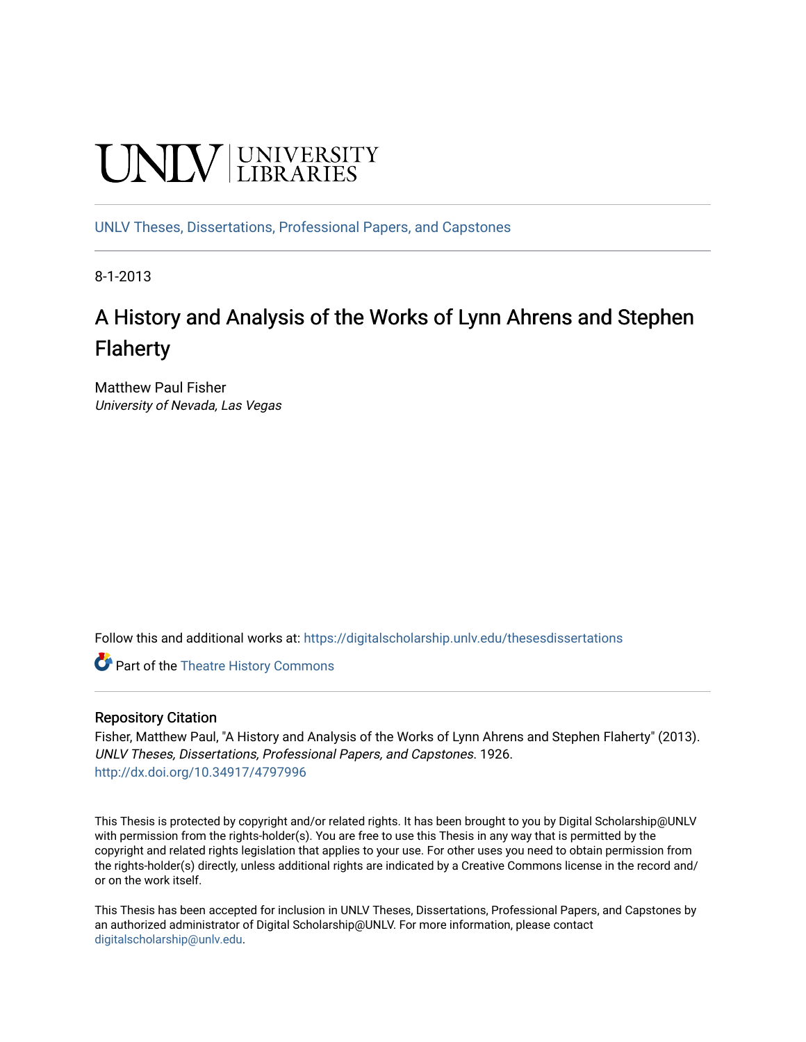UNLV | UNIVERSITY LIBRARIES

UNLV Theses, Dissertations, Professional Papers, and Capstones

8-1-2013

# A History and Analysis of the Works of Lynn Ahrens and Stephen Flaherty

Matthew Paul Fisher
*University of Nevada, Las Vegas*

Follow this and additional works at: https://digitalscholarship.unlv.edu/thesesdissertations

Part of the Theatre History Commons

## Repository Citation

Fisher, Matthew Paul, "A History and Analysis of the Works of Lynn Ahrens and Stephen Flaherty" (2013). *UNLV Theses, Dissertations, Professional Papers, and Capstones*. 1926.
http://dx.doi.org/10.34917/4797996

This Thesis is protected by copyright and/or related rights. It has been brought to you by Digital Scholarship@UNLV with permission from the rights-holder(s). You are free to use this Thesis in any way that is permitted by the copyright and related rights legislation that applies to your use. For other uses you need to obtain permission from the rights-holder(s) directly, unless additional rights are indicated by a Creative Commons license in the record and/or on the work itself.

This Thesis has been accepted for inclusion in UNLV Theses, Dissertations, Professional Papers, and Capstones by an authorized administrator of Digital Scholarship@UNLV. For more information, please contact digitalscholarship@unlv.edu.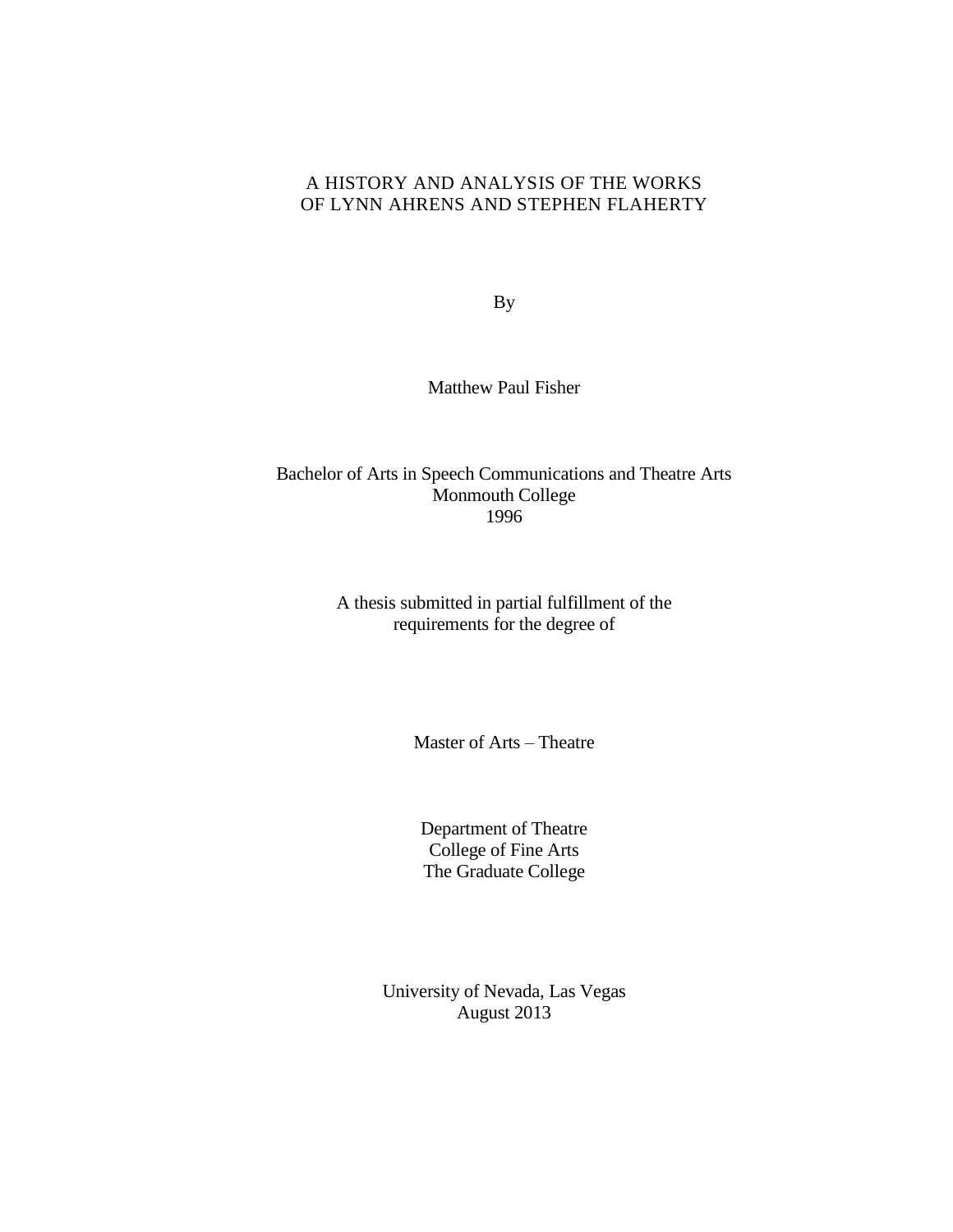# A HISTORY AND ANALYSIS OF THE WORKS OF LYNN AHRENS AND STEPHEN FLAHERTY

By

Matthew Paul Fisher

Bachelor of Arts in Speech Communications and Theatre Arts
Monmouth College
1996

A thesis submitted in partial fulfillment of the
requirements for the degree of

Master of Arts – Theatre

Department of Theatre
College of Fine Arts
The Graduate College

University of Nevada, Las Vegas
August 2013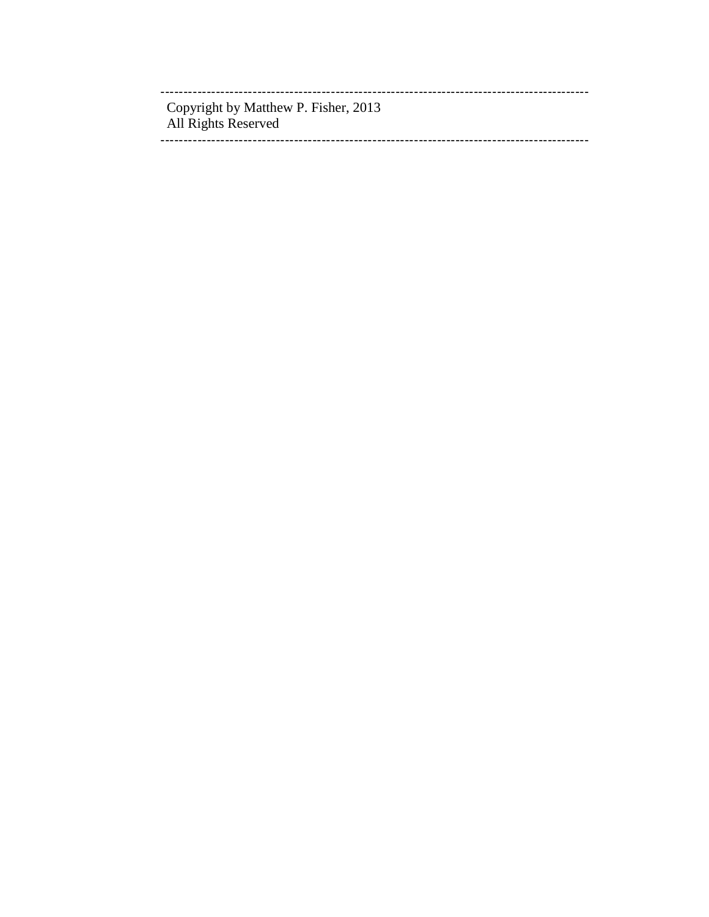---

Copyright by Matthew P. Fisher, 2013
All Rights Reserved

---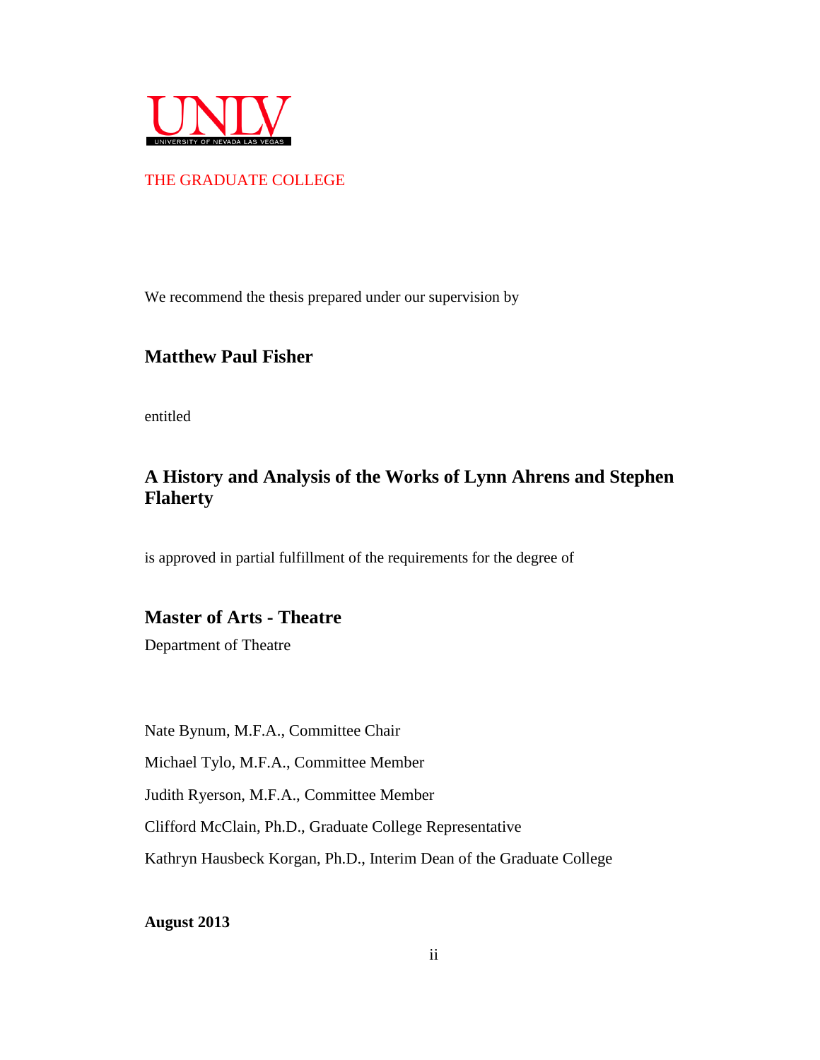UNLV
UNIVERSITY OF NEVADA LAS VEGAS

THE GRADUATE COLLEGE

We recommend the thesis prepared under our supervision by

**Matthew Paul Fisher**

entitled

**A History and Analysis of the Works of Lynn Ahrens and Stephen Flaherty**

is approved in partial fulfillment of the requirements for the degree of

**Master of Arts - Theatre**

Department of Theatre

Nate Bynum, M.F.A., Committee Chair

Michael Tylo, M.F.A., Committee Member

Judith Ryerson, M.F.A., Committee Member

Clifford McClain, Ph.D., Graduate College Representative

Kathryn Hausbeck Korgan, Ph.D., Interim Dean of the Graduate College

**August 2013**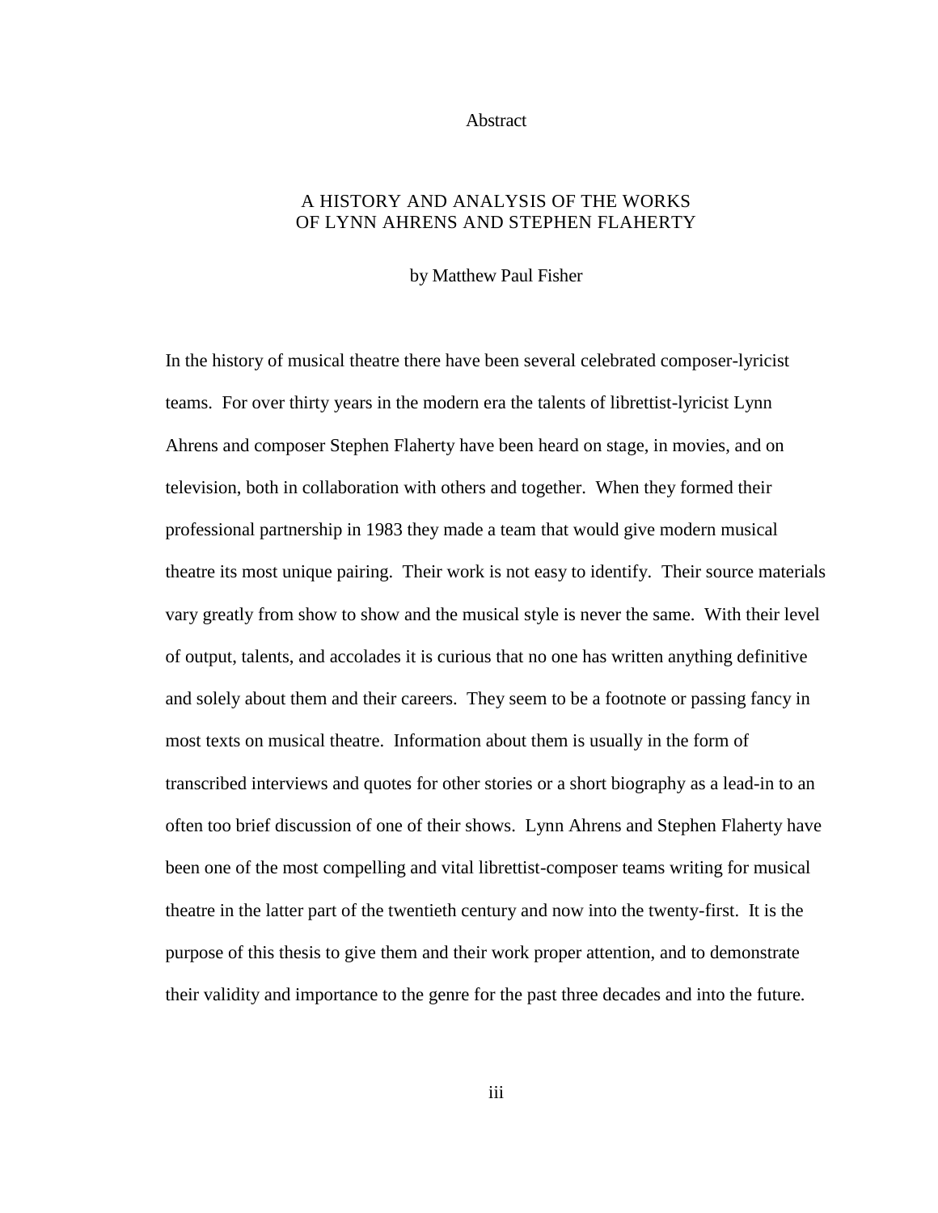# Abstract

## A HISTORY AND ANALYSIS OF THE WORKS OF LYNN AHRENS AND STEPHEN FLAHERTY

by Matthew Paul Fisher

In the history of musical theatre there have been several celebrated composer-lyricist teams. For over thirty years in the modern era the talents of librettist-lyricist Lynn Ahrens and composer Stephen Flaherty have been heard on stage, in movies, and on television, both in collaboration with others and together. When they formed their professional partnership in 1983 they made a team that would give modern musical theatre its most unique pairing. Their work is not easy to identify. Their source materials vary greatly from show to show and the musical style is never the same. With their level of output, talents, and accolades it is curious that no one has written anything definitive and solely about them and their careers. They seem to be a footnote or passing fancy in most texts on musical theatre. Information about them is usually in the form of transcribed interviews and quotes for other stories or a short biography as a lead-in to an often too brief discussion of one of their shows. Lynn Ahrens and Stephen Flaherty have been one of the most compelling and vital librettist-composer teams writing for musical theatre in the latter part of the twentieth century and now into the twenty-first. It is the purpose of this thesis to give them and their work proper attention, and to demonstrate their validity and importance to the genre for the past three decades and into the future.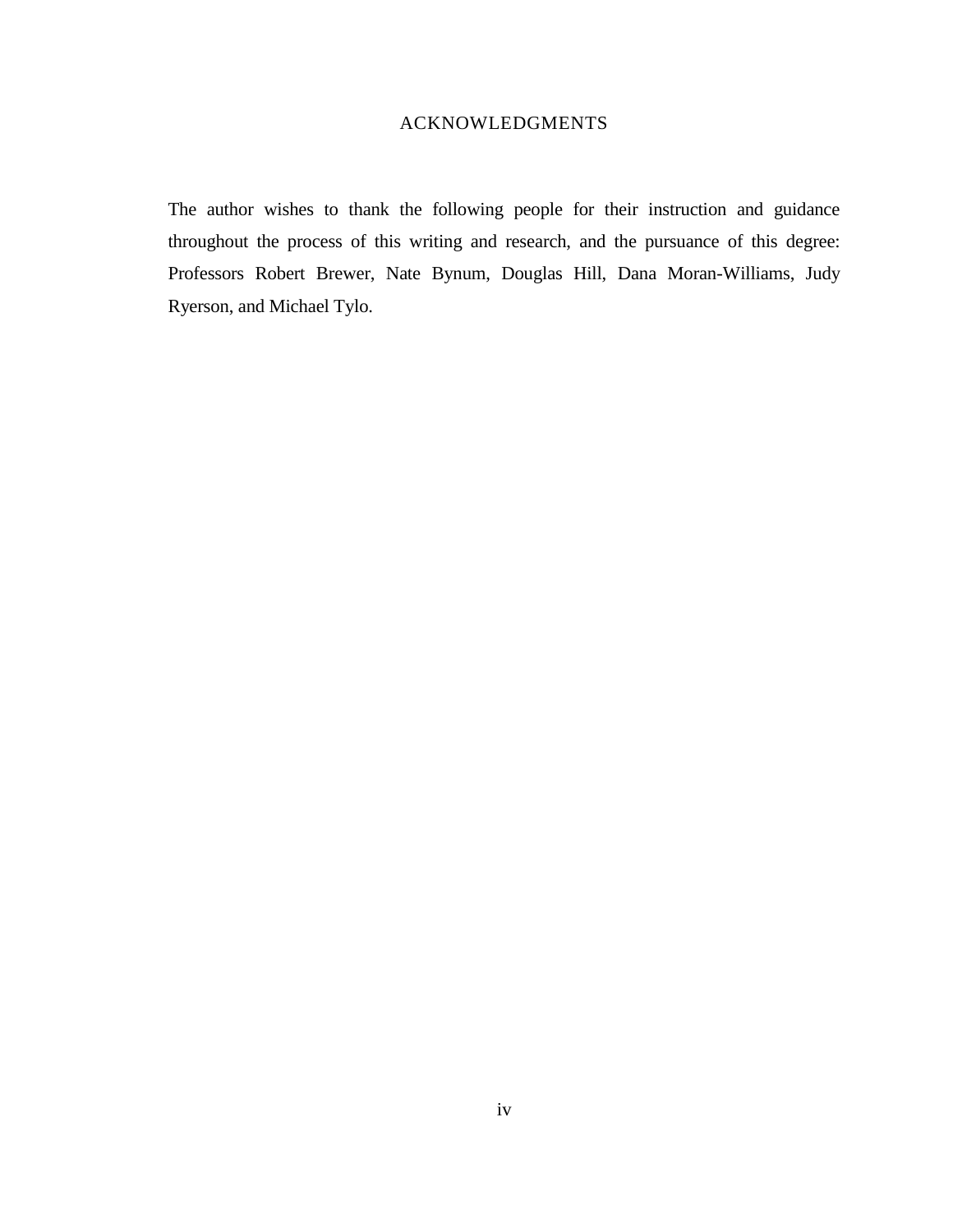# ACKNOWLEDGMENTS

The author wishes to thank the following people for their instruction and guidance throughout the process of this writing and research, and the pursuance of this degree: Professors Robert Brewer, Nate Bynum, Douglas Hill, Dana Moran-Williams, Judy Ryerson, and Michael Tylo.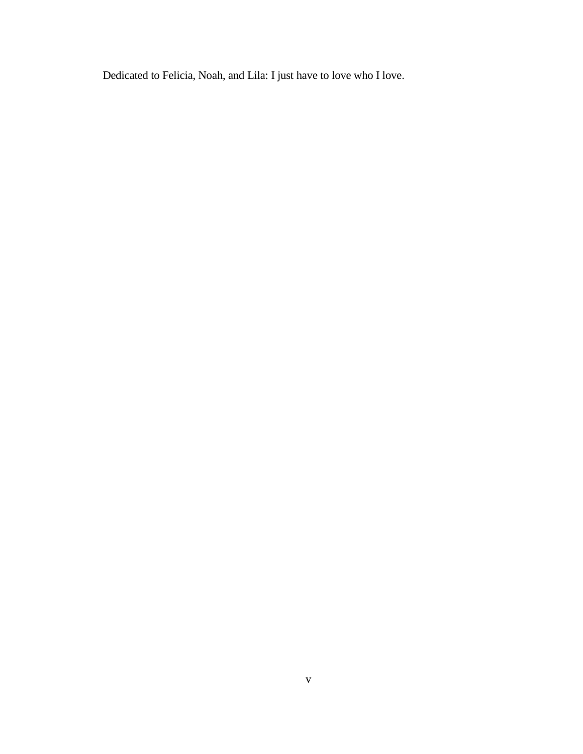Dedicated to Felicia, Noah, and Lila: I just have to love who I love.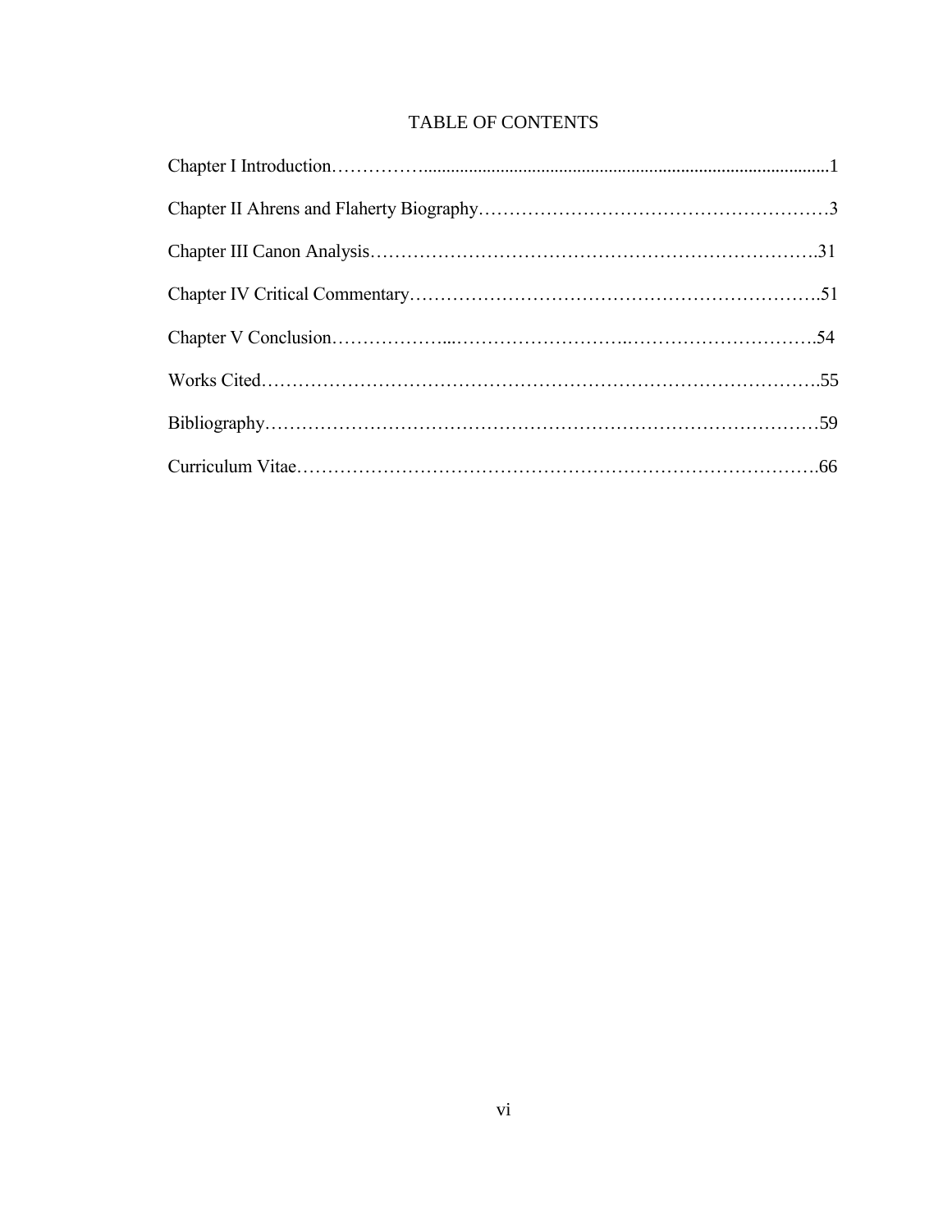# TABLE OF CONTENTS

Chapter I Introduction……………........................................................................................1

Chapter II Ahrens and Flaherty Biography…………………………………………………3

Chapter III Canon Analysis……………………………………………………………….31

Chapter IV Critical Commentary………………………………………………………….51

Chapter V Conclusion………………...……………………….………………………….54

Works Cited……………………………………………………………………………….55

Bibliography………………………………………………………………………………59

Curriculum Vitae………………………………………………………………………….66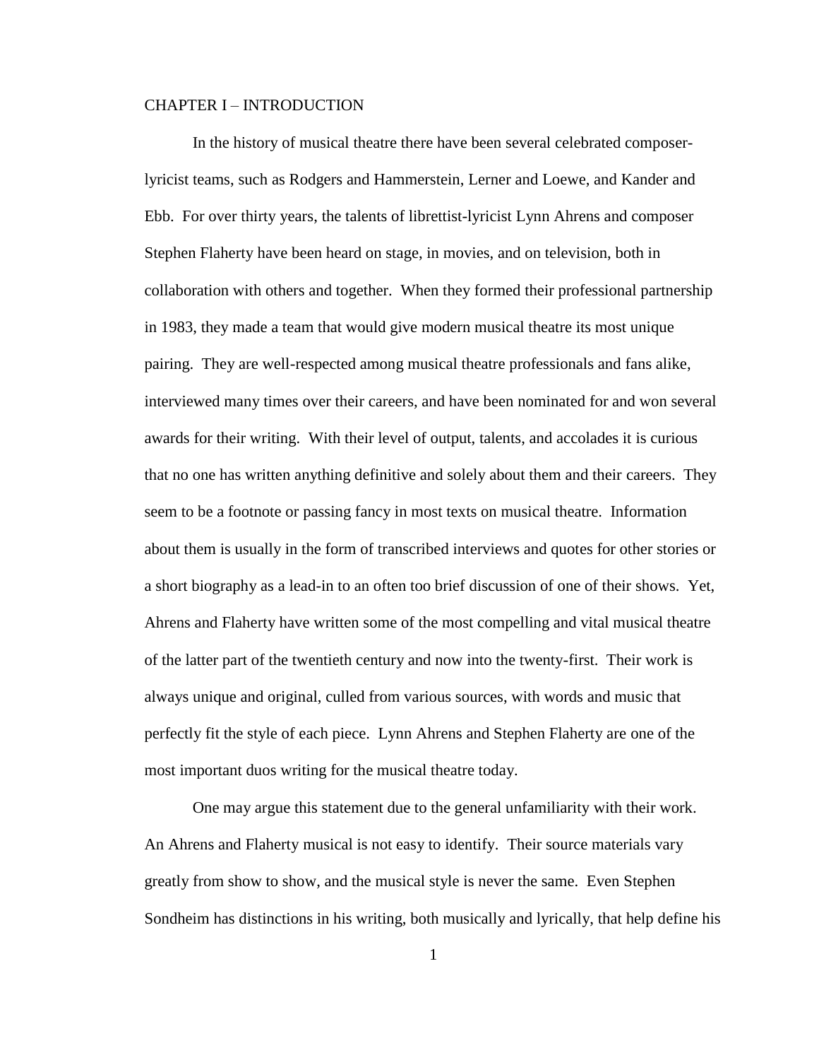# CHAPTER I – INTRODUCTION

In the history of musical theatre there have been several celebrated composer-lyricist teams, such as Rodgers and Hammerstein, Lerner and Loewe, and Kander and Ebb. For over thirty years, the talents of librettist-lyricist Lynn Ahrens and composer Stephen Flaherty have been heard on stage, in movies, and on television, both in collaboration with others and together. When they formed their professional partnership in 1983, they made a team that would give modern musical theatre its most unique pairing. They are well-respected among musical theatre professionals and fans alike, interviewed many times over their careers, and have been nominated for and won several awards for their writing. With their level of output, talents, and accolades it is curious that no one has written anything definitive and solely about them and their careers. They seem to be a footnote or passing fancy in most texts on musical theatre. Information about them is usually in the form of transcribed interviews and quotes for other stories or a short biography as a lead-in to an often too brief discussion of one of their shows. Yet, Ahrens and Flaherty have written some of the most compelling and vital musical theatre of the latter part of the twentieth century and now into the twenty-first. Their work is always unique and original, culled from various sources, with words and music that perfectly fit the style of each piece. Lynn Ahrens and Stephen Flaherty are one of the most important duos writing for the musical theatre today.

One may argue this statement due to the general unfamiliarity with their work. An Ahrens and Flaherty musical is not easy to identify. Their source materials vary greatly from show to show, and the musical style is never the same. Even Stephen Sondheim has distinctions in his writing, both musically and lyrically, that help define his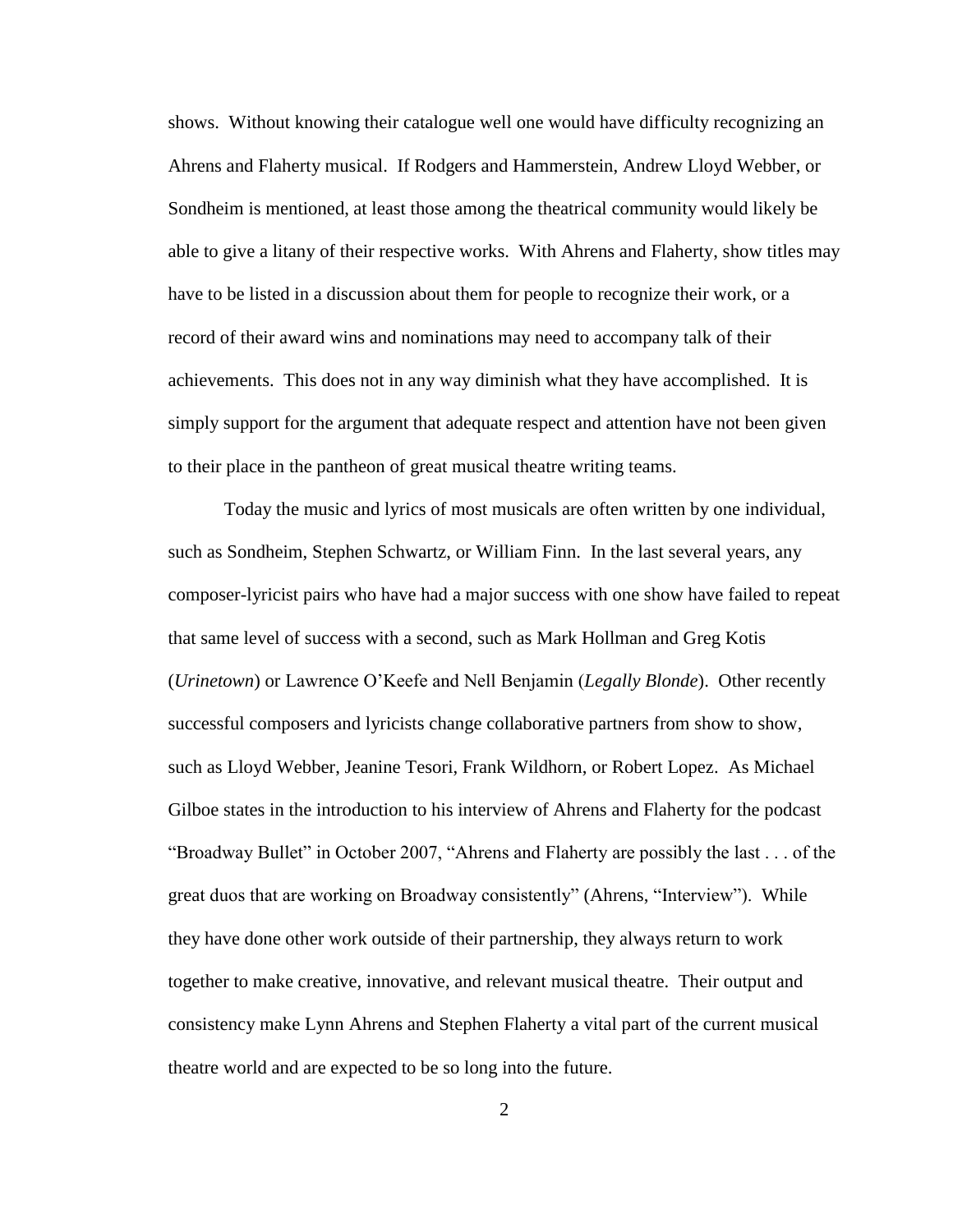shows. Without knowing their catalogue well one would have difficulty recognizing an Ahrens and Flaherty musical. If Rodgers and Hammerstein, Andrew Lloyd Webber, or Sondheim is mentioned, at least those among the theatrical community would likely be able to give a litany of their respective works. With Ahrens and Flaherty, show titles may have to be listed in a discussion about them for people to recognize their work, or a record of their award wins and nominations may need to accompany talk of their achievements. This does not in any way diminish what they have accomplished. It is simply support for the argument that adequate respect and attention have not been given to their place in the pantheon of great musical theatre writing teams.

Today the music and lyrics of most musicals are often written by one individual, such as Sondheim, Stephen Schwartz, or William Finn. In the last several years, any composer-lyricist pairs who have had a major success with one show have failed to repeat that same level of success with a second, such as Mark Hollman and Greg Kotis (*Urinetown*) or Lawrence O'Keefe and Nell Benjamin (*Legally Blonde*). Other recently successful composers and lyricists change collaborative partners from show to show, such as Lloyd Webber, Jeanine Tesori, Frank Wildhorn, or Robert Lopez. As Michael Gilboe states in the introduction to his interview of Ahrens and Flaherty for the podcast "Broadway Bullet" in October 2007, "Ahrens and Flaherty are possibly the last . . . of the great duos that are working on Broadway consistently" (Ahrens, "Interview"). While they have done other work outside of their partnership, they always return to work together to make creative, innovative, and relevant musical theatre. Their output and consistency make Lynn Ahrens and Stephen Flaherty a vital part of the current musical theatre world and are expected to be so long into the future.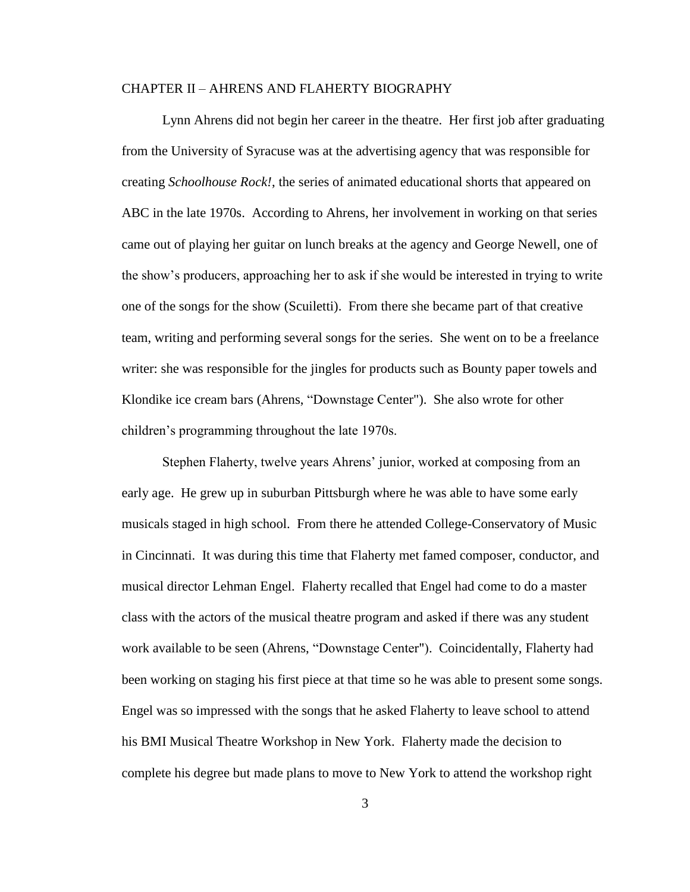## CHAPTER II – AHRENS AND FLAHERTY BIOGRAPHY

Lynn Ahrens did not begin her career in the theatre. Her first job after graduating from the University of Syracuse was at the advertising agency that was responsible for creating *Schoolhouse Rock!*, the series of animated educational shorts that appeared on ABC in the late 1970s. According to Ahrens, her involvement in working on that series came out of playing her guitar on lunch breaks at the agency and George Newell, one of the show's producers, approaching her to ask if she would be interested in trying to write one of the songs for the show (Scuiletti). From there she became part of that creative team, writing and performing several songs for the series. She went on to be a freelance writer: she was responsible for the jingles for products such as Bounty paper towels and Klondike ice cream bars (Ahrens, "Downstage Center"). She also wrote for other children's programming throughout the late 1970s.

Stephen Flaherty, twelve years Ahrens' junior, worked at composing from an early age. He grew up in suburban Pittsburgh where he was able to have some early musicals staged in high school. From there he attended College-Conservatory of Music in Cincinnati. It was during this time that Flaherty met famed composer, conductor, and musical director Lehman Engel. Flaherty recalled that Engel had come to do a master class with the actors of the musical theatre program and asked if there was any student work available to be seen (Ahrens, "Downstage Center"). Coincidentally, Flaherty had been working on staging his first piece at that time so he was able to present some songs. Engel was so impressed with the songs that he asked Flaherty to leave school to attend his BMI Musical Theatre Workshop in New York. Flaherty made the decision to complete his degree but made plans to move to New York to attend the workshop right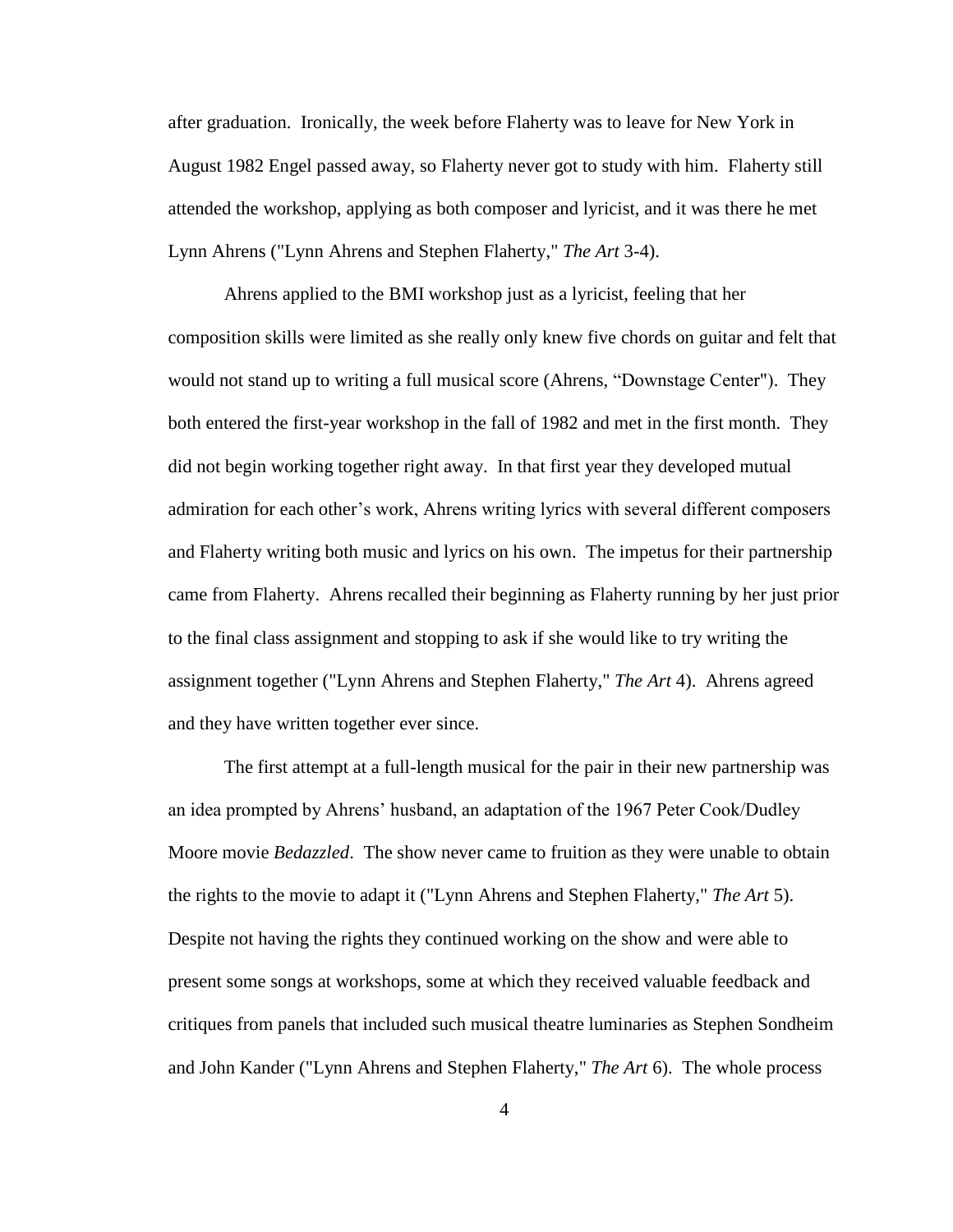after graduation. Ironically, the week before Flaherty was to leave for New York in August 1982 Engel passed away, so Flaherty never got to study with him. Flaherty still attended the workshop, applying as both composer and lyricist, and it was there he met Lynn Ahrens ("Lynn Ahrens and Stephen Flaherty," *The Art* 3-4).

Ahrens applied to the BMI workshop just as a lyricist, feeling that her composition skills were limited as she really only knew five chords on guitar and felt that would not stand up to writing a full musical score (Ahrens, "Downstage Center"). They both entered the first-year workshop in the fall of 1982 and met in the first month. They did not begin working together right away. In that first year they developed mutual admiration for each other's work, Ahrens writing lyrics with several different composers and Flaherty writing both music and lyrics on his own. The impetus for their partnership came from Flaherty. Ahrens recalled their beginning as Flaherty running by her just prior to the final class assignment and stopping to ask if she would like to try writing the assignment together ("Lynn Ahrens and Stephen Flaherty," *The Art* 4). Ahrens agreed and they have written together ever since.

The first attempt at a full-length musical for the pair in their new partnership was an idea prompted by Ahrens' husband, an adaptation of the 1967 Peter Cook/Dudley Moore movie *Bedazzled*. The show never came to fruition as they were unable to obtain the rights to the movie to adapt it ("Lynn Ahrens and Stephen Flaherty," *The Art* 5). Despite not having the rights they continued working on the show and were able to present some songs at workshops, some at which they received valuable feedback and critiques from panels that included such musical theatre luminaries as Stephen Sondheim and John Kander ("Lynn Ahrens and Stephen Flaherty," *The Art* 6). The whole process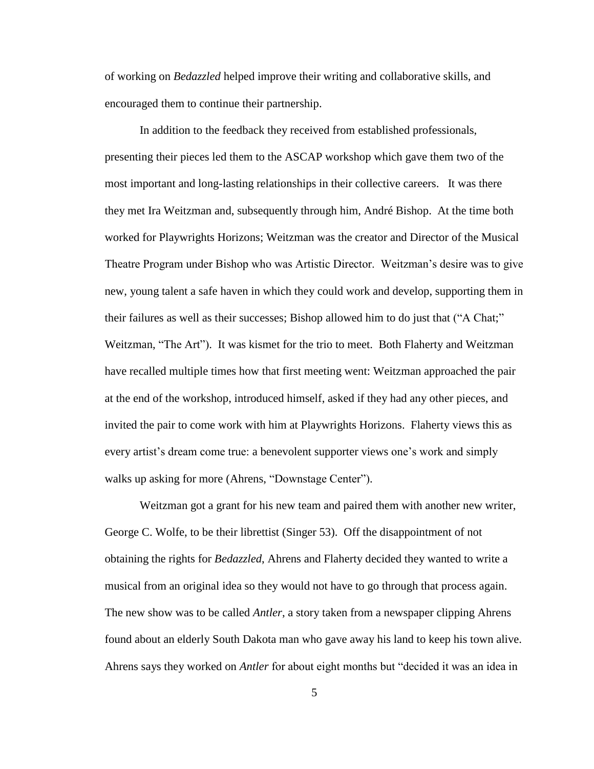of working on *Bedazzled* helped improve their writing and collaborative skills, and encouraged them to continue their partnership.

In addition to the feedback they received from established professionals, presenting their pieces led them to the ASCAP workshop which gave them two of the most important and long-lasting relationships in their collective careers. It was there they met Ira Weitzman and, subsequently through him, André Bishop. At the time both worked for Playwrights Horizons; Weitzman was the creator and Director of the Musical Theatre Program under Bishop who was Artistic Director. Weitzman's desire was to give new, young talent a safe haven in which they could work and develop, supporting them in their failures as well as their successes; Bishop allowed him to do just that ("A Chat;" Weitzman, "The Art"). It was kismet for the trio to meet. Both Flaherty and Weitzman have recalled multiple times how that first meeting went: Weitzman approached the pair at the end of the workshop, introduced himself, asked if they had any other pieces, and invited the pair to come work with him at Playwrights Horizons. Flaherty views this as every artist's dream come true: a benevolent supporter views one's work and simply walks up asking for more (Ahrens, "Downstage Center").

Weitzman got a grant for his new team and paired them with another new writer, George C. Wolfe, to be their librettist (Singer 53). Off the disappointment of not obtaining the rights for *Bedazzled*, Ahrens and Flaherty decided they wanted to write a musical from an original idea so they would not have to go through that process again. The new show was to be called *Antler*, a story taken from a newspaper clipping Ahrens found about an elderly South Dakota man who gave away his land to keep his town alive. Ahrens says they worked on *Antler* for about eight months but "decided it was an idea in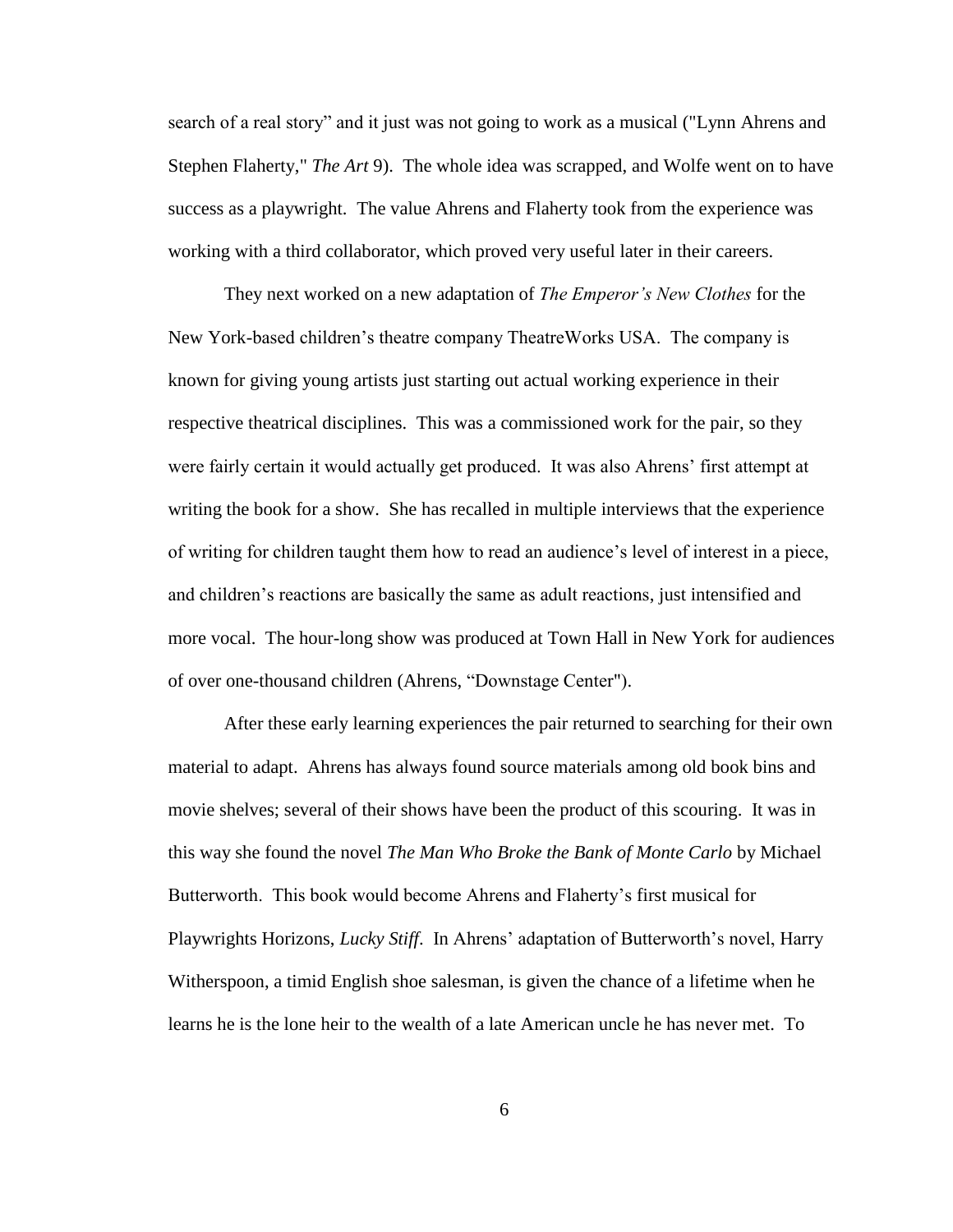search of a real story" and it just was not going to work as a musical ("Lynn Ahrens and Stephen Flaherty," *The Art* 9). The whole idea was scrapped, and Wolfe went on to have success as a playwright. The value Ahrens and Flaherty took from the experience was working with a third collaborator, which proved very useful later in their careers.

They next worked on a new adaptation of *The Emperor's New Clothes* for the New York-based children's theatre company TheatreWorks USA. The company is known for giving young artists just starting out actual working experience in their respective theatrical disciplines. This was a commissioned work for the pair, so they were fairly certain it would actually get produced. It was also Ahrens' first attempt at writing the book for a show. She has recalled in multiple interviews that the experience of writing for children taught them how to read an audience's level of interest in a piece, and children's reactions are basically the same as adult reactions, just intensified and more vocal. The hour-long show was produced at Town Hall in New York for audiences of over one-thousand children (Ahrens, "Downstage Center").

After these early learning experiences the pair returned to searching for their own material to adapt. Ahrens has always found source materials among old book bins and movie shelves; several of their shows have been the product of this scouring. It was in this way she found the novel *The Man Who Broke the Bank of Monte Carlo* by Michael Butterworth. This book would become Ahrens and Flaherty's first musical for Playwrights Horizons, *Lucky Stiff*. In Ahrens' adaptation of Butterworth's novel, Harry Witherspoon, a timid English shoe salesman, is given the chance of a lifetime when he learns he is the lone heir to the wealth of a late American uncle he has never met. To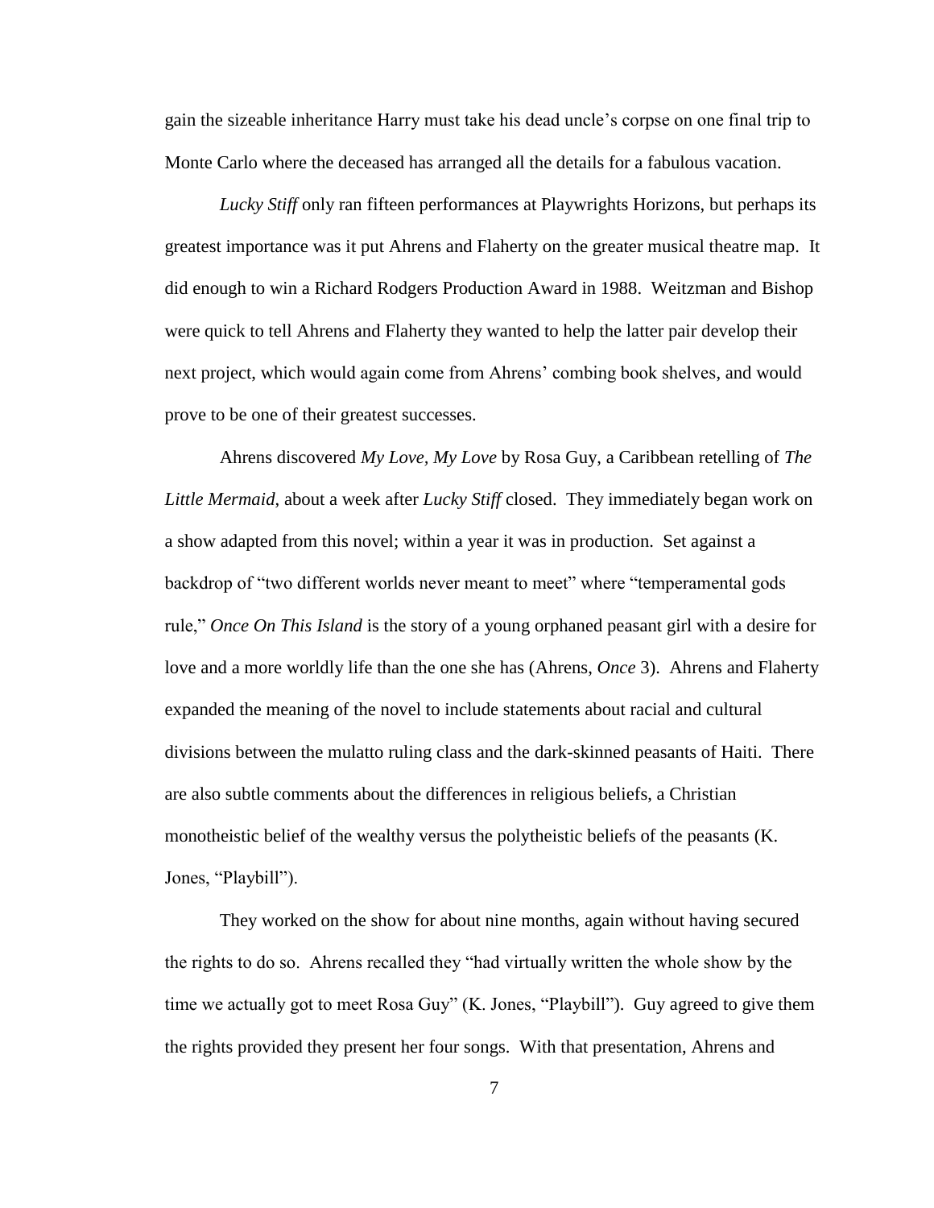gain the sizeable inheritance Harry must take his dead uncle's corpse on one final trip to Monte Carlo where the deceased has arranged all the details for a fabulous vacation.

*Lucky Stiff* only ran fifteen performances at Playwrights Horizons, but perhaps its greatest importance was it put Ahrens and Flaherty on the greater musical theatre map. It did enough to win a Richard Rodgers Production Award in 1988. Weitzman and Bishop were quick to tell Ahrens and Flaherty they wanted to help the latter pair develop their next project, which would again come from Ahrens' combing book shelves, and would prove to be one of their greatest successes.

Ahrens discovered *My Love, My Love* by Rosa Guy, a Caribbean retelling of *The Little Mermaid*, about a week after *Lucky Stiff* closed. They immediately began work on a show adapted from this novel; within a year it was in production. Set against a backdrop of "two different worlds never meant to meet" where "temperamental gods rule," *Once On This Island* is the story of a young orphaned peasant girl with a desire for love and a more worldly life than the one she has (Ahrens, *Once* 3). Ahrens and Flaherty expanded the meaning of the novel to include statements about racial and cultural divisions between the mulatto ruling class and the dark-skinned peasants of Haiti. There are also subtle comments about the differences in religious beliefs, a Christian monotheistic belief of the wealthy versus the polytheistic beliefs of the peasants (K. Jones, "Playbill").

They worked on the show for about nine months, again without having secured the rights to do so. Ahrens recalled they "had virtually written the whole show by the time we actually got to meet Rosa Guy" (K. Jones, "Playbill"). Guy agreed to give them the rights provided they present her four songs. With that presentation, Ahrens and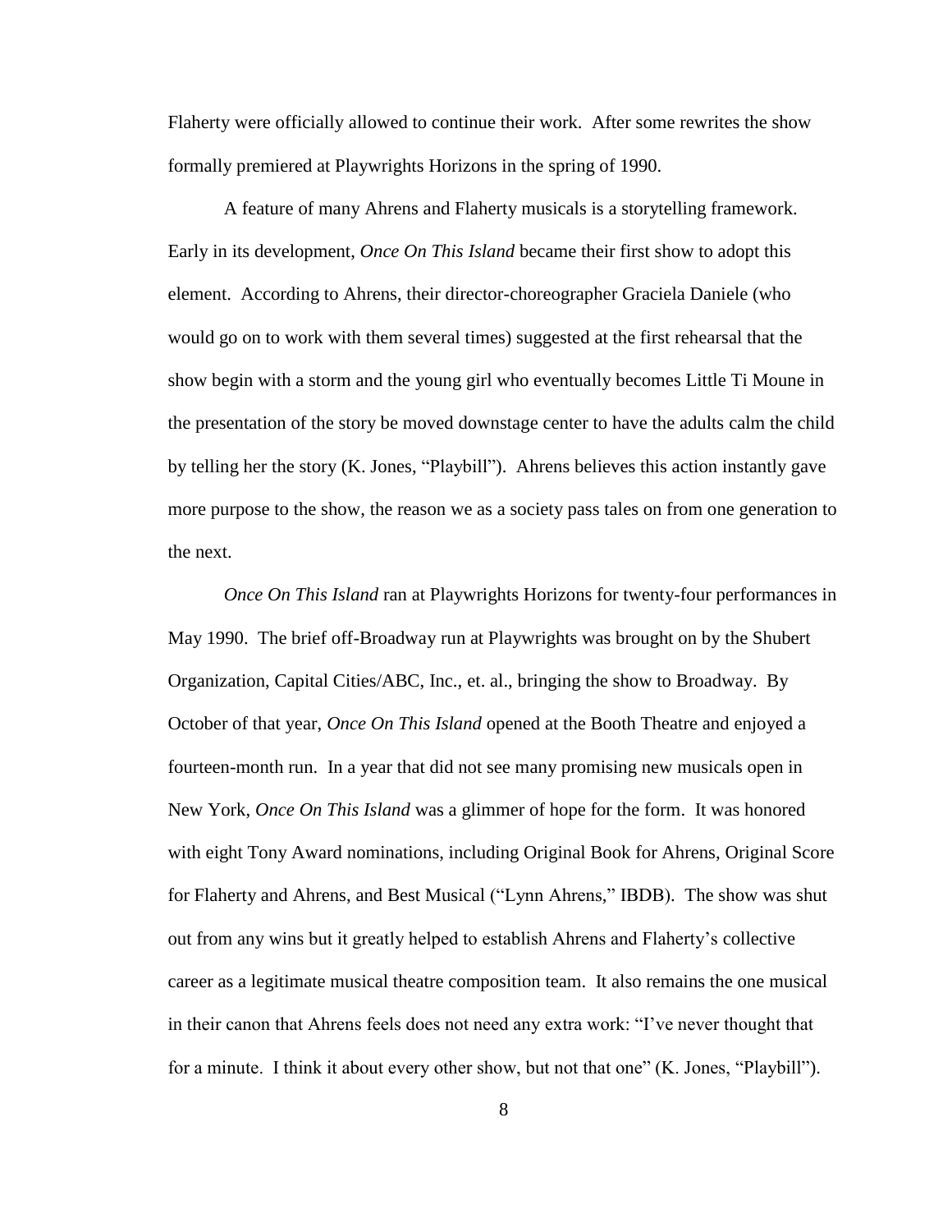Flaherty were officially allowed to continue their work. After some rewrites the show formally premiered at Playwrights Horizons in the spring of 1990.

A feature of many Ahrens and Flaherty musicals is a storytelling framework. Early in its development, *Once On This Island* became their first show to adopt this element. According to Ahrens, their director-choreographer Graciela Daniele (who would go on to work with them several times) suggested at the first rehearsal that the show begin with a storm and the young girl who eventually becomes Little Ti Moune in the presentation of the story be moved downstage center to have the adults calm the child by telling her the story (K. Jones, "Playbill"). Ahrens believes this action instantly gave more purpose to the show, the reason we as a society pass tales on from one generation to the next.

*Once On This Island* ran at Playwrights Horizons for twenty-four performances in May 1990. The brief off-Broadway run at Playwrights was brought on by the Shubert Organization, Capital Cities/ABC, Inc., et. al., bringing the show to Broadway. By October of that year, *Once On This Island* opened at the Booth Theatre and enjoyed a fourteen-month run. In a year that did not see many promising new musicals open in New York, *Once On This Island* was a glimmer of hope for the form. It was honored with eight Tony Award nominations, including Original Book for Ahrens, Original Score for Flaherty and Ahrens, and Best Musical ("Lynn Ahrens," IBDB). The show was shut out from any wins but it greatly helped to establish Ahrens and Flaherty's collective career as a legitimate musical theatre composition team. It also remains the one musical in their canon that Ahrens feels does not need any extra work: "I've never thought that for a minute. I think it about every other show, but not that one" (K. Jones, "Playbill").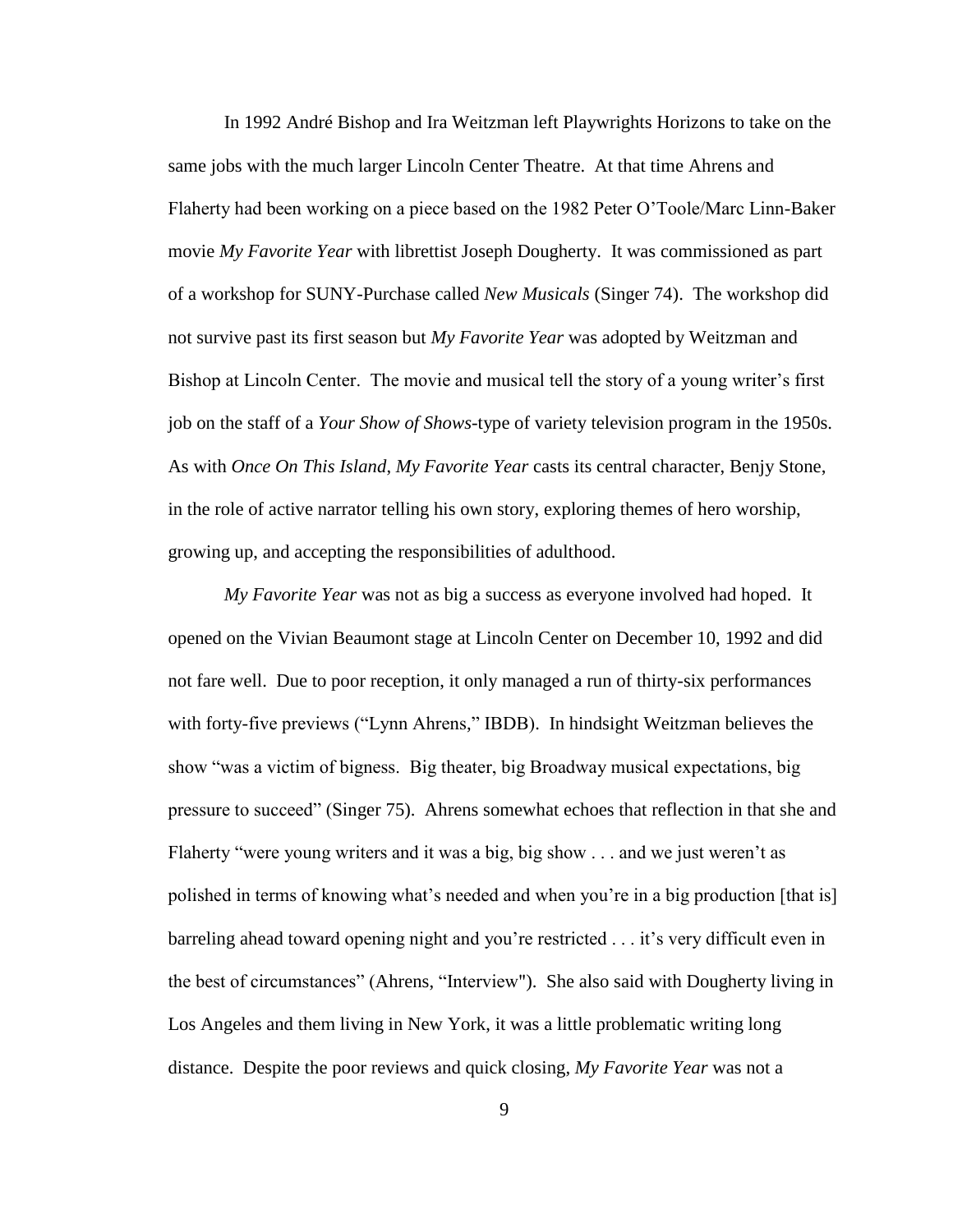In 1992 André Bishop and Ira Weitzman left Playwrights Horizons to take on the same jobs with the much larger Lincoln Center Theatre. At that time Ahrens and Flaherty had been working on a piece based on the 1982 Peter O'Toole/Marc Linn-Baker movie *My Favorite Year* with librettist Joseph Dougherty. It was commissioned as part of a workshop for SUNY-Purchase called *New Musicals* (Singer 74). The workshop did not survive past its first season but *My Favorite Year* was adopted by Weitzman and Bishop at Lincoln Center. The movie and musical tell the story of a young writer's first job on the staff of a *Your Show of Shows*-type of variety television program in the 1950s. As with *Once On This Island*, *My Favorite Year* casts its central character, Benjy Stone, in the role of active narrator telling his own story, exploring themes of hero worship, growing up, and accepting the responsibilities of adulthood.

*My Favorite Year* was not as big a success as everyone involved had hoped. It opened on the Vivian Beaumont stage at Lincoln Center on December 10, 1992 and did not fare well. Due to poor reception, it only managed a run of thirty-six performances with forty-five previews ("Lynn Ahrens," IBDB). In hindsight Weitzman believes the show "was a victim of bigness. Big theater, big Broadway musical expectations, big pressure to succeed" (Singer 75). Ahrens somewhat echoes that reflection in that she and Flaherty "were young writers and it was a big, big show . . . and we just weren't as polished in terms of knowing what's needed and when you're in a big production [that is] barreling ahead toward opening night and you're restricted . . . it's very difficult even in the best of circumstances" (Ahrens, "Interview"). She also said with Dougherty living in Los Angeles and them living in New York, it was a little problematic writing long distance. Despite the poor reviews and quick closing, *My Favorite Year* was not a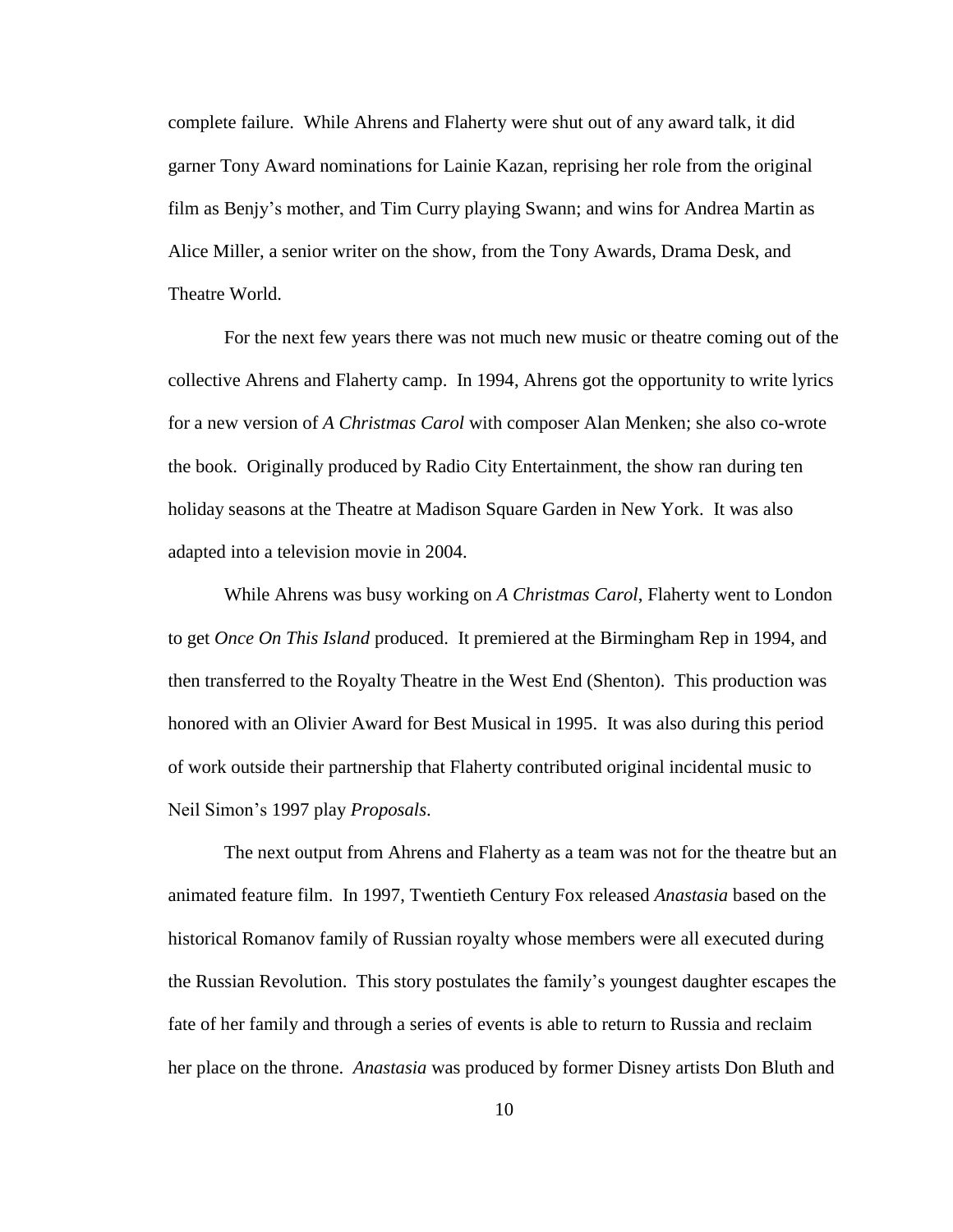complete failure. While Ahrens and Flaherty were shut out of any award talk, it did garner Tony Award nominations for Lainie Kazan, reprising her role from the original film as Benjy's mother, and Tim Curry playing Swann; and wins for Andrea Martin as Alice Miller, a senior writer on the show, from the Tony Awards, Drama Desk, and Theatre World.

For the next few years there was not much new music or theatre coming out of the collective Ahrens and Flaherty camp. In 1994, Ahrens got the opportunity to write lyrics for a new version of *A Christmas Carol* with composer Alan Menken; she also co-wrote the book. Originally produced by Radio City Entertainment, the show ran during ten holiday seasons at the Theatre at Madison Square Garden in New York. It was also adapted into a television movie in 2004.

While Ahrens was busy working on *A Christmas Carol*, Flaherty went to London to get *Once On This Island* produced. It premiered at the Birmingham Rep in 1994, and then transferred to the Royalty Theatre in the West End (Shenton). This production was honored with an Olivier Award for Best Musical in 1995. It was also during this period of work outside their partnership that Flaherty contributed original incidental music to Neil Simon's 1997 play *Proposals*.

The next output from Ahrens and Flaherty as a team was not for the theatre but an animated feature film. In 1997, Twentieth Century Fox released *Anastasia* based on the historical Romanov family of Russian royalty whose members were all executed during the Russian Revolution. This story postulates the family's youngest daughter escapes the fate of her family and through a series of events is able to return to Russia and reclaim her place on the throne. *Anastasia* was produced by former Disney artists Don Bluth and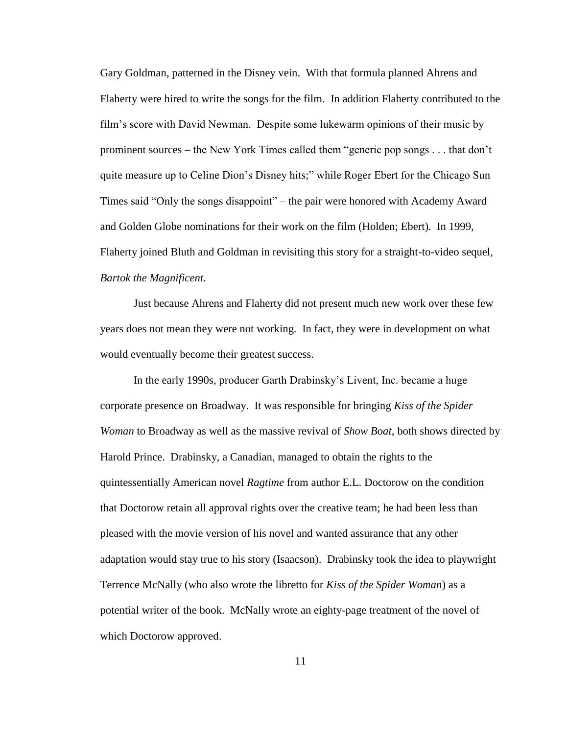Gary Goldman, patterned in the Disney vein. With that formula planned Ahrens and Flaherty were hired to write the songs for the film. In addition Flaherty contributed to the film's score with David Newman. Despite some lukewarm opinions of their music by prominent sources – the New York Times called them "generic pop songs . . . that don't quite measure up to Celine Dion's Disney hits;" while Roger Ebert for the Chicago Sun Times said "Only the songs disappoint" – the pair were honored with Academy Award and Golden Globe nominations for their work on the film (Holden; Ebert). In 1999, Flaherty joined Bluth and Goldman in revisiting this story for a straight-to-video sequel, *Bartok the Magnificent*.

Just because Ahrens and Flaherty did not present much new work over these few years does not mean they were not working. In fact, they were in development on what would eventually become their greatest success.

In the early 1990s, producer Garth Drabinsky's Livent, Inc. became a huge corporate presence on Broadway. It was responsible for bringing *Kiss of the Spider Woman* to Broadway as well as the massive revival of *Show Boat*, both shows directed by Harold Prince. Drabinsky, a Canadian, managed to obtain the rights to the quintessentially American novel *Ragtime* from author E.L. Doctorow on the condition that Doctorow retain all approval rights over the creative team; he had been less than pleased with the movie version of his novel and wanted assurance that any other adaptation would stay true to his story (Isaacson). Drabinsky took the idea to playwright Terrence McNally (who also wrote the libretto for *Kiss of the Spider Woman*) as a potential writer of the book. McNally wrote an eighty-page treatment of the novel of which Doctorow approved.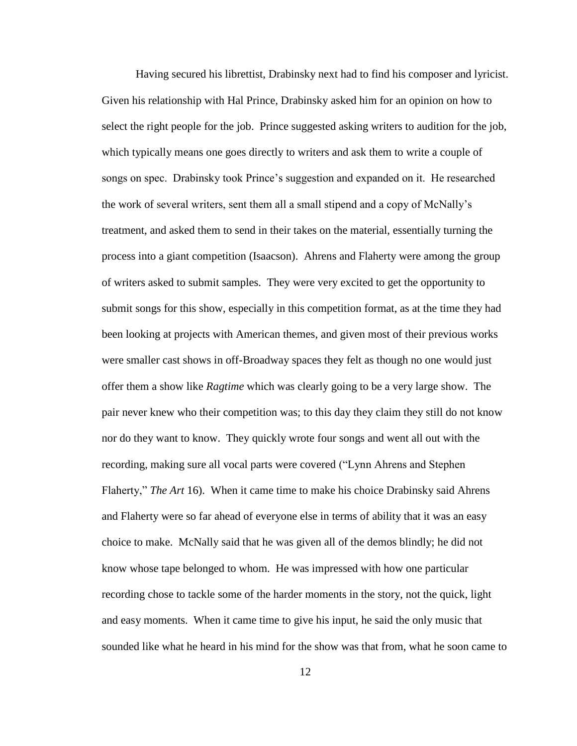Having secured his librettist, Drabinsky next had to find his composer and lyricist. Given his relationship with Hal Prince, Drabinsky asked him for an opinion on how to select the right people for the job. Prince suggested asking writers to audition for the job, which typically means one goes directly to writers and ask them to write a couple of songs on spec. Drabinsky took Prince's suggestion and expanded on it. He researched the work of several writers, sent them all a small stipend and a copy of McNally's treatment, and asked them to send in their takes on the material, essentially turning the process into a giant competition (Isaacson). Ahrens and Flaherty were among the group of writers asked to submit samples. They were very excited to get the opportunity to submit songs for this show, especially in this competition format, as at the time they had been looking at projects with American themes, and given most of their previous works were smaller cast shows in off-Broadway spaces they felt as though no one would just offer them a show like *Ragtime* which was clearly going to be a very large show. The pair never knew who their competition was; to this day they claim they still do not know nor do they want to know. They quickly wrote four songs and went all out with the recording, making sure all vocal parts were covered ("Lynn Ahrens and Stephen Flaherty," *The Art* 16). When it came time to make his choice Drabinsky said Ahrens and Flaherty were so far ahead of everyone else in terms of ability that it was an easy choice to make. McNally said that he was given all of the demos blindly; he did not know whose tape belonged to whom. He was impressed with how one particular recording chose to tackle some of the harder moments in the story, not the quick, light and easy moments. When it came time to give his input, he said the only music that sounded like what he heard in his mind for the show was that from, what he soon came to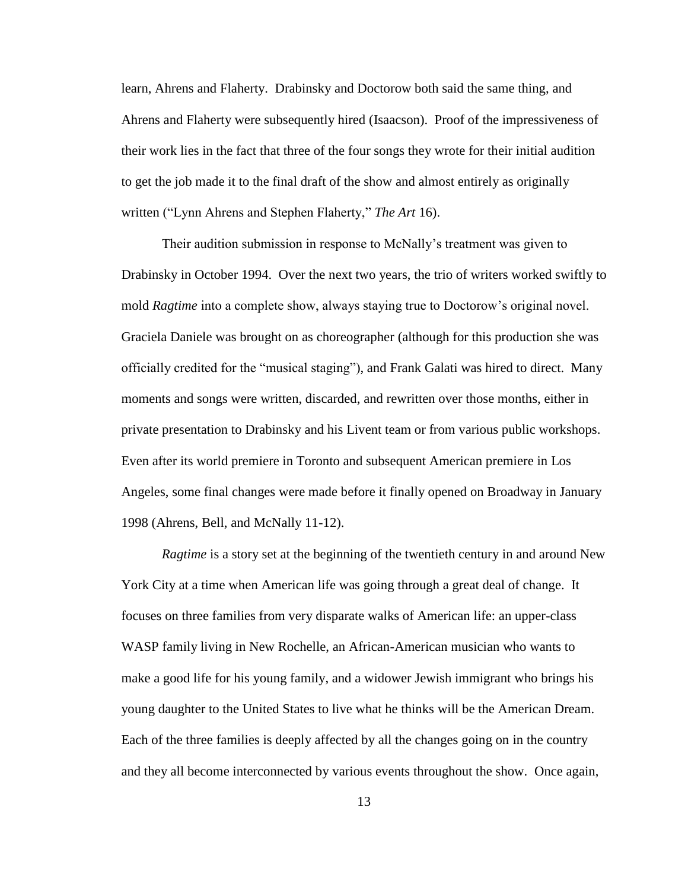learn, Ahrens and Flaherty. Drabinsky and Doctorow both said the same thing, and Ahrens and Flaherty were subsequently hired (Isaacson). Proof of the impressiveness of their work lies in the fact that three of the four songs they wrote for their initial audition to get the job made it to the final draft of the show and almost entirely as originally written ("Lynn Ahrens and Stephen Flaherty," *The Art* 16).

Their audition submission in response to McNally's treatment was given to Drabinsky in October 1994. Over the next two years, the trio of writers worked swiftly to mold *Ragtime* into a complete show, always staying true to Doctorow's original novel. Graciela Daniele was brought on as choreographer (although for this production she was officially credited for the "musical staging"), and Frank Galati was hired to direct. Many moments and songs were written, discarded, and rewritten over those months, either in private presentation to Drabinsky and his Livent team or from various public workshops. Even after its world premiere in Toronto and subsequent American premiere in Los Angeles, some final changes were made before it finally opened on Broadway in January 1998 (Ahrens, Bell, and McNally 11-12).

*Ragtime* is a story set at the beginning of the twentieth century in and around New York City at a time when American life was going through a great deal of change. It focuses on three families from very disparate walks of American life: an upper-class WASP family living in New Rochelle, an African-American musician who wants to make a good life for his young family, and a widower Jewish immigrant who brings his young daughter to the United States to live what he thinks will be the American Dream. Each of the three families is deeply affected by all the changes going on in the country and they all become interconnected by various events throughout the show. Once again,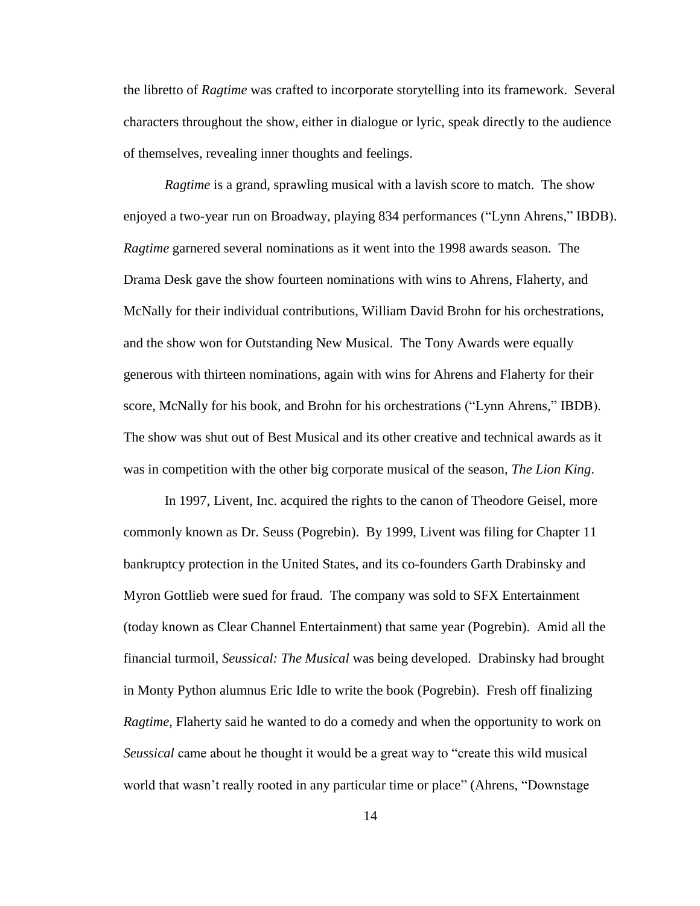the libretto of *Ragtime* was crafted to incorporate storytelling into its framework. Several characters throughout the show, either in dialogue or lyric, speak directly to the audience of themselves, revealing inner thoughts and feelings.

*Ragtime* is a grand, sprawling musical with a lavish score to match. The show enjoyed a two-year run on Broadway, playing 834 performances ("Lynn Ahrens," IBDB). *Ragtime* garnered several nominations as it went into the 1998 awards season. The Drama Desk gave the show fourteen nominations with wins to Ahrens, Flaherty, and McNally for their individual contributions, William David Brohn for his orchestrations, and the show won for Outstanding New Musical. The Tony Awards were equally generous with thirteen nominations, again with wins for Ahrens and Flaherty for their score, McNally for his book, and Brohn for his orchestrations ("Lynn Ahrens," IBDB). The show was shut out of Best Musical and its other creative and technical awards as it was in competition with the other big corporate musical of the season, *The Lion King*.

In 1997, Livent, Inc. acquired the rights to the canon of Theodore Geisel, more commonly known as Dr. Seuss (Pogrebin). By 1999, Livent was filing for Chapter 11 bankruptcy protection in the United States, and its co-founders Garth Drabinsky and Myron Gottlieb were sued for fraud. The company was sold to SFX Entertainment (today known as Clear Channel Entertainment) that same year (Pogrebin). Amid all the financial turmoil, *Seussical: The Musical* was being developed. Drabinsky had brought in Monty Python alumnus Eric Idle to write the book (Pogrebin). Fresh off finalizing *Ragtime*, Flaherty said he wanted to do a comedy and when the opportunity to work on *Seussical* came about he thought it would be a great way to "create this wild musical world that wasn't really rooted in any particular time or place" (Ahrens, "Downstage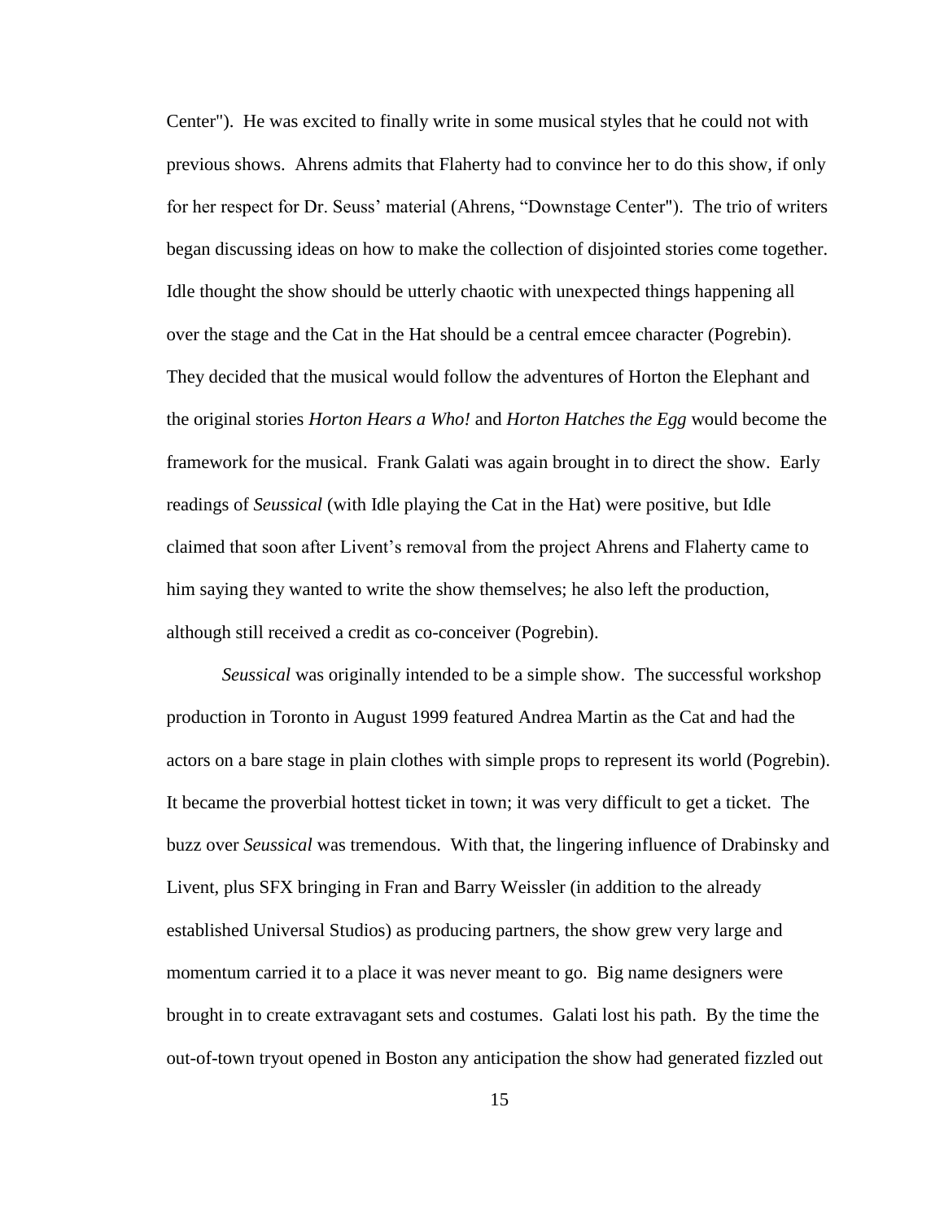Center"). He was excited to finally write in some musical styles that he could not with previous shows. Ahrens admits that Flaherty had to convince her to do this show, if only for her respect for Dr. Seuss' material (Ahrens, "Downstage Center"). The trio of writers began discussing ideas on how to make the collection of disjointed stories come together. Idle thought the show should be utterly chaotic with unexpected things happening all over the stage and the Cat in the Hat should be a central emcee character (Pogrebin). They decided that the musical would follow the adventures of Horton the Elephant and the original stories *Horton Hears a Who!* and *Horton Hatches the Egg* would become the framework for the musical. Frank Galati was again brought in to direct the show. Early readings of *Seussical* (with Idle playing the Cat in the Hat) were positive, but Idle claimed that soon after Livent's removal from the project Ahrens and Flaherty came to him saying they wanted to write the show themselves; he also left the production, although still received a credit as co-conceiver (Pogrebin).

*Seussical* was originally intended to be a simple show. The successful workshop production in Toronto in August 1999 featured Andrea Martin as the Cat and had the actors on a bare stage in plain clothes with simple props to represent its world (Pogrebin). It became the proverbial hottest ticket in town; it was very difficult to get a ticket. The buzz over *Seussical* was tremendous. With that, the lingering influence of Drabinsky and Livent, plus SFX bringing in Fran and Barry Weissler (in addition to the already established Universal Studios) as producing partners, the show grew very large and momentum carried it to a place it was never meant to go. Big name designers were brought in to create extravagant sets and costumes. Galati lost his path. By the time the out-of-town tryout opened in Boston any anticipation the show had generated fizzled out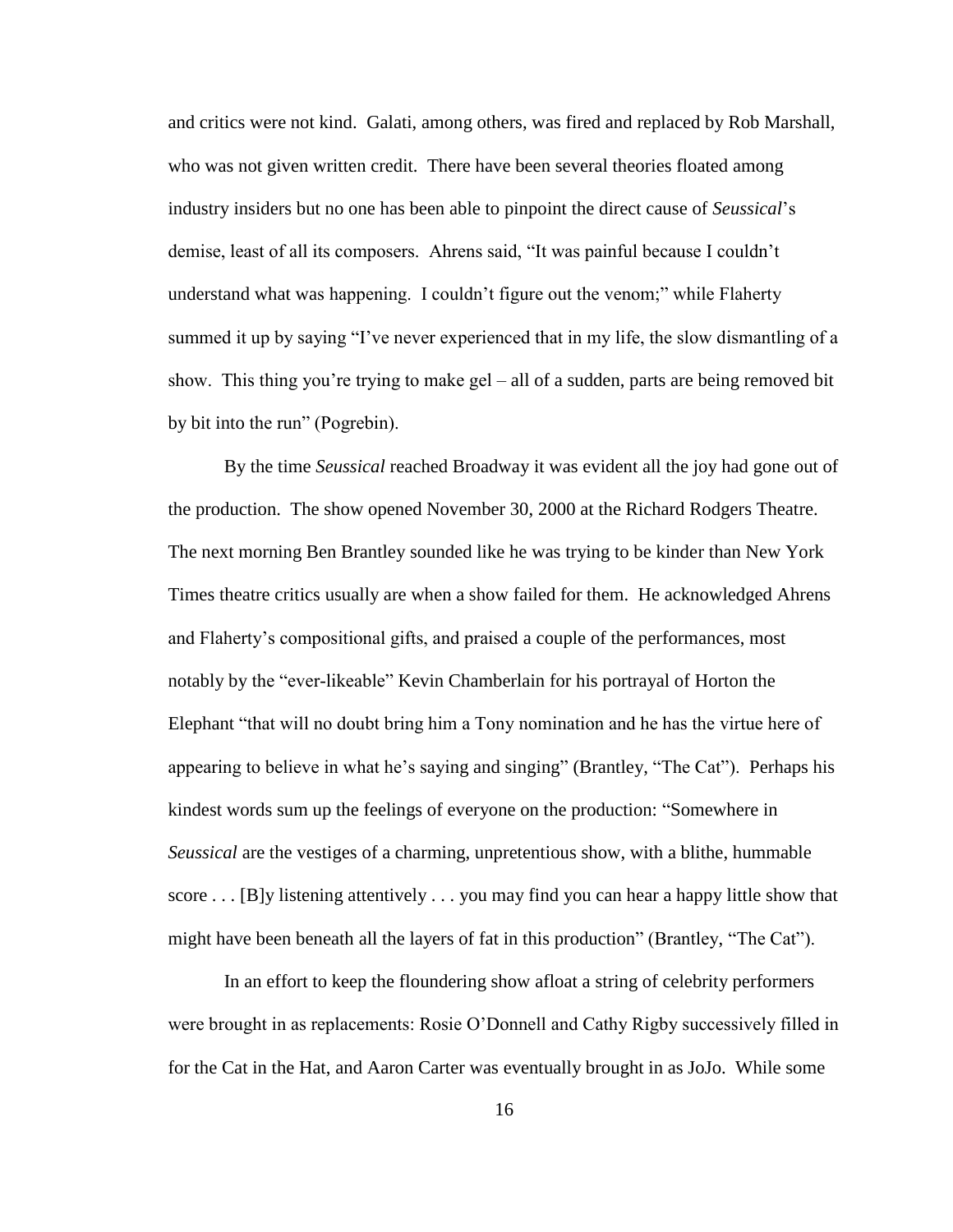and critics were not kind. Galati, among others, was fired and replaced by Rob Marshall, who was not given written credit. There have been several theories floated among industry insiders but no one has been able to pinpoint the direct cause of *Seussical*'s demise, least of all its composers. Ahrens said, "It was painful because I couldn't understand what was happening. I couldn't figure out the venom;" while Flaherty summed it up by saying "I've never experienced that in my life, the slow dismantling of a show. This thing you're trying to make gel – all of a sudden, parts are being removed bit by bit into the run" (Pogrebin).

By the time *Seussical* reached Broadway it was evident all the joy had gone out of the production. The show opened November 30, 2000 at the Richard Rodgers Theatre. The next morning Ben Brantley sounded like he was trying to be kinder than New York Times theatre critics usually are when a show failed for them. He acknowledged Ahrens and Flaherty's compositional gifts, and praised a couple of the performances, most notably by the "ever-likeable" Kevin Chamberlain for his portrayal of Horton the Elephant "that will no doubt bring him a Tony nomination and he has the virtue here of appearing to believe in what he's saying and singing" (Brantley, "The Cat"). Perhaps his kindest words sum up the feelings of everyone on the production: "Somewhere in *Seussical* are the vestiges of a charming, unpretentious show, with a blithe, hummable score . . . [B]y listening attentively . . . you may find you can hear a happy little show that might have been beneath all the layers of fat in this production" (Brantley, "The Cat").

In an effort to keep the floundering show afloat a string of celebrity performers were brought in as replacements: Rosie O'Donnell and Cathy Rigby successively filled in for the Cat in the Hat, and Aaron Carter was eventually brought in as JoJo. While some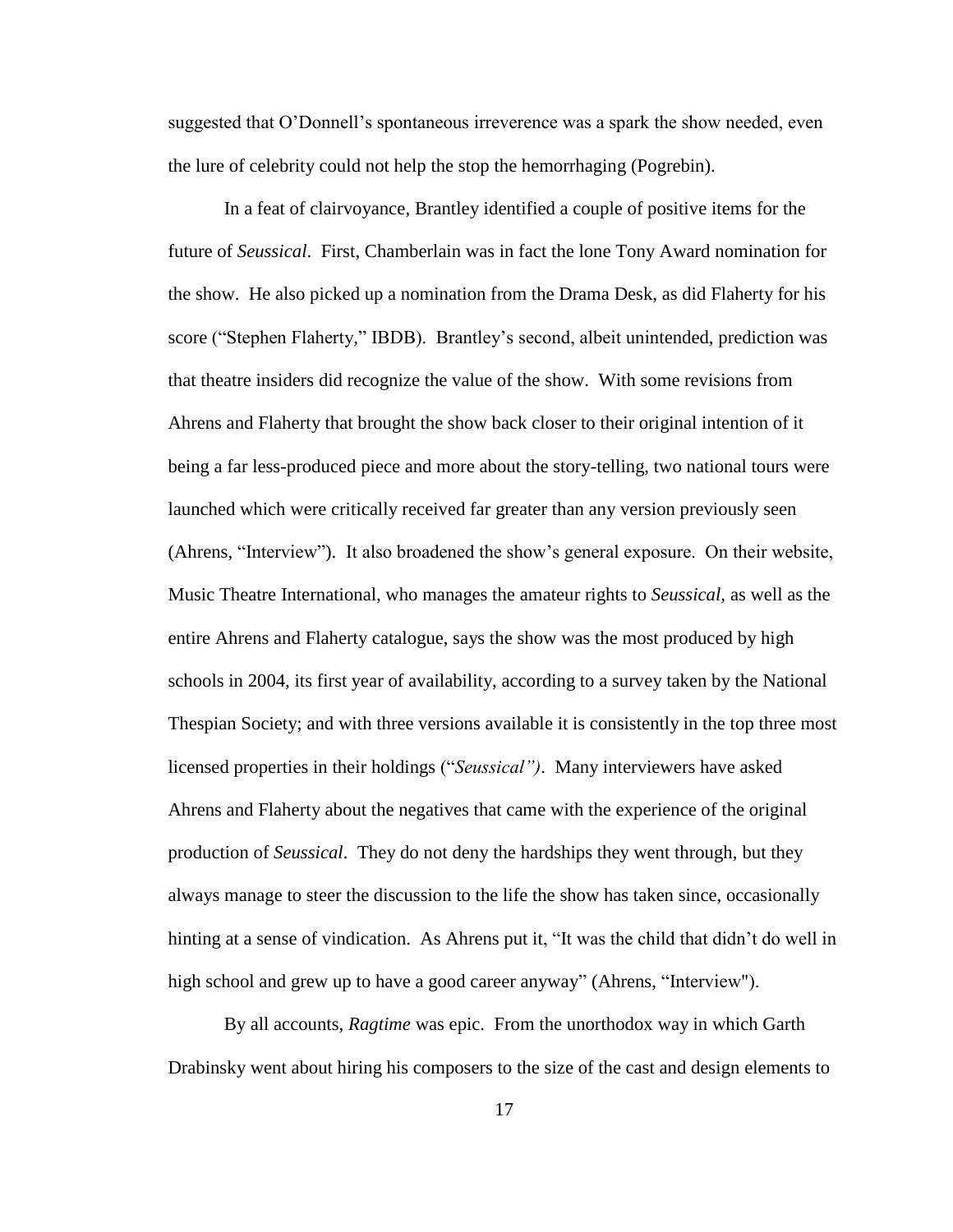suggested that O'Donnell's spontaneous irreverence was a spark the show needed, even the lure of celebrity could not help the stop the hemorrhaging (Pogrebin).

In a feat of clairvoyance, Brantley identified a couple of positive items for the future of *Seussical*. First, Chamberlain was in fact the lone Tony Award nomination for the show. He also picked up a nomination from the Drama Desk, as did Flaherty for his score ("Stephen Flaherty," IBDB). Brantley's second, albeit unintended, prediction was that theatre insiders did recognize the value of the show. With some revisions from Ahrens and Flaherty that brought the show back closer to their original intention of it being a far less-produced piece and more about the story-telling, two national tours were launched which were critically received far greater than any version previously seen (Ahrens, "Interview"). It also broadened the show's general exposure. On their website, Music Theatre International, who manages the amateur rights to *Seussical*, as well as the entire Ahrens and Flaherty catalogue, says the show was the most produced by high schools in 2004, its first year of availability, according to a survey taken by the National Thespian Society; and with three versions available it is consistently in the top three most licensed properties in their holdings ("*Seussical")*. Many interviewers have asked Ahrens and Flaherty about the negatives that came with the experience of the original production of *Seussical*. They do not deny the hardships they went through, but they always manage to steer the discussion to the life the show has taken since, occasionally hinting at a sense of vindication. As Ahrens put it, "It was the child that didn't do well in high school and grew up to have a good career anyway" (Ahrens, "Interview").

By all accounts, *Ragtime* was epic. From the unorthodox way in which Garth Drabinsky went about hiring his composers to the size of the cast and design elements to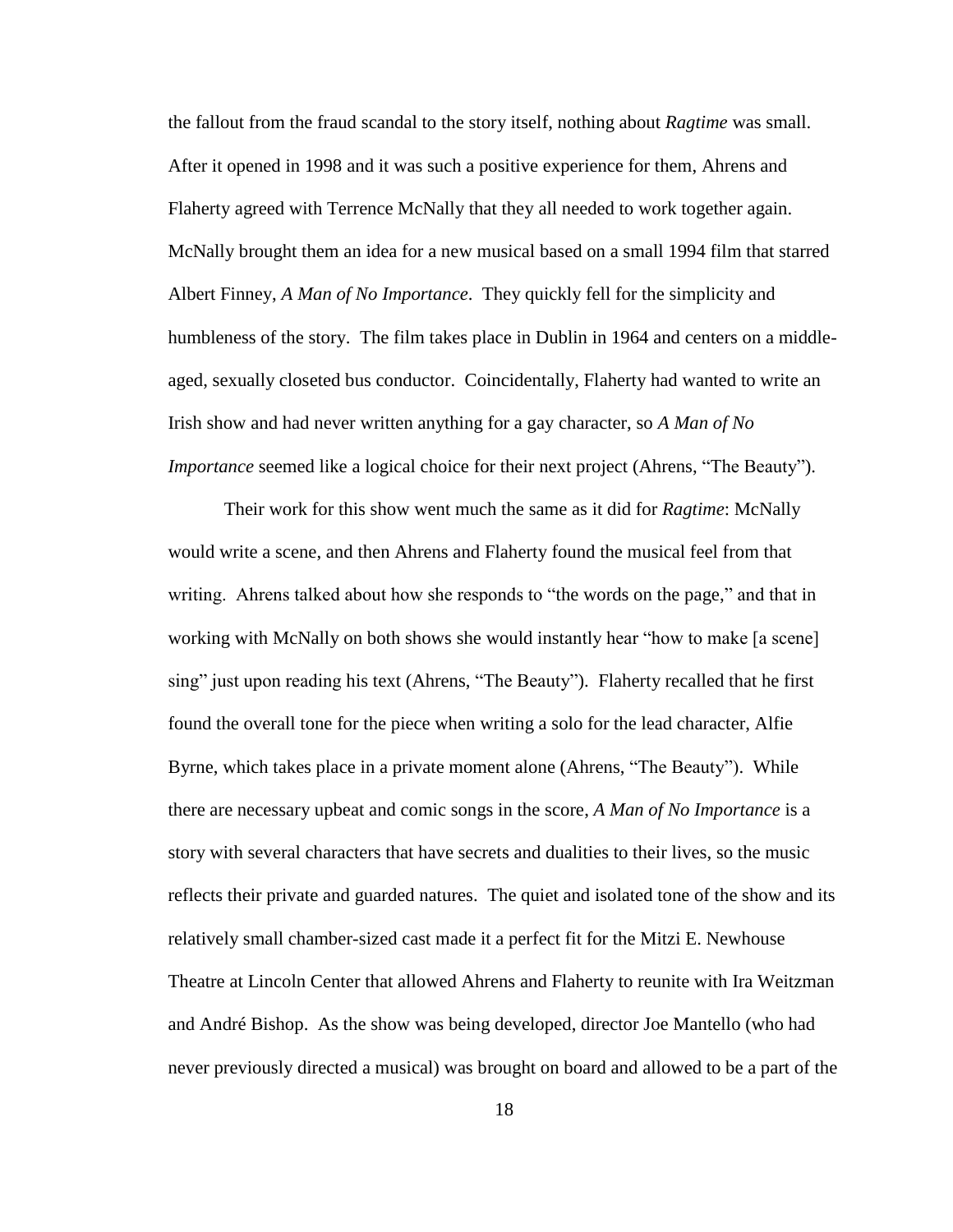the fallout from the fraud scandal to the story itself, nothing about *Ragtime* was small. After it opened in 1998 and it was such a positive experience for them, Ahrens and Flaherty agreed with Terrence McNally that they all needed to work together again. McNally brought them an idea for a new musical based on a small 1994 film that starred Albert Finney, *A Man of No Importance*. They quickly fell for the simplicity and humbleness of the story. The film takes place in Dublin in 1964 and centers on a middle-aged, sexually closeted bus conductor. Coincidentally, Flaherty had wanted to write an Irish show and had never written anything for a gay character, so *A Man of No Importance* seemed like a logical choice for their next project (Ahrens, "The Beauty").

Their work for this show went much the same as it did for *Ragtime*: McNally would write a scene, and then Ahrens and Flaherty found the musical feel from that writing. Ahrens talked about how she responds to "the words on the page," and that in working with McNally on both shows she would instantly hear "how to make [a scene] sing" just upon reading his text (Ahrens, "The Beauty"). Flaherty recalled that he first found the overall tone for the piece when writing a solo for the lead character, Alfie Byrne, which takes place in a private moment alone (Ahrens, "The Beauty"). While there are necessary upbeat and comic songs in the score, *A Man of No Importance* is a story with several characters that have secrets and dualities to their lives, so the music reflects their private and guarded natures. The quiet and isolated tone of the show and its relatively small chamber-sized cast made it a perfect fit for the Mitzi E. Newhouse Theatre at Lincoln Center that allowed Ahrens and Flaherty to reunite with Ira Weitzman and André Bishop. As the show was being developed, director Joe Mantello (who had never previously directed a musical) was brought on board and allowed to be a part of the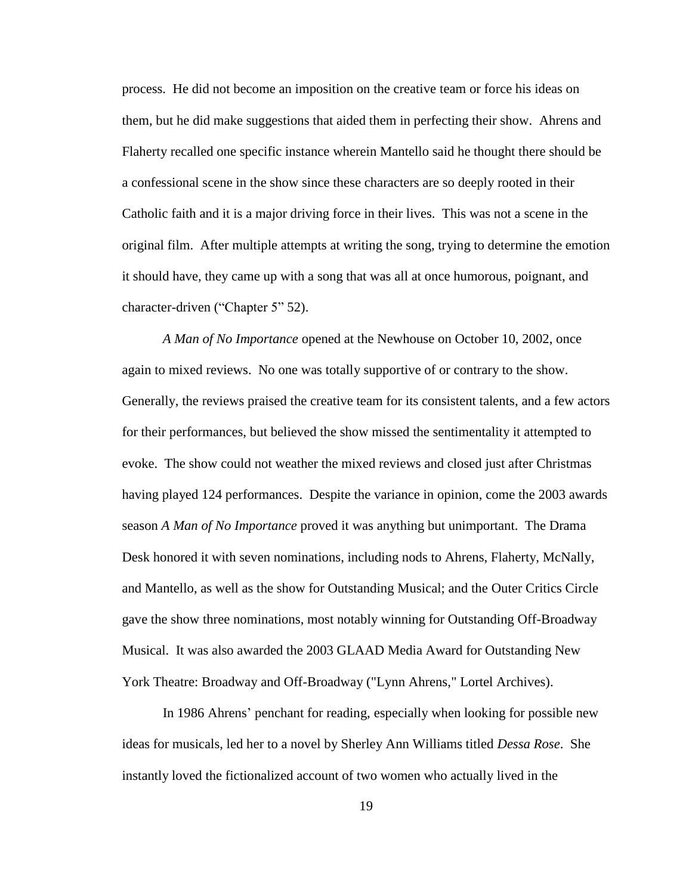process. He did not become an imposition on the creative team or force his ideas on them, but he did make suggestions that aided them in perfecting their show. Ahrens and Flaherty recalled one specific instance wherein Mantello said he thought there should be a confessional scene in the show since these characters are so deeply rooted in their Catholic faith and it is a major driving force in their lives. This was not a scene in the original film. After multiple attempts at writing the song, trying to determine the emotion it should have, they came up with a song that was all at once humorous, poignant, and character-driven ("Chapter 5" 52).

*A Man of No Importance* opened at the Newhouse on October 10, 2002, once again to mixed reviews. No one was totally supportive of or contrary to the show. Generally, the reviews praised the creative team for its consistent talents, and a few actors for their performances, but believed the show missed the sentimentality it attempted to evoke. The show could not weather the mixed reviews and closed just after Christmas having played 124 performances. Despite the variance in opinion, come the 2003 awards season *A Man of No Importance* proved it was anything but unimportant. The Drama Desk honored it with seven nominations, including nods to Ahrens, Flaherty, McNally, and Mantello, as well as the show for Outstanding Musical; and the Outer Critics Circle gave the show three nominations, most notably winning for Outstanding Off-Broadway Musical. It was also awarded the 2003 GLAAD Media Award for Outstanding New York Theatre: Broadway and Off-Broadway ("Lynn Ahrens," Lortel Archives).

In 1986 Ahrens' penchant for reading, especially when looking for possible new ideas for musicals, led her to a novel by Sherley Ann Williams titled *Dessa Rose*. She instantly loved the fictionalized account of two women who actually lived in the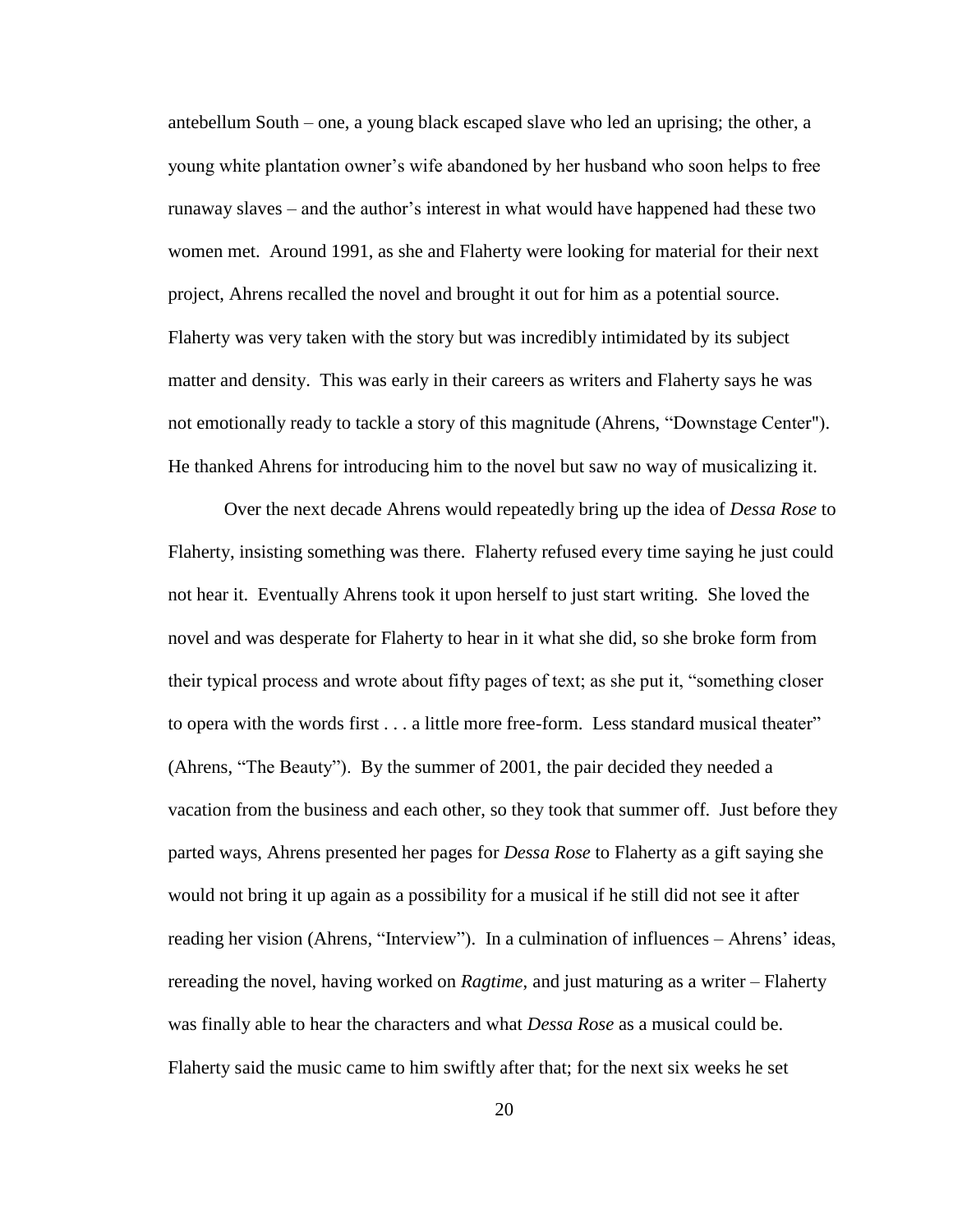antebellum South – one, a young black escaped slave who led an uprising; the other, a young white plantation owner's wife abandoned by her husband who soon helps to free runaway slaves – and the author's interest in what would have happened had these two women met. Around 1991, as she and Flaherty were looking for material for their next project, Ahrens recalled the novel and brought it out for him as a potential source. Flaherty was very taken with the story but was incredibly intimidated by its subject matter and density. This was early in their careers as writers and Flaherty says he was not emotionally ready to tackle a story of this magnitude (Ahrens, "Downstage Center"). He thanked Ahrens for introducing him to the novel but saw no way of musicalizing it.

Over the next decade Ahrens would repeatedly bring up the idea of *Dessa Rose* to Flaherty, insisting something was there. Flaherty refused every time saying he just could not hear it. Eventually Ahrens took it upon herself to just start writing. She loved the novel and was desperate for Flaherty to hear in it what she did, so she broke form from their typical process and wrote about fifty pages of text; as she put it, "something closer to opera with the words first . . . a little more free-form. Less standard musical theater" (Ahrens, "The Beauty"). By the summer of 2001, the pair decided they needed a vacation from the business and each other, so they took that summer off. Just before they parted ways, Ahrens presented her pages for *Dessa Rose* to Flaherty as a gift saying she would not bring it up again as a possibility for a musical if he still did not see it after reading her vision (Ahrens, "Interview"). In a culmination of influences – Ahrens' ideas, rereading the novel, having worked on *Ragtime*, and just maturing as a writer – Flaherty was finally able to hear the characters and what *Dessa Rose* as a musical could be. Flaherty said the music came to him swiftly after that; for the next six weeks he set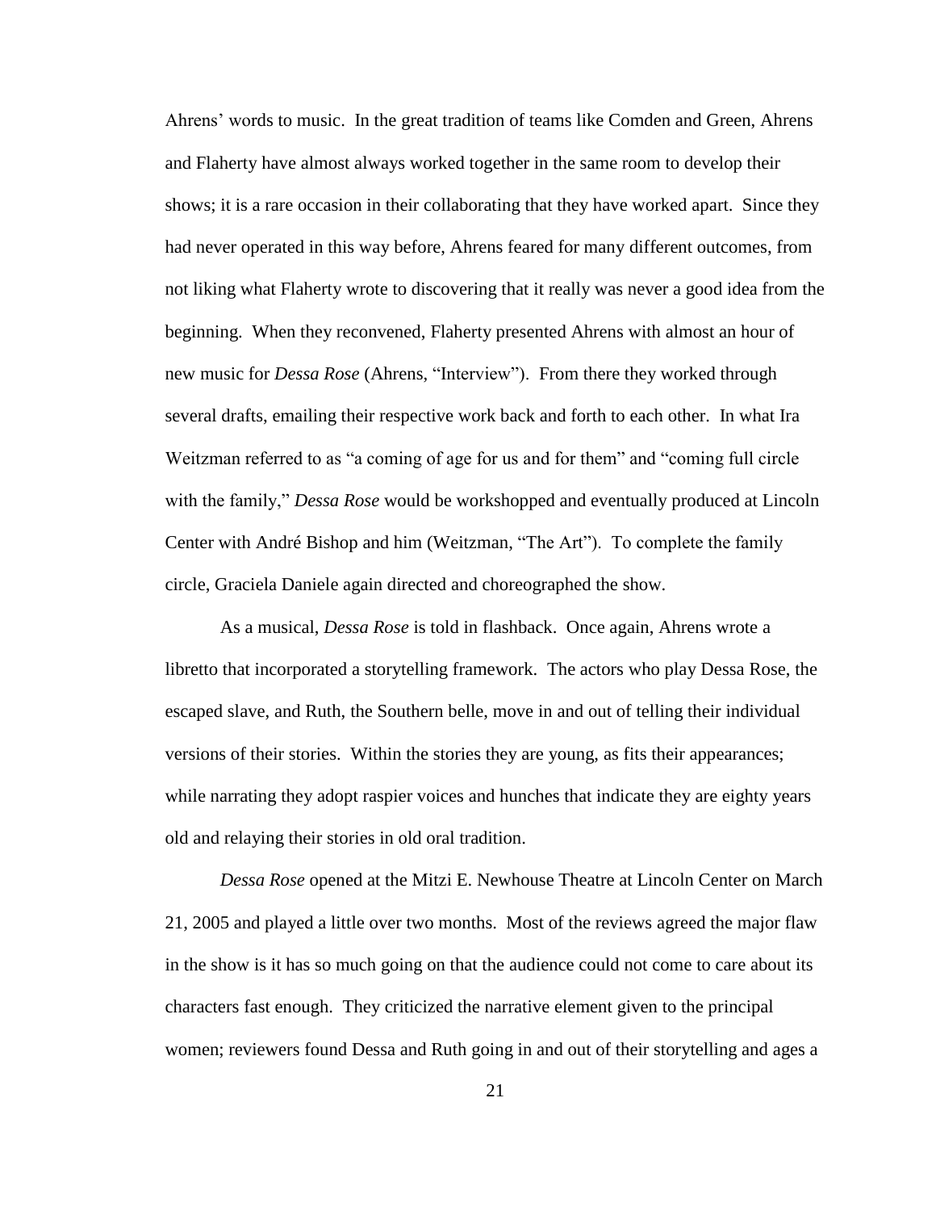Ahrens' words to music. In the great tradition of teams like Comden and Green, Ahrens and Flaherty have almost always worked together in the same room to develop their shows; it is a rare occasion in their collaborating that they have worked apart. Since they had never operated in this way before, Ahrens feared for many different outcomes, from not liking what Flaherty wrote to discovering that it really was never a good idea from the beginning. When they reconvened, Flaherty presented Ahrens with almost an hour of new music for *Dessa Rose* (Ahrens, "Interview"). From there they worked through several drafts, emailing their respective work back and forth to each other. In what Ira Weitzman referred to as "a coming of age for us and for them" and "coming full circle with the family," *Dessa Rose* would be workshopped and eventually produced at Lincoln Center with André Bishop and him (Weitzman, "The Art"). To complete the family circle, Graciela Daniele again directed and choreographed the show.

As a musical, *Dessa Rose* is told in flashback. Once again, Ahrens wrote a libretto that incorporated a storytelling framework. The actors who play Dessa Rose, the escaped slave, and Ruth, the Southern belle, move in and out of telling their individual versions of their stories. Within the stories they are young, as fits their appearances; while narrating they adopt raspier voices and hunches that indicate they are eighty years old and relaying their stories in old oral tradition.

*Dessa Rose* opened at the Mitzi E. Newhouse Theatre at Lincoln Center on March 21, 2005 and played a little over two months. Most of the reviews agreed the major flaw in the show is it has so much going on that the audience could not come to care about its characters fast enough. They criticized the narrative element given to the principal women; reviewers found Dessa and Ruth going in and out of their storytelling and ages a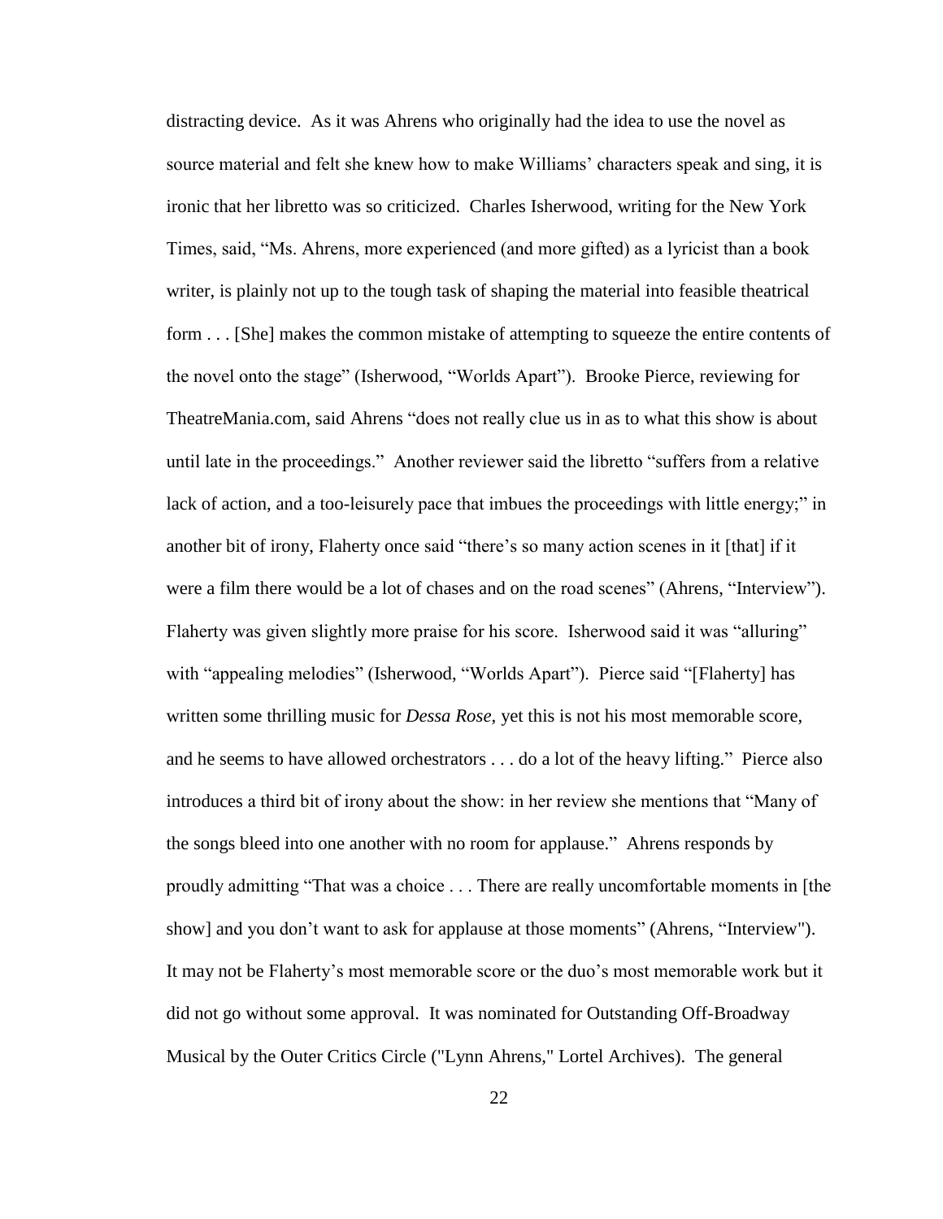distracting device. As it was Ahrens who originally had the idea to use the novel as source material and felt she knew how to make Williams' characters speak and sing, it is ironic that her libretto was so criticized. Charles Isherwood, writing for the New York Times, said, "Ms. Ahrens, more experienced (and more gifted) as a lyricist than a book writer, is plainly not up to the tough task of shaping the material into feasible theatrical form . . . [She] makes the common mistake of attempting to squeeze the entire contents of the novel onto the stage" (Isherwood, "Worlds Apart"). Brooke Pierce, reviewing for TheatreMania.com, said Ahrens "does not really clue us in as to what this show is about until late in the proceedings." Another reviewer said the libretto "suffers from a relative lack of action, and a too-leisurely pace that imbues the proceedings with little energy;" in another bit of irony, Flaherty once said "there's so many action scenes in it [that] if it were a film there would be a lot of chases and on the road scenes" (Ahrens, "Interview"). Flaherty was given slightly more praise for his score. Isherwood said it was "alluring" with "appealing melodies" (Isherwood, "Worlds Apart"). Pierce said "[Flaherty] has written some thrilling music for *Dessa Rose*, yet this is not his most memorable score, and he seems to have allowed orchestrators . . . do a lot of the heavy lifting." Pierce also introduces a third bit of irony about the show: in her review she mentions that "Many of the songs bleed into one another with no room for applause." Ahrens responds by proudly admitting "That was a choice . . . There are really uncomfortable moments in [the show] and you don't want to ask for applause at those moments" (Ahrens, "Interview"). It may not be Flaherty's most memorable score or the duo's most memorable work but it did not go without some approval. It was nominated for Outstanding Off-Broadway Musical by the Outer Critics Circle ("Lynn Ahrens," Lortel Archives). The general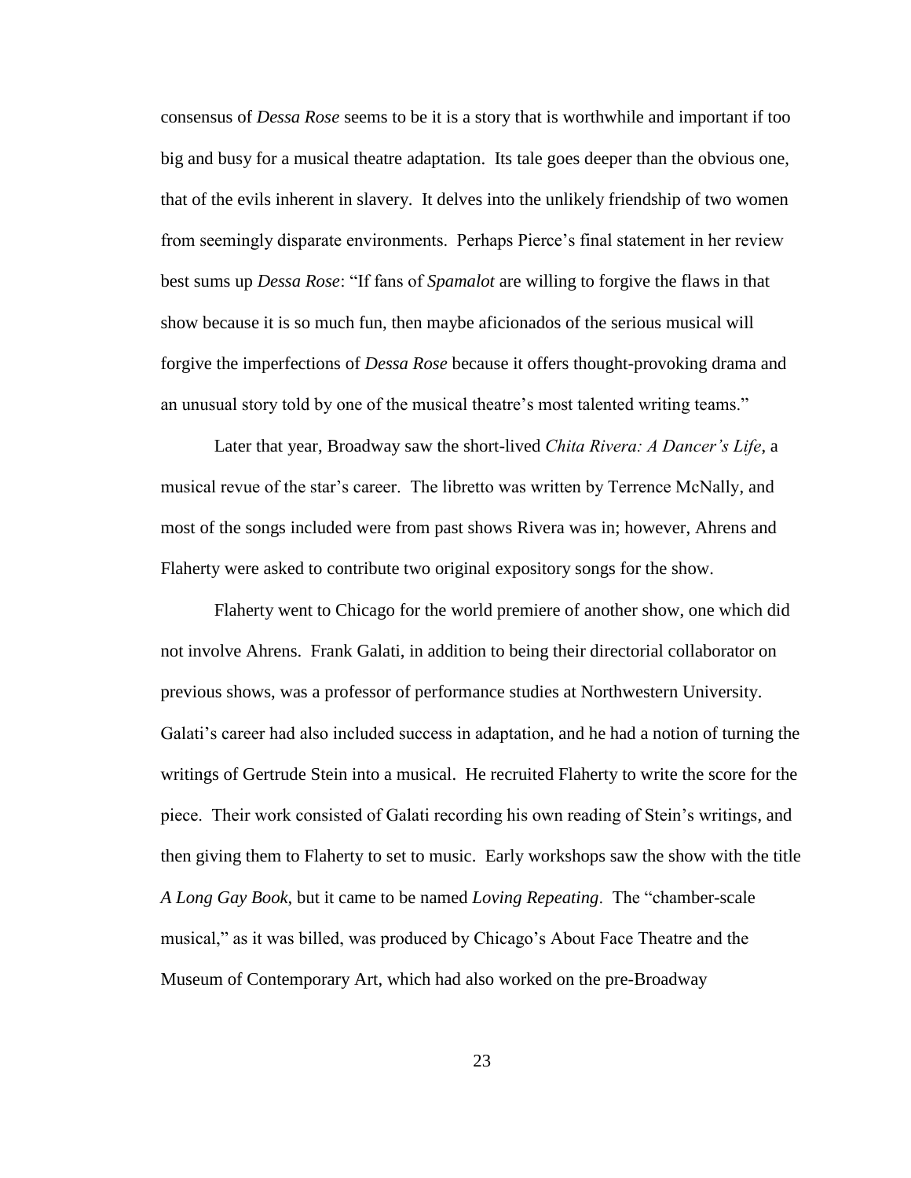consensus of *Dessa Rose* seems to be it is a story that is worthwhile and important if too big and busy for a musical theatre adaptation. Its tale goes deeper than the obvious one, that of the evils inherent in slavery. It delves into the unlikely friendship of two women from seemingly disparate environments. Perhaps Pierce's final statement in her review best sums up *Dessa Rose*: "If fans of *Spamalot* are willing to forgive the flaws in that show because it is so much fun, then maybe aficionados of the serious musical will forgive the imperfections of *Dessa Rose* because it offers thought-provoking drama and an unusual story told by one of the musical theatre's most talented writing teams."

Later that year, Broadway saw the short-lived *Chita Rivera: A Dancer's Life*, a musical revue of the star's career. The libretto was written by Terrence McNally, and most of the songs included were from past shows Rivera was in; however, Ahrens and Flaherty were asked to contribute two original expository songs for the show.

Flaherty went to Chicago for the world premiere of another show, one which did not involve Ahrens. Frank Galati, in addition to being their directorial collaborator on previous shows, was a professor of performance studies at Northwestern University. Galati's career had also included success in adaptation, and he had a notion of turning the writings of Gertrude Stein into a musical. He recruited Flaherty to write the score for the piece. Their work consisted of Galati recording his own reading of Stein's writings, and then giving them to Flaherty to set to music. Early workshops saw the show with the title *A Long Gay Book*, but it came to be named *Loving Repeating*. The "chamber-scale musical," as it was billed, was produced by Chicago's About Face Theatre and the Museum of Contemporary Art, which had also worked on the pre-Broadway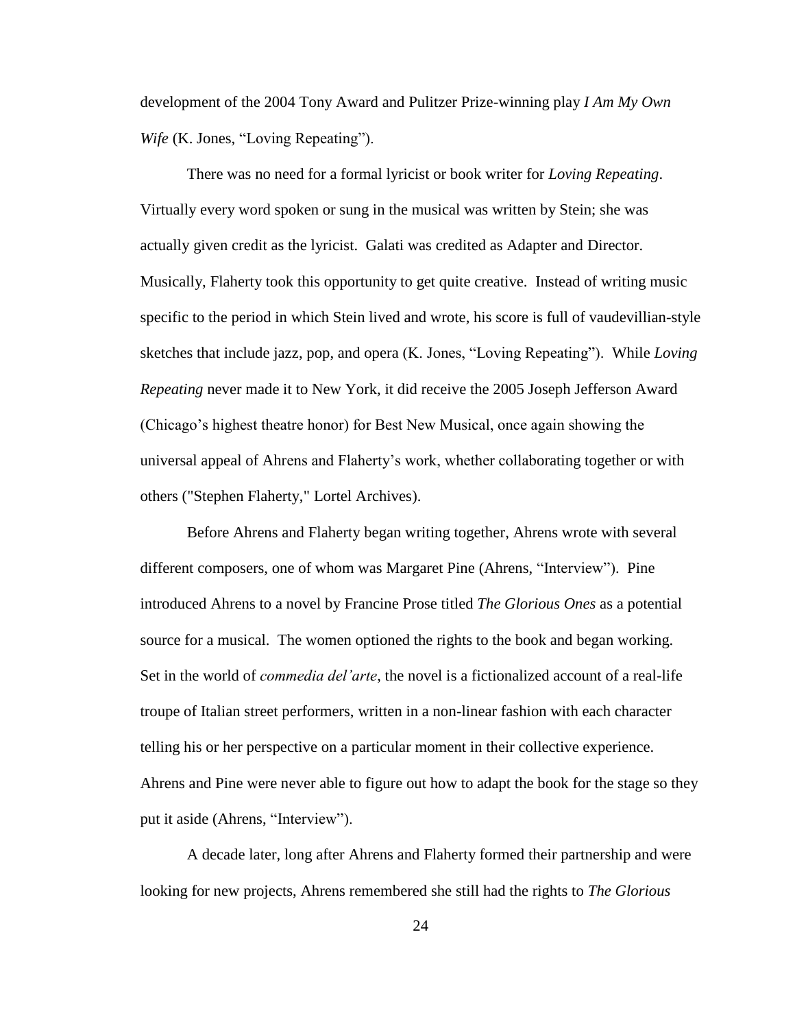development of the 2004 Tony Award and Pulitzer Prize-winning play *I Am My Own Wife* (K. Jones, "Loving Repeating").

There was no need for a formal lyricist or book writer for *Loving Repeating*. Virtually every word spoken or sung in the musical was written by Stein; she was actually given credit as the lyricist. Galati was credited as Adapter and Director. Musically, Flaherty took this opportunity to get quite creative. Instead of writing music specific to the period in which Stein lived and wrote, his score is full of vaudevillian-style sketches that include jazz, pop, and opera (K. Jones, "Loving Repeating"). While *Loving Repeating* never made it to New York, it did receive the 2005 Joseph Jefferson Award (Chicago's highest theatre honor) for Best New Musical, once again showing the universal appeal of Ahrens and Flaherty's work, whether collaborating together or with others ("Stephen Flaherty," Lortel Archives).

Before Ahrens and Flaherty began writing together, Ahrens wrote with several different composers, one of whom was Margaret Pine (Ahrens, "Interview"). Pine introduced Ahrens to a novel by Francine Prose titled *The Glorious Ones* as a potential source for a musical. The women optioned the rights to the book and began working. Set in the world of *commedia del'arte*, the novel is a fictionalized account of a real-life troupe of Italian street performers, written in a non-linear fashion with each character telling his or her perspective on a particular moment in their collective experience. Ahrens and Pine were never able to figure out how to adapt the book for the stage so they put it aside (Ahrens, "Interview").

A decade later, long after Ahrens and Flaherty formed their partnership and were looking for new projects, Ahrens remembered she still had the rights to *The Glorious*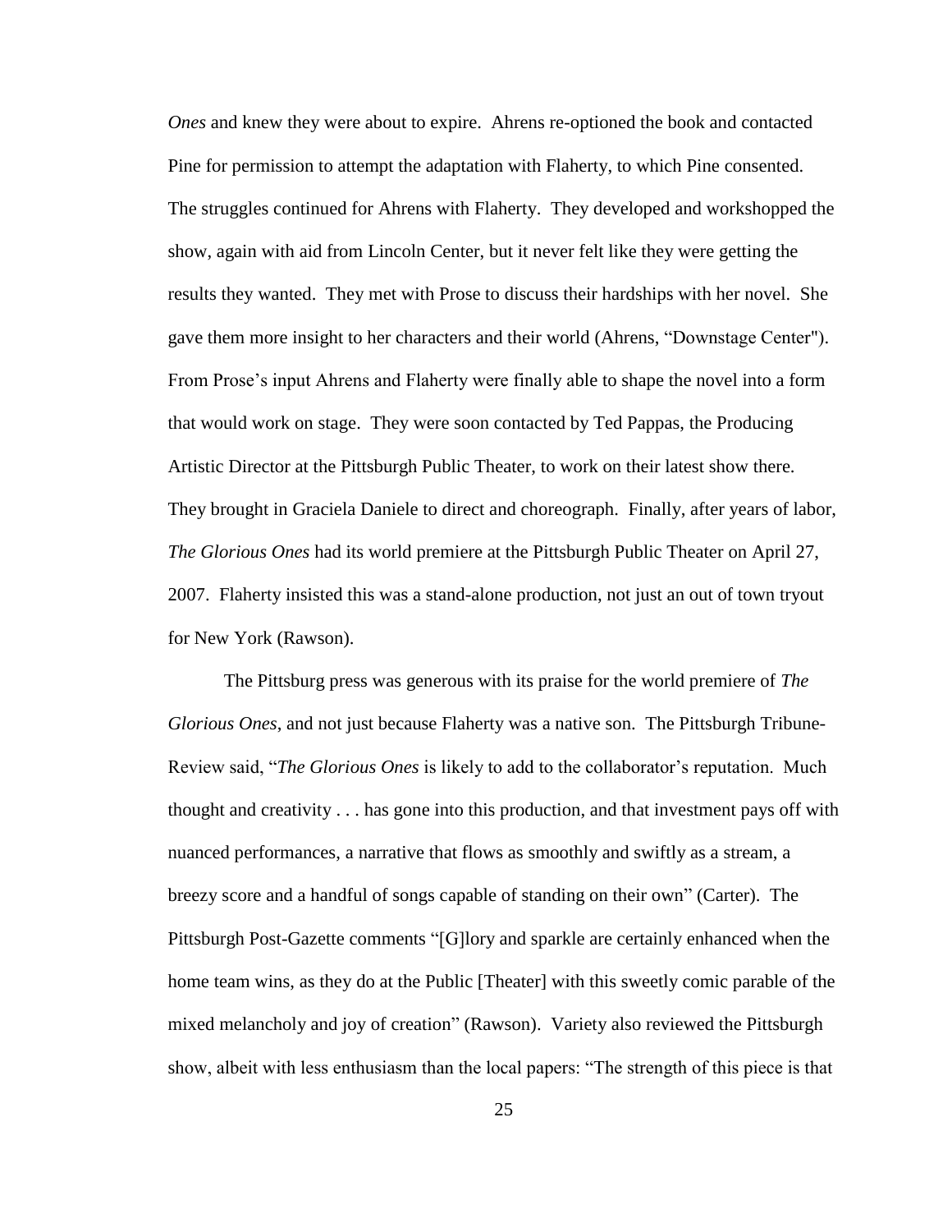*Ones* and knew they were about to expire. Ahrens re-optioned the book and contacted Pine for permission to attempt the adaptation with Flaherty, to which Pine consented. The struggles continued for Ahrens with Flaherty. They developed and workshopped the show, again with aid from Lincoln Center, but it never felt like they were getting the results they wanted. They met with Prose to discuss their hardships with her novel. She gave them more insight to her characters and their world (Ahrens, "Downstage Center"). From Prose's input Ahrens and Flaherty were finally able to shape the novel into a form that would work on stage. They were soon contacted by Ted Pappas, the Producing Artistic Director at the Pittsburgh Public Theater, to work on their latest show there. They brought in Graciela Daniele to direct and choreograph. Finally, after years of labor, *The Glorious Ones* had its world premiere at the Pittsburgh Public Theater on April 27, 2007. Flaherty insisted this was a stand-alone production, not just an out of town tryout for New York (Rawson).

The Pittsburg press was generous with its praise for the world premiere of *The Glorious Ones*, and not just because Flaherty was a native son. The Pittsburgh Tribune-Review said, "*The Glorious Ones* is likely to add to the collaborator's reputation. Much thought and creativity . . . has gone into this production, and that investment pays off with nuanced performances, a narrative that flows as smoothly and swiftly as a stream, a breezy score and a handful of songs capable of standing on their own" (Carter). The Pittsburgh Post-Gazette comments "[G]lory and sparkle are certainly enhanced when the home team wins, as they do at the Public [Theater] with this sweetly comic parable of the mixed melancholy and joy of creation" (Rawson). Variety also reviewed the Pittsburgh show, albeit with less enthusiasm than the local papers: "The strength of this piece is that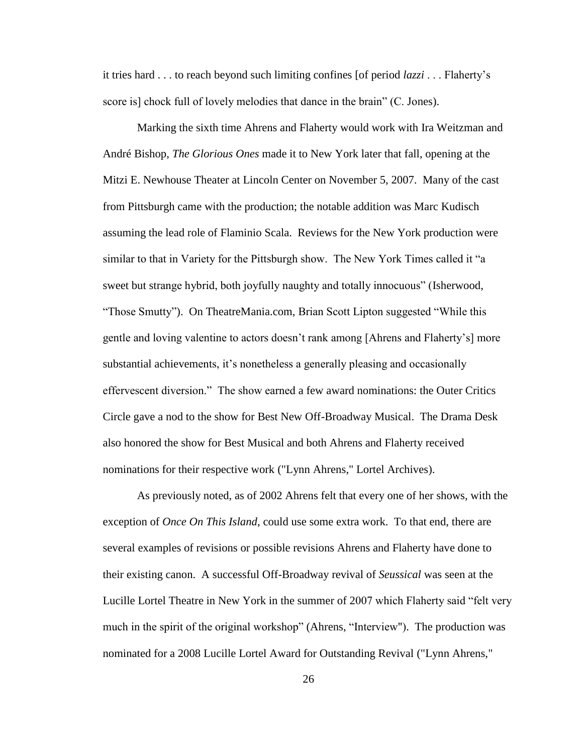it tries hard . . . to reach beyond such limiting confines [of period *lazzi* . . . Flaherty's score is] chock full of lovely melodies that dance in the brain" (C. Jones).

Marking the sixth time Ahrens and Flaherty would work with Ira Weitzman and André Bishop, *The Glorious Ones* made it to New York later that fall, opening at the Mitzi E. Newhouse Theater at Lincoln Center on November 5, 2007. Many of the cast from Pittsburgh came with the production; the notable addition was Marc Kudisch assuming the lead role of Flaminio Scala. Reviews for the New York production were similar to that in Variety for the Pittsburgh show. The New York Times called it "a sweet but strange hybrid, both joyfully naughty and totally innocuous" (Isherwood, "Those Smutty"). On TheatreMania.com, Brian Scott Lipton suggested "While this gentle and loving valentine to actors doesn't rank among [Ahrens and Flaherty's] more substantial achievements, it's nonetheless a generally pleasing and occasionally effervescent diversion." The show earned a few award nominations: the Outer Critics Circle gave a nod to the show for Best New Off-Broadway Musical. The Drama Desk also honored the show for Best Musical and both Ahrens and Flaherty received nominations for their respective work ("Lynn Ahrens," Lortel Archives).

As previously noted, as of 2002 Ahrens felt that every one of her shows, with the exception of *Once On This Island*, could use some extra work. To that end, there are several examples of revisions or possible revisions Ahrens and Flaherty have done to their existing canon. A successful Off-Broadway revival of *Seussical* was seen at the Lucille Lortel Theatre in New York in the summer of 2007 which Flaherty said "felt very much in the spirit of the original workshop" (Ahrens, "Interview"). The production was nominated for a 2008 Lucille Lortel Award for Outstanding Revival ("Lynn Ahrens,"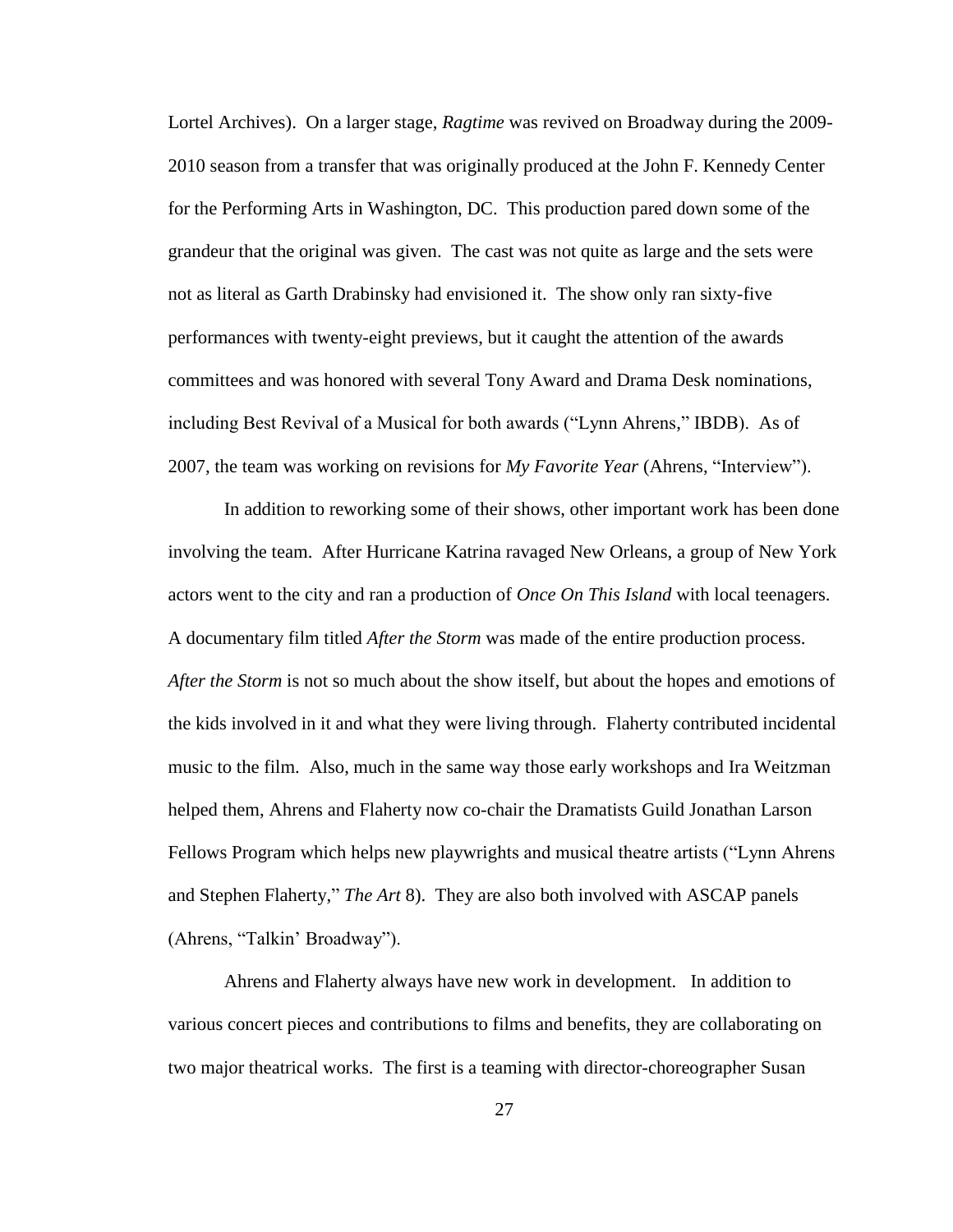Lortel Archives). On a larger stage, *Ragtime* was revived on Broadway during the 2009-2010 season from a transfer that was originally produced at the John F. Kennedy Center for the Performing Arts in Washington, DC. This production pared down some of the grandeur that the original was given. The cast was not quite as large and the sets were not as literal as Garth Drabinsky had envisioned it. The show only ran sixty-five performances with twenty-eight previews, but it caught the attention of the awards committees and was honored with several Tony Award and Drama Desk nominations, including Best Revival of a Musical for both awards ("Lynn Ahrens," IBDB). As of 2007, the team was working on revisions for *My Favorite Year* (Ahrens, "Interview").

In addition to reworking some of their shows, other important work has been done involving the team. After Hurricane Katrina ravaged New Orleans, a group of New York actors went to the city and ran a production of *Once On This Island* with local teenagers. A documentary film titled *After the Storm* was made of the entire production process. *After the Storm* is not so much about the show itself, but about the hopes and emotions of the kids involved in it and what they were living through. Flaherty contributed incidental music to the film. Also, much in the same way those early workshops and Ira Weitzman helped them, Ahrens and Flaherty now co-chair the Dramatists Guild Jonathan Larson Fellows Program which helps new playwrights and musical theatre artists ("Lynn Ahrens and Stephen Flaherty," *The Art* 8). They are also both involved with ASCAP panels (Ahrens, "Talkin' Broadway").

Ahrens and Flaherty always have new work in development. In addition to various concert pieces and contributions to films and benefits, they are collaborating on two major theatrical works. The first is a teaming with director-choreographer Susan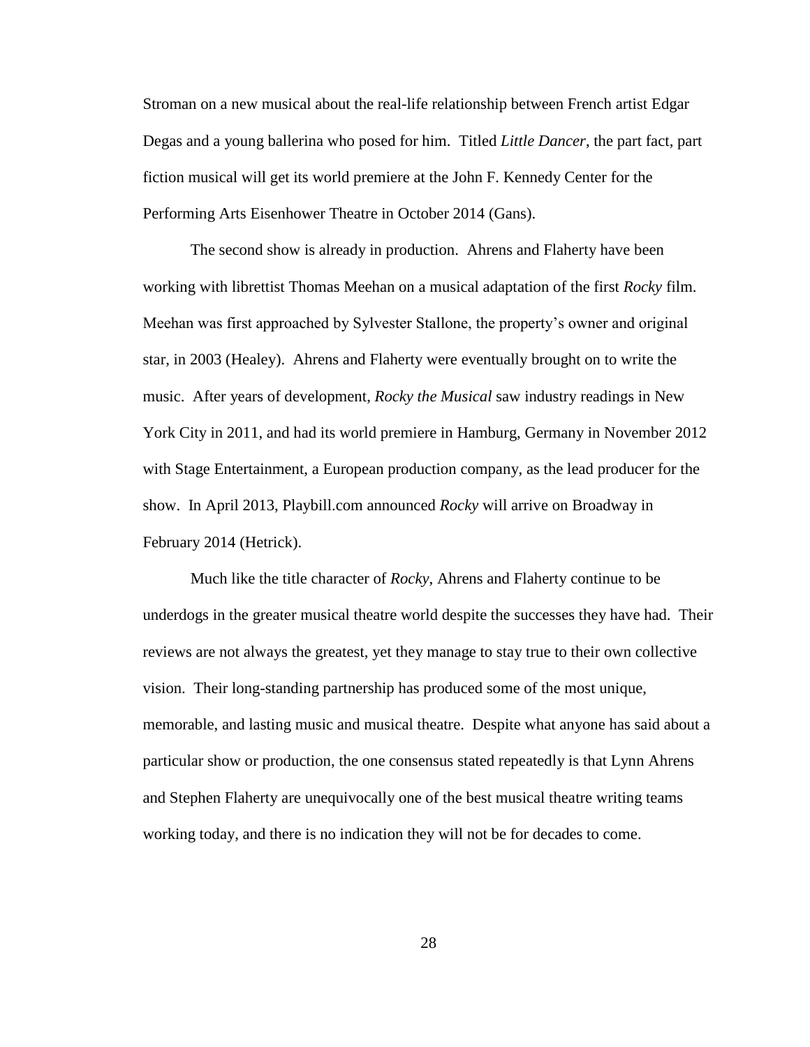Stroman on a new musical about the real-life relationship between French artist Edgar Degas and a young ballerina who posed for him. Titled *Little Dancer*, the part fact, part fiction musical will get its world premiere at the John F. Kennedy Center for the Performing Arts Eisenhower Theatre in October 2014 (Gans).

The second show is already in production. Ahrens and Flaherty have been working with librettist Thomas Meehan on a musical adaptation of the first *Rocky* film. Meehan was first approached by Sylvester Stallone, the property's owner and original star, in 2003 (Healey). Ahrens and Flaherty were eventually brought on to write the music. After years of development, *Rocky the Musical* saw industry readings in New York City in 2011, and had its world premiere in Hamburg, Germany in November 2012 with Stage Entertainment, a European production company, as the lead producer for the show. In April 2013, Playbill.com announced *Rocky* will arrive on Broadway in February 2014 (Hetrick).

Much like the title character of *Rocky*, Ahrens and Flaherty continue to be underdogs in the greater musical theatre world despite the successes they have had. Their reviews are not always the greatest, yet they manage to stay true to their own collective vision. Their long-standing partnership has produced some of the most unique, memorable, and lasting music and musical theatre. Despite what anyone has said about a particular show or production, the one consensus stated repeatedly is that Lynn Ahrens and Stephen Flaherty are unequivocally one of the best musical theatre writing teams working today, and there is no indication they will not be for decades to come.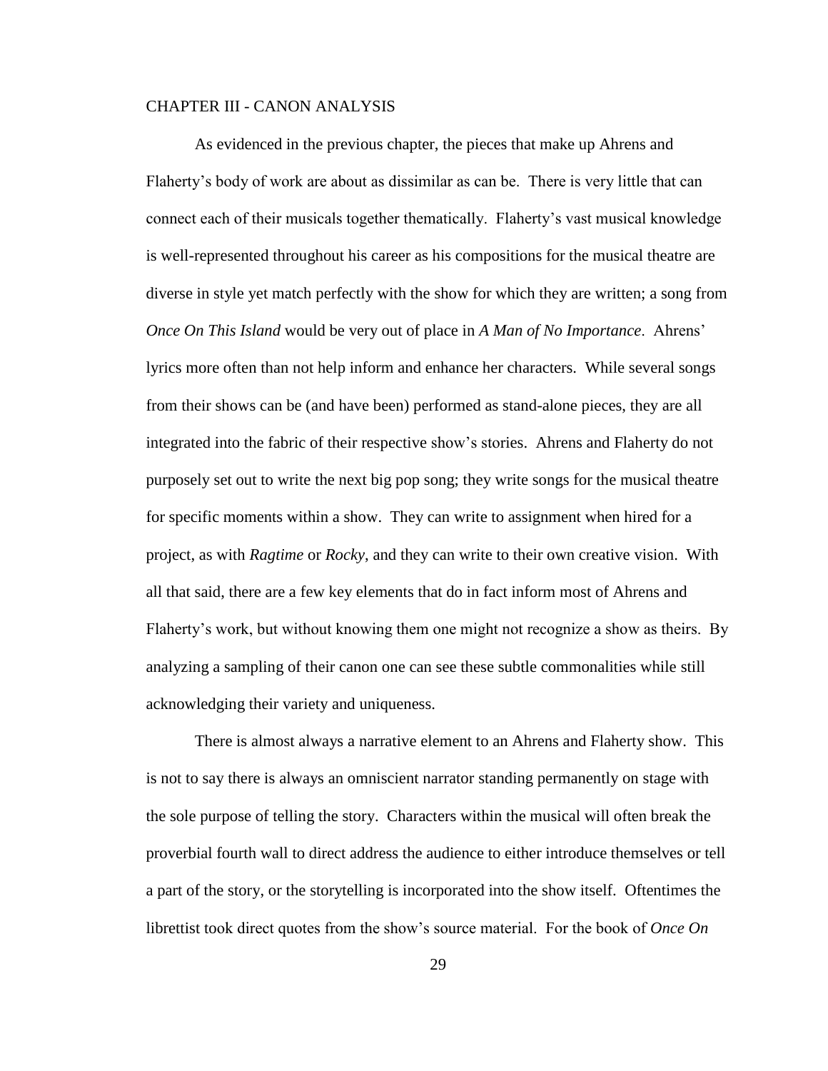## CHAPTER III - CANON ANALYSIS

As evidenced in the previous chapter, the pieces that make up Ahrens and Flaherty's body of work are about as dissimilar as can be. There is very little that can connect each of their musicals together thematically. Flaherty's vast musical knowledge is well-represented throughout his career as his compositions for the musical theatre are diverse in style yet match perfectly with the show for which they are written; a song from *Once On This Island* would be very out of place in *A Man of No Importance*. Ahrens' lyrics more often than not help inform and enhance her characters. While several songs from their shows can be (and have been) performed as stand-alone pieces, they are all integrated into the fabric of their respective show's stories. Ahrens and Flaherty do not purposely set out to write the next big pop song; they write songs for the musical theatre for specific moments within a show. They can write to assignment when hired for a project, as with *Ragtime* or *Rocky*, and they can write to their own creative vision. With all that said, there are a few key elements that do in fact inform most of Ahrens and Flaherty's work, but without knowing them one might not recognize a show as theirs. By analyzing a sampling of their canon one can see these subtle commonalities while still acknowledging their variety and uniqueness.

There is almost always a narrative element to an Ahrens and Flaherty show. This is not to say there is always an omniscient narrator standing permanently on stage with the sole purpose of telling the story. Characters within the musical will often break the proverbial fourth wall to direct address the audience to either introduce themselves or tell a part of the story, or the storytelling is incorporated into the show itself. Oftentimes the librettist took direct quotes from the show's source material. For the book of *Once On*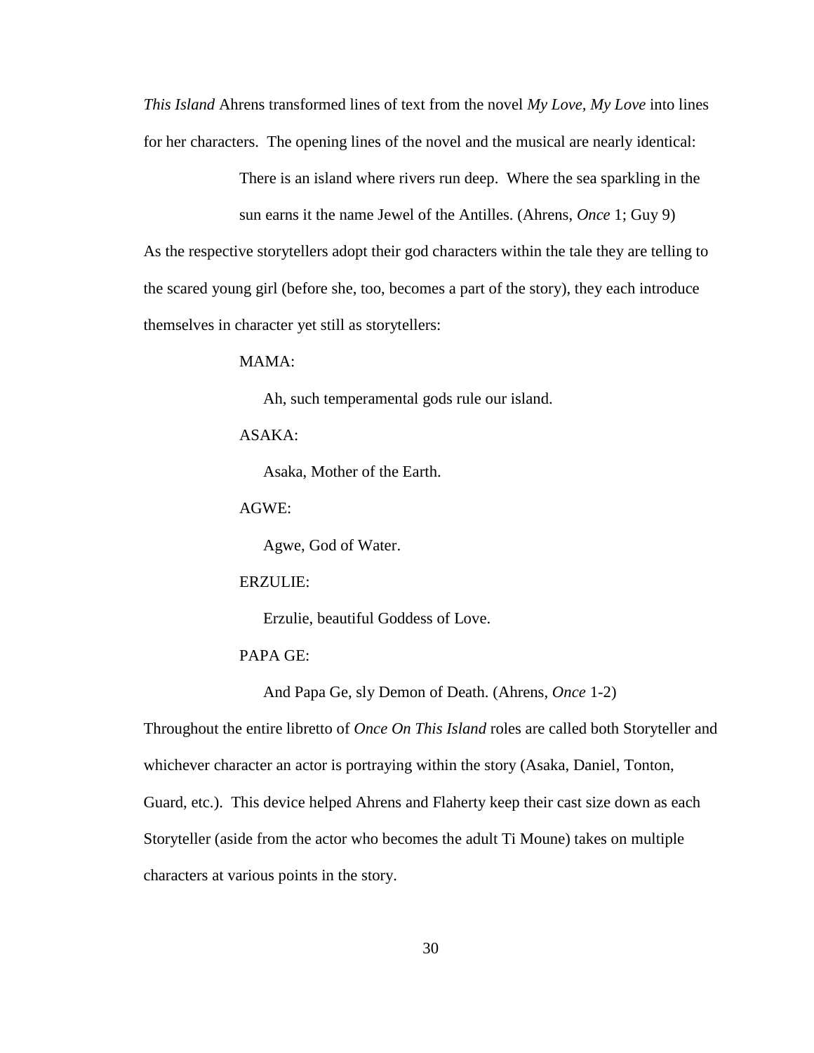*This Island* Ahrens transformed lines of text from the novel *My Love, My Love* into lines for her characters. The opening lines of the novel and the musical are nearly identical:

> There is an island where rivers run deep. Where the sea sparkling in the sun earns it the name Jewel of the Antilles. (Ahrens, *Once* 1; Guy 9)

As the respective storytellers adopt their god characters within the tale they are telling to the scared young girl (before she, too, becomes a part of the story), they each introduce themselves in character yet still as storytellers:

> MAMA:
>
> Ah, such temperamental gods rule our island.
>
> ASAKA:
>
> Asaka, Mother of the Earth.
>
> AGWE:
>
> Agwe, God of Water.
>
> ERZULIE:
>
> Erzulie, beautiful Goddess of Love.
>
> PAPA GE:
>
> And Papa Ge, sly Demon of Death. (Ahrens, *Once* 1-2)

Throughout the entire libretto of *Once On This Island* roles are called both Storyteller and whichever character an actor is portraying within the story (Asaka, Daniel, Tonton, Guard, etc.). This device helped Ahrens and Flaherty keep their cast size down as each Storyteller (aside from the actor who becomes the adult Ti Moune) takes on multiple characters at various points in the story.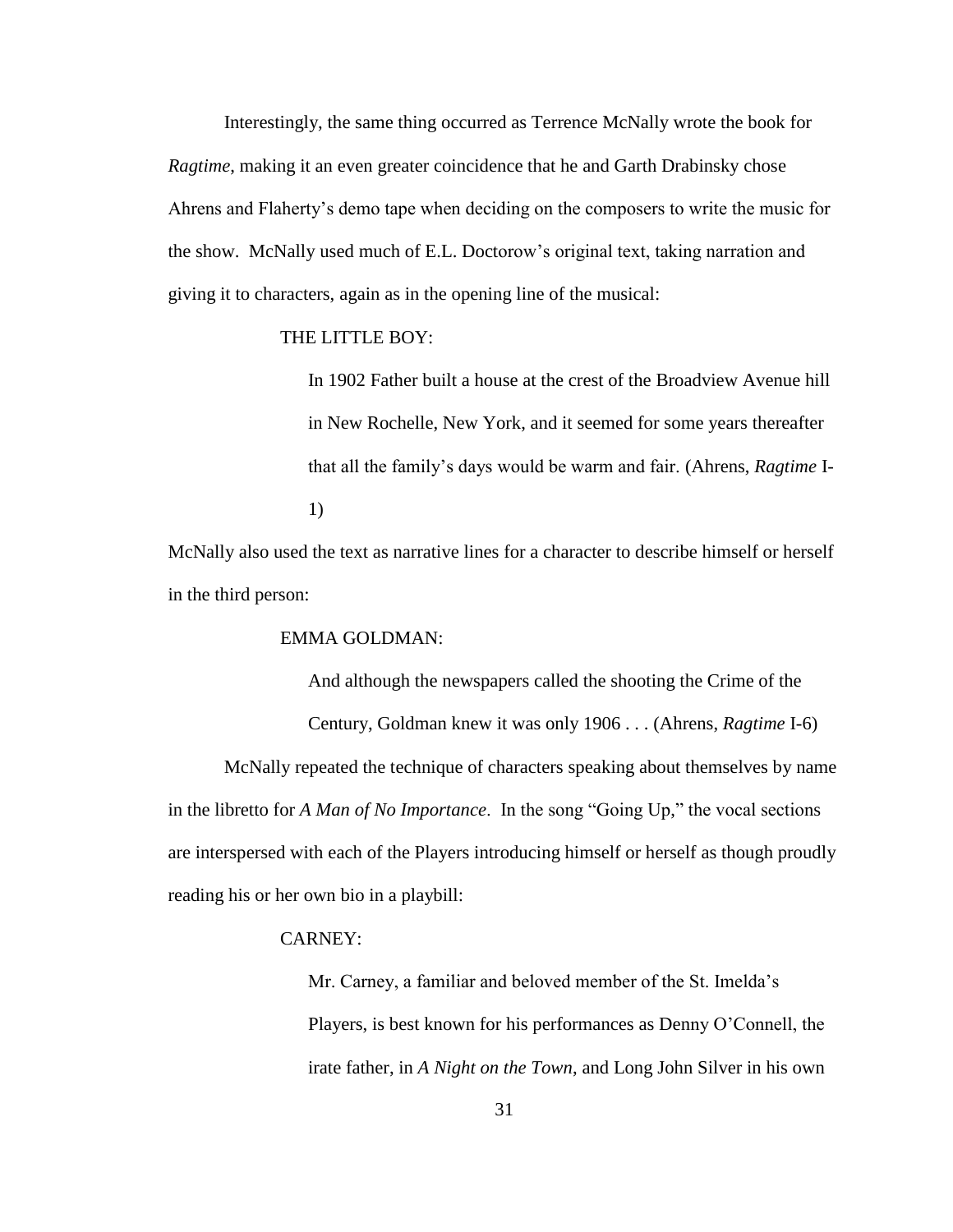Interestingly, the same thing occurred as Terrence McNally wrote the book for *Ragtime*, making it an even greater coincidence that he and Garth Drabinsky chose Ahrens and Flaherty's demo tape when deciding on the composers to write the music for the show. McNally used much of E.L. Doctorow's original text, taking narration and giving it to characters, again as in the opening line of the musical:

> THE LITTLE BOY:
>
> In 1902 Father built a house at the crest of the Broadview Avenue hill in New Rochelle, New York, and it seemed for some years thereafter that all the family's days would be warm and fair. (Ahrens, *Ragtime* I-1)

McNally also used the text as narrative lines for a character to describe himself or herself in the third person:

> EMMA GOLDMAN:
>
> And although the newspapers called the shooting the Crime of the Century, Goldman knew it was only 1906 . . . (Ahrens, *Ragtime* I-6)

McNally repeated the technique of characters speaking about themselves by name in the libretto for *A Man of No Importance*. In the song "Going Up," the vocal sections are interspersed with each of the Players introducing himself or herself as though proudly reading his or her own bio in a playbill:

> CARNEY:
>
> Mr. Carney, a familiar and beloved member of the St. Imelda's Players, is best known for his performances as Denny O'Connell, the irate father, in *A Night on the Town*, and Long John Silver in his own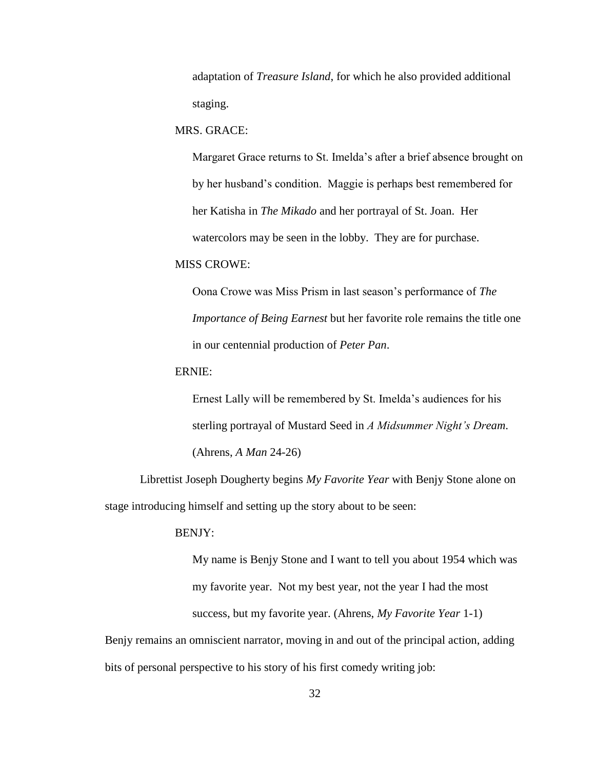> adaptation of *Treasure Island*, for which he also provided additional staging.
>
> MRS. GRACE:
>
> > Margaret Grace returns to St. Imelda's after a brief absence brought on by her husband's condition. Maggie is perhaps best remembered for her Katisha in *The Mikado* and her portrayal of St. Joan. Her watercolors may be seen in the lobby. They are for purchase.
>
> MISS CROWE:
>
> > Oona Crowe was Miss Prism in last season's performance of *The Importance of Being Earnest* but her favorite role remains the title one in our centennial production of *Peter Pan*.
>
> ERNIE:
>
> > Ernest Lally will be remembered by St. Imelda's audiences for his sterling portrayal of Mustard Seed in *A Midsummer Night's Dream*. (Ahrens, *A Man* 24-26)

Librettist Joseph Dougherty begins *My Favorite Year* with Benjy Stone alone on stage introducing himself and setting up the story about to be seen:

> BENJY:
>
> > My name is Benjy Stone and I want to tell you about 1954 which was my favorite year. Not my best year, not the year I had the most success, but my favorite year. (Ahrens, *My Favorite Year* 1-1)

Benjy remains an omniscient narrator, moving in and out of the principal action, adding bits of personal perspective to his story of his first comedy writing job: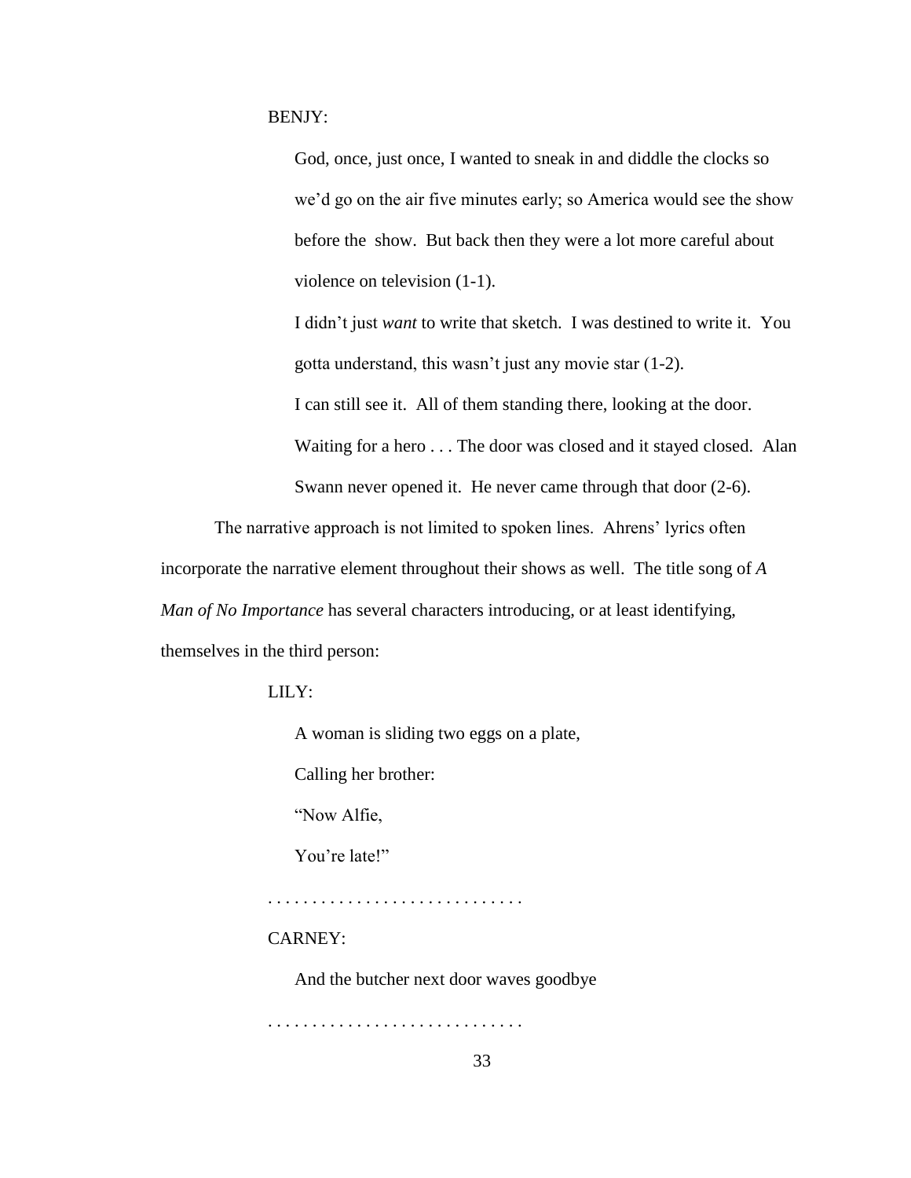BENJY:

> God, once, just once, I wanted to sneak in and diddle the clocks so we'd go on the air five minutes early; so America would see the show before the show. But back then they were a lot more careful about violence on television (1-1).
>
> I didn't just *want* to write that sketch. I was destined to write it. You gotta understand, this wasn't just any movie star (1-2).
>
> I can still see it. All of them standing there, looking at the door. Waiting for a hero . . . The door was closed and it stayed closed. Alan Swann never opened it. He never came through that door (2-6).

The narrative approach is not limited to spoken lines. Ahrens' lyrics often incorporate the narrative element throughout their shows as well. The title song of *A Man of No Importance* has several characters introducing, or at least identifying, themselves in the third person:

LILY:

> A woman is sliding two eggs on a plate,
>
> Calling her brother:
>
> "Now Alfie,
>
> You're late!"

. . . . . . . . . . . . . . . . . . . . . . . . . . . . .

CARNEY:

> And the butcher next door waves goodbye

. . . . . . . . . . . . . . . . . . . . . . . . . . . . .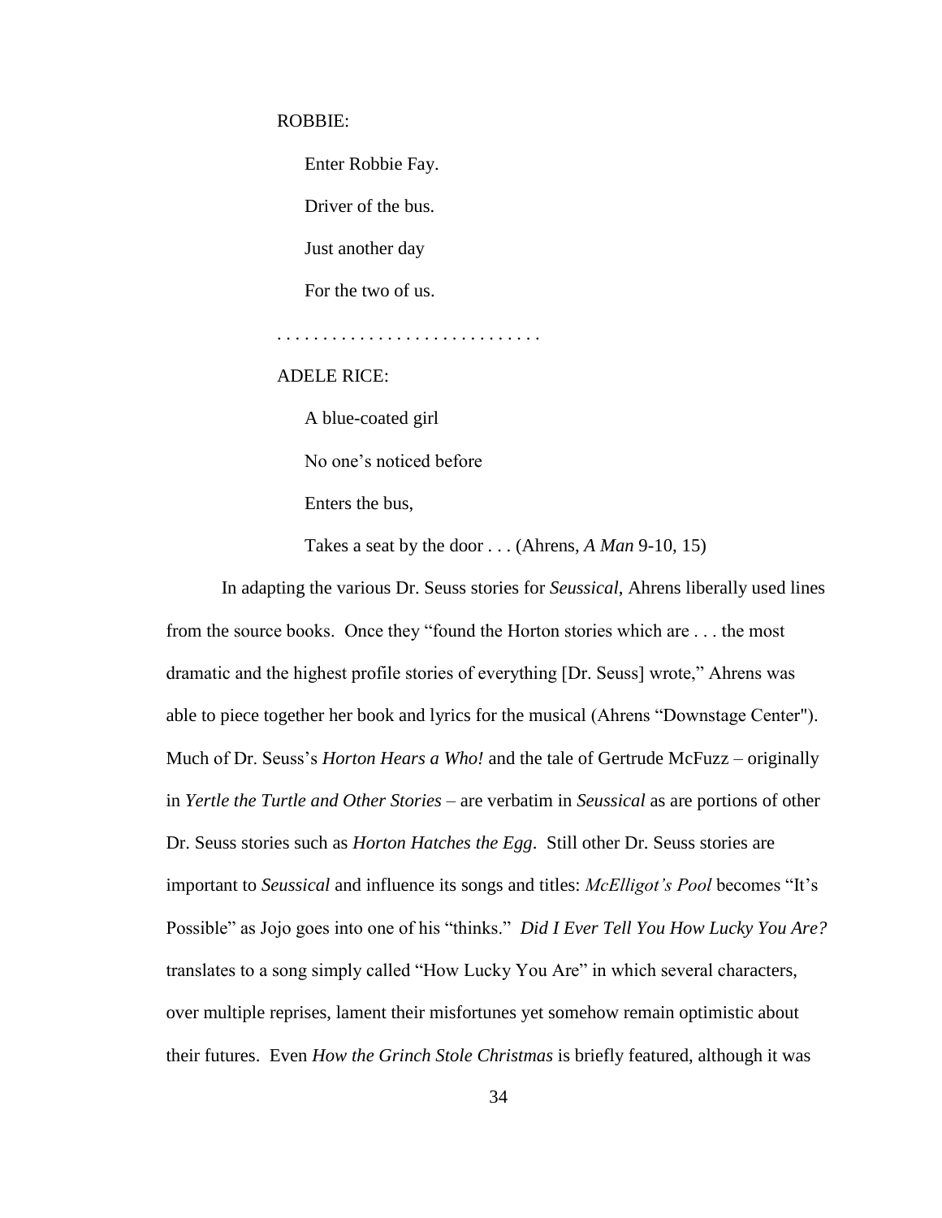ROBBIE:

Enter Robbie Fay.

Driver of the bus.

Just another day

For the two of us.

. . . . . . . . . . . . . . . . . . . . . . . . . . . .

ADELE RICE:

A blue-coated girl

No one's noticed before

Enters the bus,

Takes a seat by the door . . . (Ahrens, *A Man* 9-10, 15)

In adapting the various Dr. Seuss stories for *Seussical*, Ahrens liberally used lines from the source books. Once they "found the Horton stories which are . . . the most dramatic and the highest profile stories of everything [Dr. Seuss] wrote," Ahrens was able to piece together her book and lyrics for the musical (Ahrens "Downstage Center"). Much of Dr. Seuss's *Horton Hears a Who!* and the tale of Gertrude McFuzz – originally in *Yertle the Turtle and Other Stories* – are verbatim in *Seussical* as are portions of other Dr. Seuss stories such as *Horton Hatches the Egg*. Still other Dr. Seuss stories are important to *Seussical* and influence its songs and titles: *McElligot's Pool* becomes "It's Possible" as Jojo goes into one of his "thinks." *Did I Ever Tell You How Lucky You Are?* translates to a song simply called "How Lucky You Are" in which several characters, over multiple reprises, lament their misfortunes yet somehow remain optimistic about their futures. Even *How the Grinch Stole Christmas* is briefly featured, although it was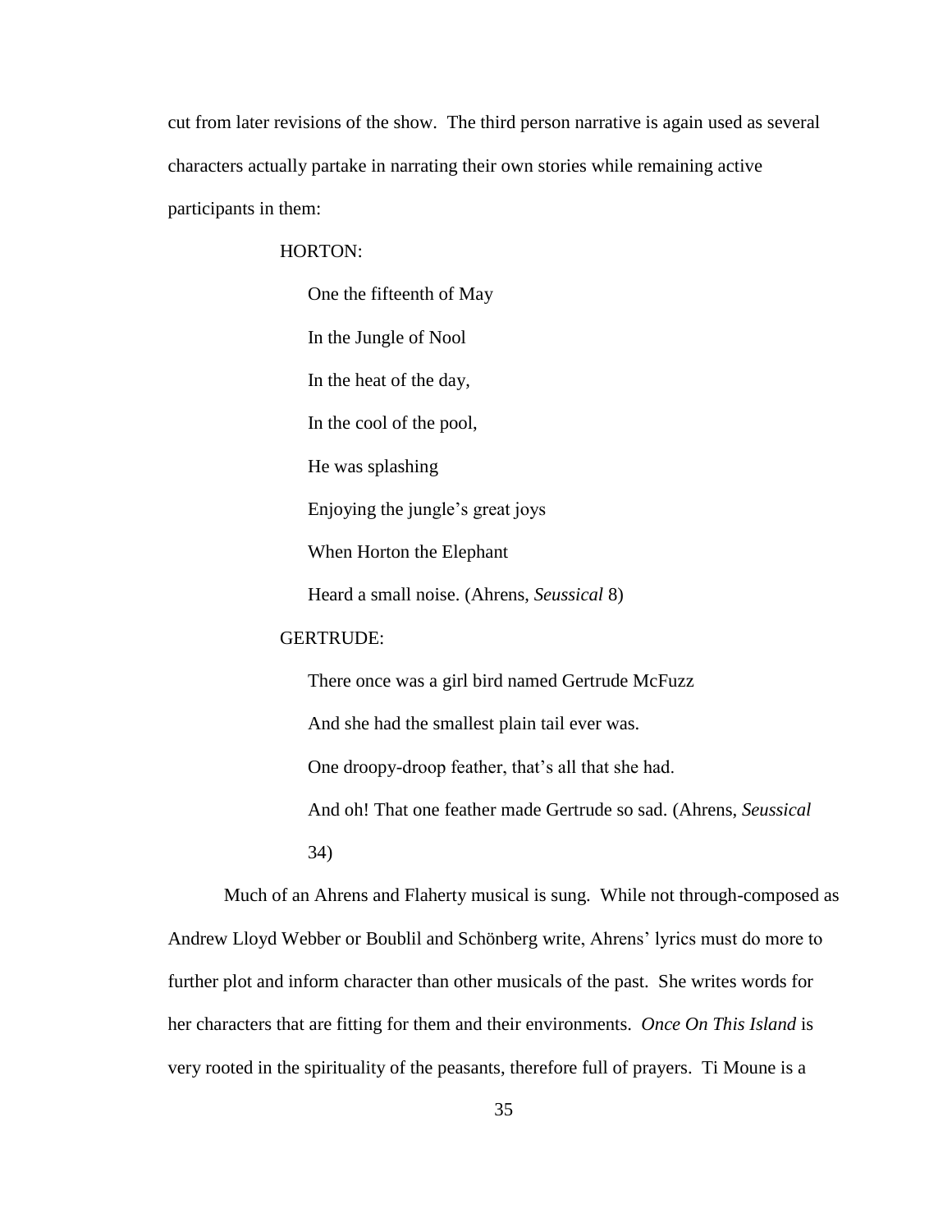cut from later revisions of the show. The third person narrative is again used as several characters actually partake in narrating their own stories while remaining active participants in them:

HORTON:

One the fifteenth of May  
In the Jungle of Nool  
In the heat of the day,  
In the cool of the pool,  
He was splashing  
Enjoying the jungle's great joys  
When Horton the Elephant  
Heard a small noise. (Ahrens, *Seussical* 8)

GERTRUDE:

There once was a girl bird named Gertrude McFuzz  
And she had the smallest plain tail ever was.  
One droopy-droop feather, that's all that she had.  
And oh! That one feather made Gertrude so sad. (Ahrens, *Seussical* 34)

Much of an Ahrens and Flaherty musical is sung. While not through-composed as Andrew Lloyd Webber or Boublil and Schönberg write, Ahrens' lyrics must do more to further plot and inform character than other musicals of the past. She writes words for her characters that are fitting for them and their environments. *Once On This Island* is very rooted in the spirituality of the peasants, therefore full of prayers. Ti Moune is a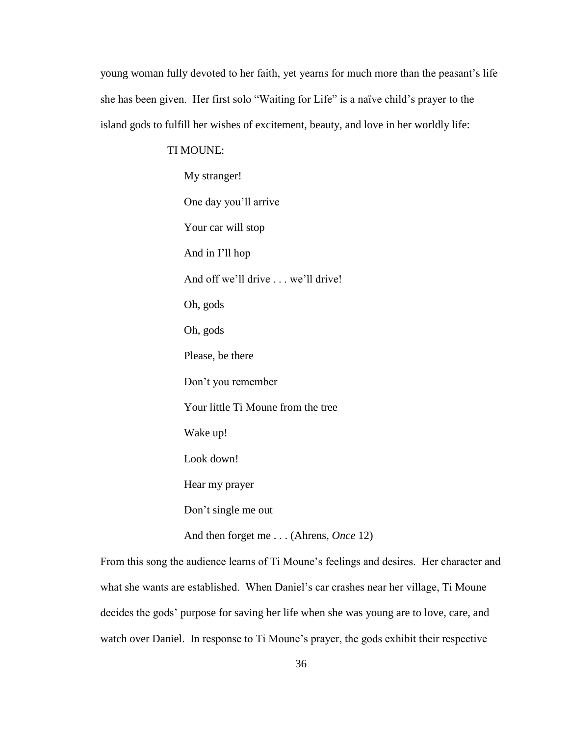young woman fully devoted to her faith, yet yearns for much more than the peasant's life she has been given. Her first solo "Waiting for Life" is a naïve child's prayer to the island gods to fulfill her wishes of excitement, beauty, and love in her worldly life:

TI MOUNE:

My stranger!  
One day you'll arrive  
Your car will stop  
And in I'll hop  
And off we'll drive . . . we'll drive!  
Oh, gods  
Oh, gods  
Please, be there  
Don't you remember  
Your little Ti Moune from the tree  
Wake up!  
Look down!  
Hear my prayer  
Don't single me out  
And then forget me . . . (Ahrens, *Once* 12)

From this song the audience learns of Ti Moune's feelings and desires. Her character and what she wants are established. When Daniel's car crashes near her village, Ti Moune decides the gods' purpose for saving her life when she was young are to love, care, and watch over Daniel. In response to Ti Moune's prayer, the gods exhibit their respective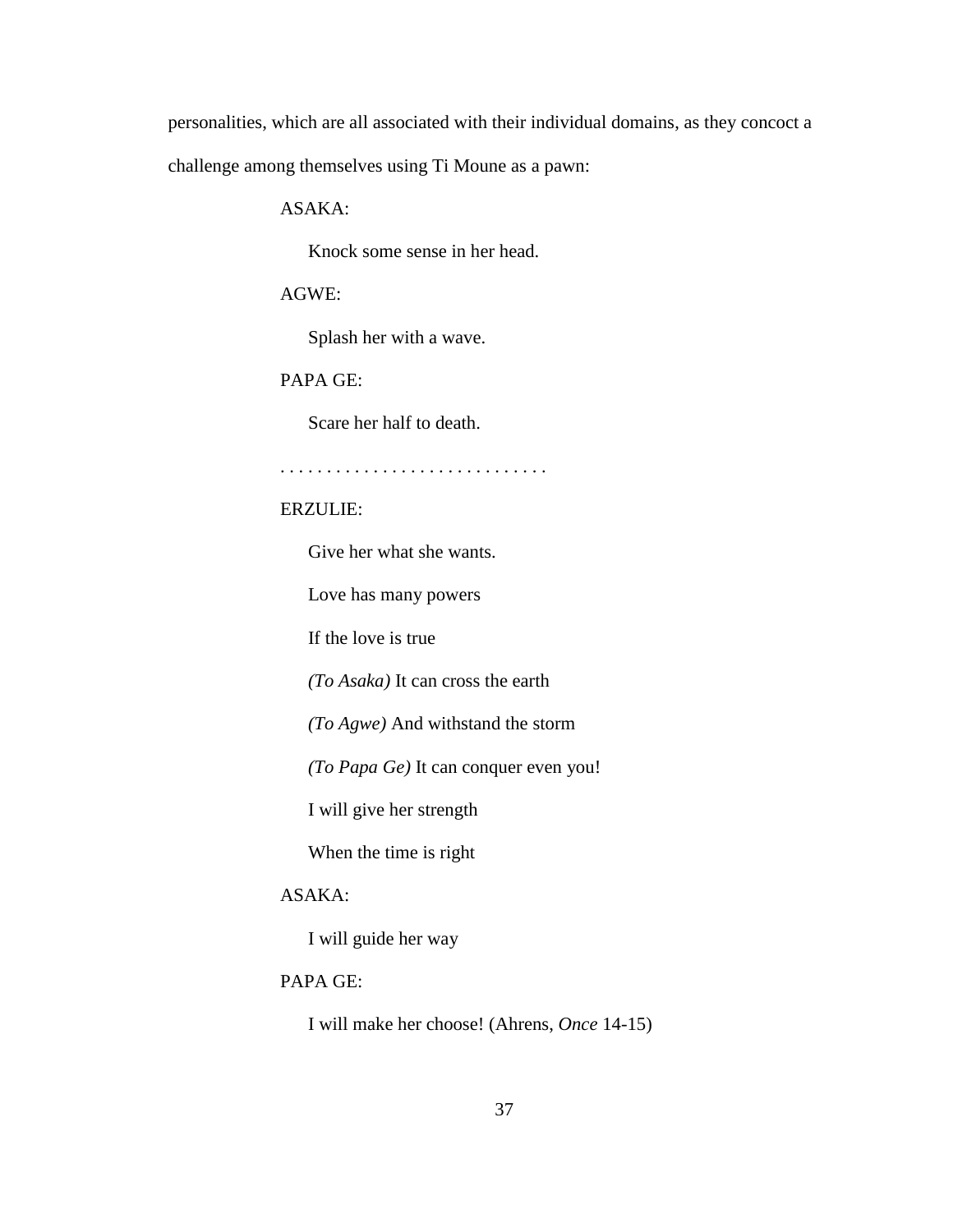personalities, which are all associated with their individual domains, as they concoct a challenge among themselves using Ti Moune as a pawn:

> ASAKA:
>
> Knock some sense in her head.
>
> AGWE:
>
> Splash her with a wave.
>
> PAPA GE:
>
> Scare her half to death.
>
> . . . . . . . . . . . . . . . . . . . . . . . . . . . .
>
> ERZULIE:
>
> Give her what she wants.
>
> Love has many powers
>
> If the love is true
>
> *(To Asaka)* It can cross the earth
>
> *(To Agwe)* And withstand the storm
>
> *(To Papa Ge)* It can conquer even you!
>
> I will give her strength
>
> When the time is right
>
> ASAKA:
>
> I will guide her way
>
> PAPA GE:
>
> I will make her choose! (Ahrens, *Once* 14-15)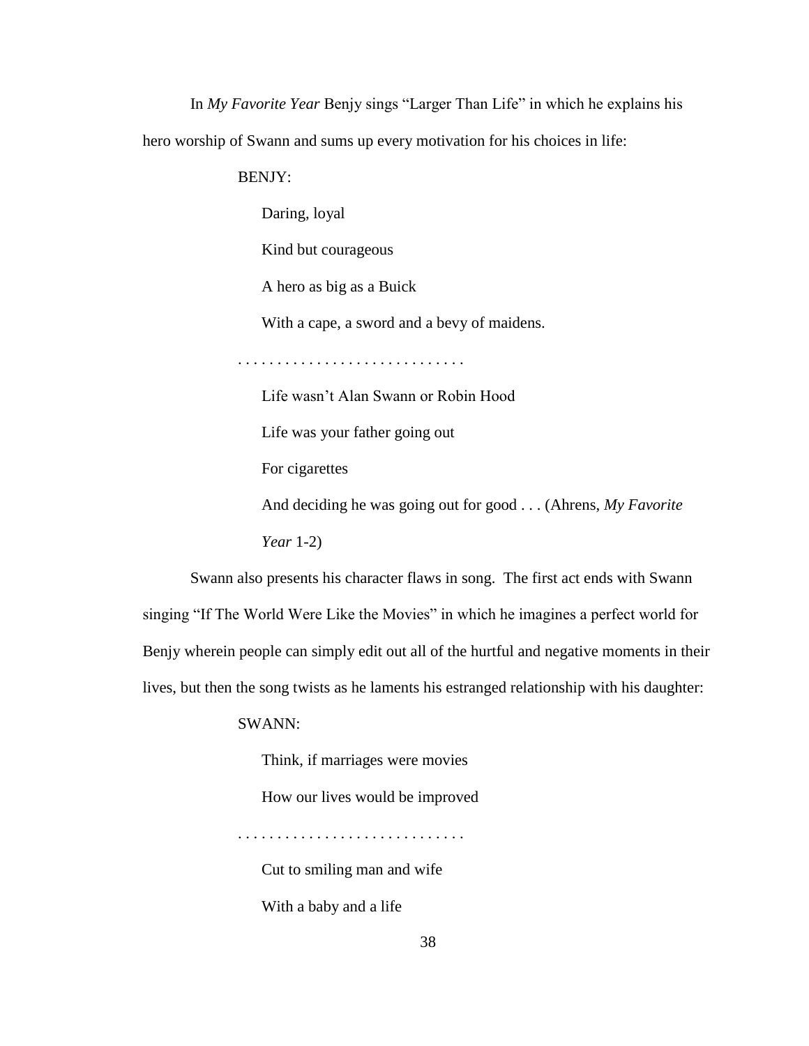In *My Favorite Year* Benjy sings "Larger Than Life" in which he explains his hero worship of Swann and sums up every motivation for his choices in life:

BENJY:

> Daring, loyal
>
> Kind but courageous
>
> A hero as big as a Buick
>
> With a cape, a sword and a bevy of maidens.

. . . . . . . . . . . . . . . . . . . . . . . . . . . .

> Life wasn't Alan Swann or Robin Hood
>
> Life was your father going out
>
> For cigarettes
>
> And deciding he was going out for good . . . (Ahrens, *My Favorite Year* 1-2)

Swann also presents his character flaws in song. The first act ends with Swann singing "If The World Were Like the Movies" in which he imagines a perfect world for Benjy wherein people can simply edit out all of the hurtful and negative moments in their lives, but then the song twists as he laments his estranged relationship with his daughter:

SWANN:

> Think, if marriages were movies
>
> How our lives would be improved

. . . . . . . . . . . . . . . . . . . . . . . . . . . .

> Cut to smiling man and wife
>
> With a baby and a life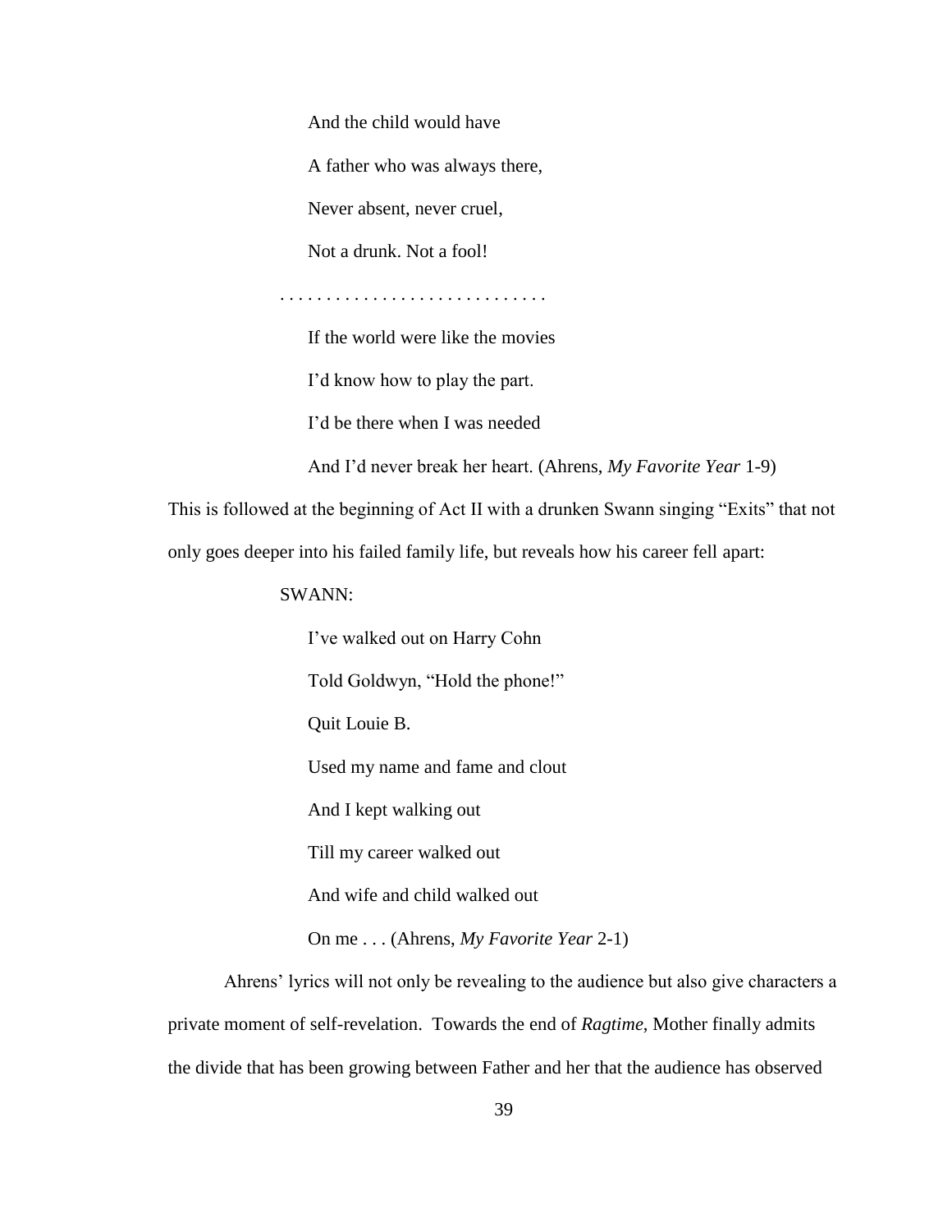And the child would have

A father who was always there,

Never absent, never cruel,

Not a drunk. Not a fool!

. . . . . . . . . . . . . . . . . . . . . . . . . . . . .

If the world were like the movies

I'd know how to play the part.

I'd be there when I was needed

And I'd never break her heart. (Ahrens, *My Favorite Year* 1-9)

This is followed at the beginning of Act II with a drunken Swann singing "Exits" that not only goes deeper into his failed family life, but reveals how his career fell apart:

SWANN:

I've walked out on Harry Cohn

Told Goldwyn, "Hold the phone!"

Quit Louie B.

Used my name and fame and clout

And I kept walking out

Till my career walked out

And wife and child walked out

On me . . . (Ahrens, *My Favorite Year* 2-1)

Ahrens' lyrics will not only be revealing to the audience but also give characters a private moment of self-revelation. Towards the end of *Ragtime*, Mother finally admits the divide that has been growing between Father and her that the audience has observed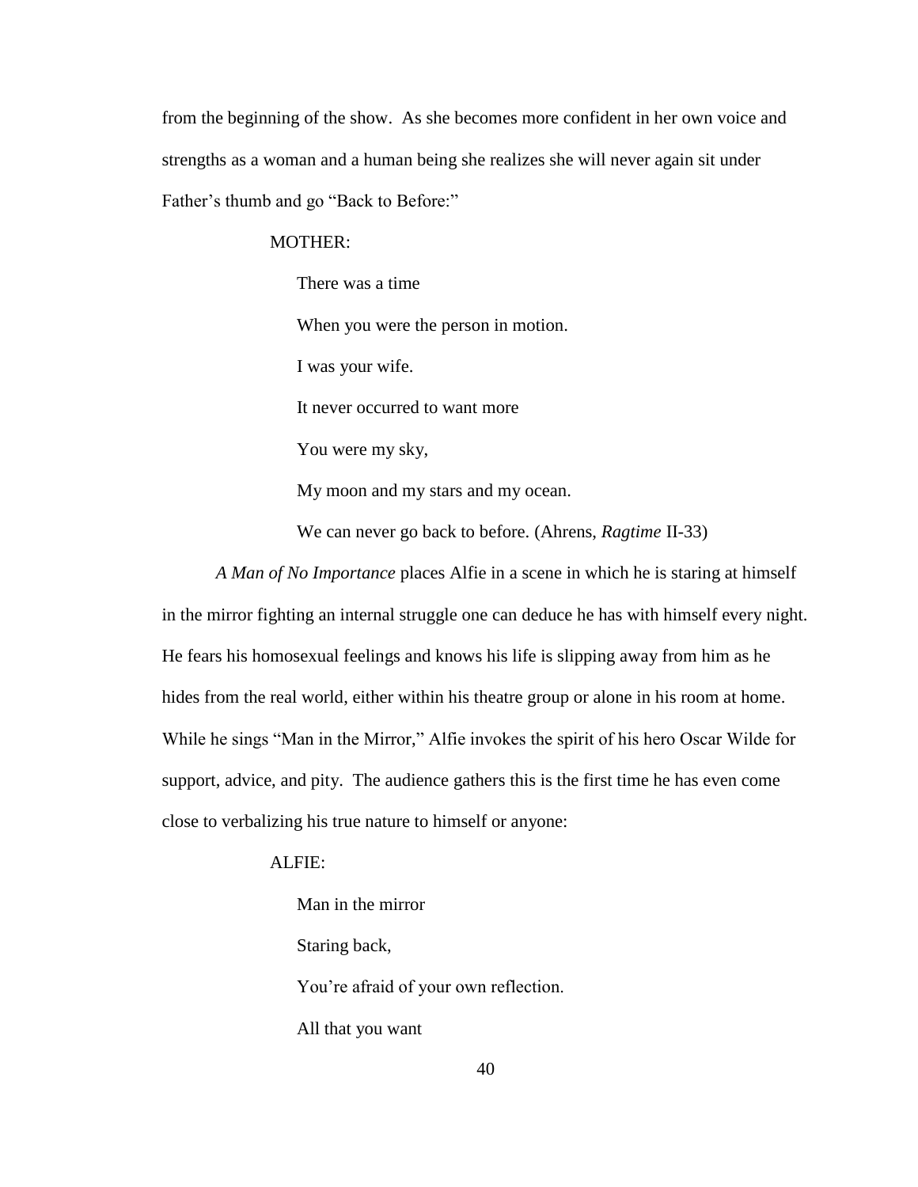from the beginning of the show. As she becomes more confident in her own voice and strengths as a woman and a human being she realizes she will never again sit under Father's thumb and go "Back to Before:"

MOTHER:

There was a time
When you were the person in motion.
I was your wife.
It never occurred to want more
You were my sky,
My moon and my stars and my ocean.
We can never go back to before. (Ahrens, *Ragtime* II-33)

*A Man of No Importance* places Alfie in a scene in which he is staring at himself in the mirror fighting an internal struggle one can deduce he has with himself every night. He fears his homosexual feelings and knows his life is slipping away from him as he hides from the real world, either within his theatre group or alone in his room at home. While he sings "Man in the Mirror," Alfie invokes the spirit of his hero Oscar Wilde for support, advice, and pity. The audience gathers this is the first time he has even come close to verbalizing his true nature to himself or anyone:

ALFIE:

Man in the mirror
Staring back,
You're afraid of your own reflection.
All that you want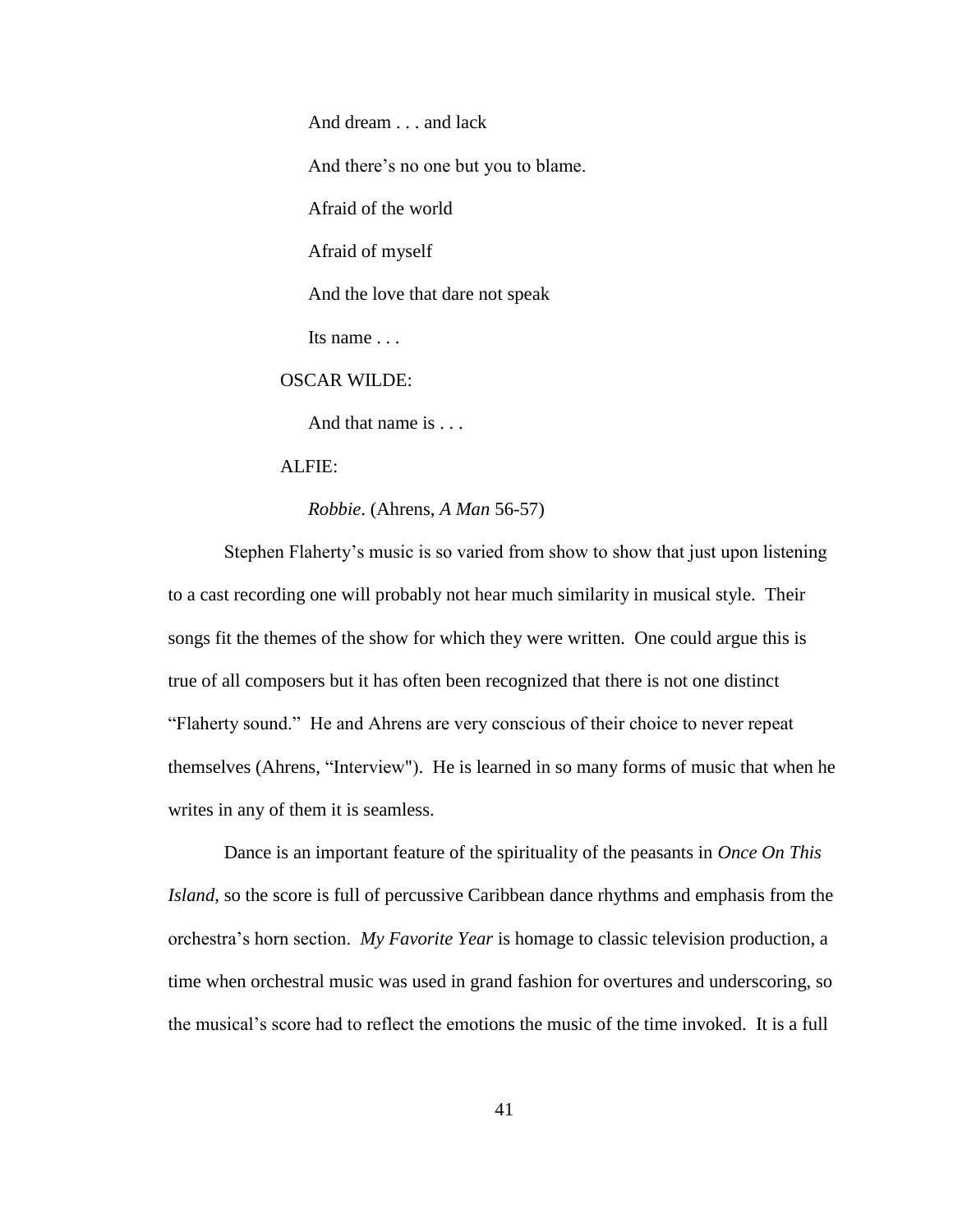And dream . . . and lack

And there's no one but you to blame.

Afraid of the world

Afraid of myself

And the love that dare not speak

Its name . . .

OSCAR WILDE:

And that name is . . .

ALFIE:

*Robbie*. (Ahrens, *A Man* 56-57)

Stephen Flaherty's music is so varied from show to show that just upon listening to a cast recording one will probably not hear much similarity in musical style. Their songs fit the themes of the show for which they were written. One could argue this is true of all composers but it has often been recognized that there is not one distinct "Flaherty sound." He and Ahrens are very conscious of their choice to never repeat themselves (Ahrens, "Interview"). He is learned in so many forms of music that when he writes in any of them it is seamless.

Dance is an important feature of the spirituality of the peasants in *Once On This Island*, so the score is full of percussive Caribbean dance rhythms and emphasis from the orchestra's horn section. *My Favorite Year* is homage to classic television production, a time when orchestral music was used in grand fashion for overtures and underscoring, so the musical's score had to reflect the emotions the music of the time invoked. It is a full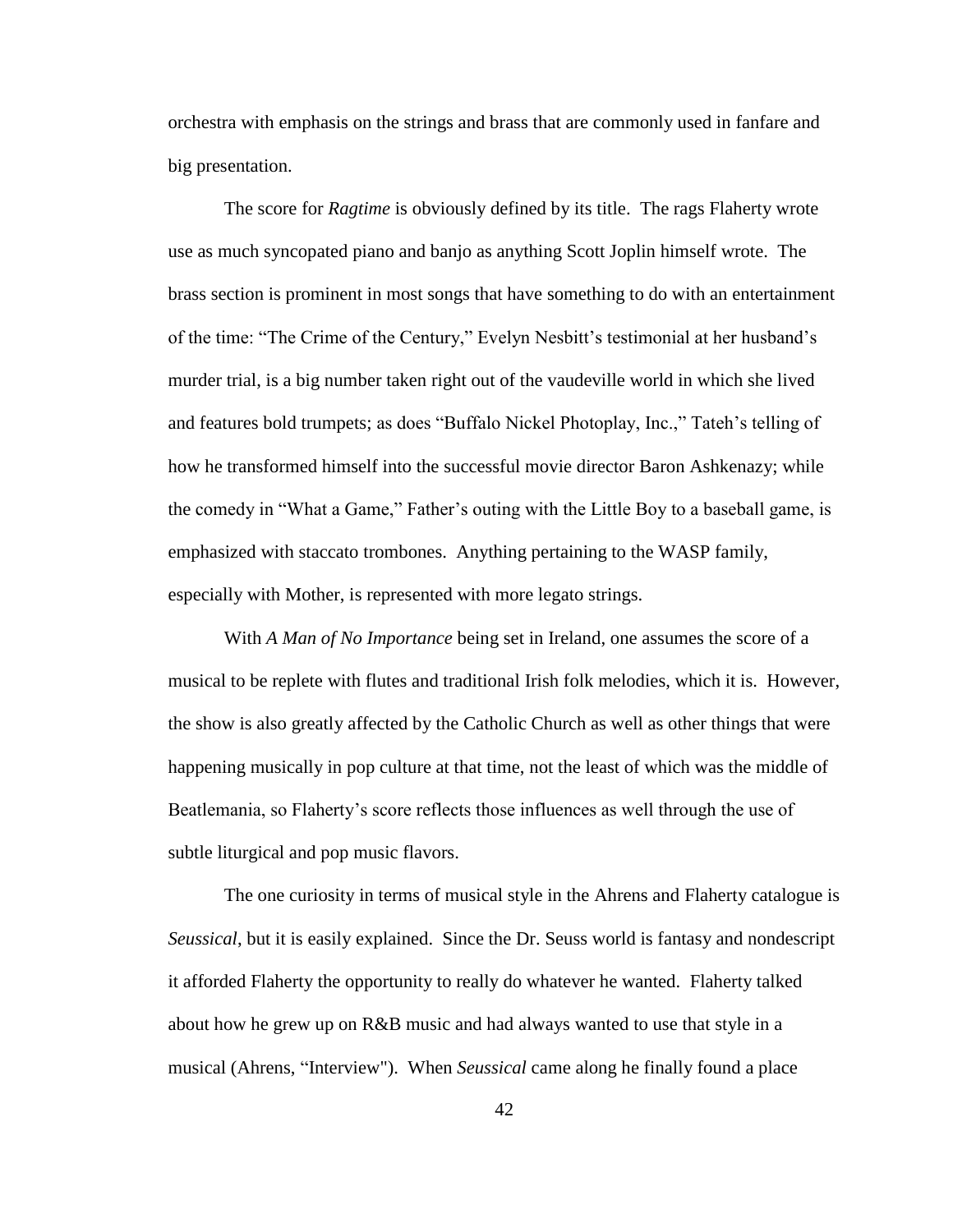orchestra with emphasis on the strings and brass that are commonly used in fanfare and big presentation.

The score for *Ragtime* is obviously defined by its title. The rags Flaherty wrote use as much syncopated piano and banjo as anything Scott Joplin himself wrote. The brass section is prominent in most songs that have something to do with an entertainment of the time: "The Crime of the Century," Evelyn Nesbitt's testimonial at her husband's murder trial, is a big number taken right out of the vaudeville world in which she lived and features bold trumpets; as does "Buffalo Nickel Photoplay, Inc.," Tateh's telling of how he transformed himself into the successful movie director Baron Ashkenazy; while the comedy in "What a Game," Father's outing with the Little Boy to a baseball game, is emphasized with staccato trombones. Anything pertaining to the WASP family, especially with Mother, is represented with more legato strings.

With *A Man of No Importance* being set in Ireland, one assumes the score of a musical to be replete with flutes and traditional Irish folk melodies, which it is. However, the show is also greatly affected by the Catholic Church as well as other things that were happening musically in pop culture at that time, not the least of which was the middle of Beatlemania, so Flaherty's score reflects those influences as well through the use of subtle liturgical and pop music flavors.

The one curiosity in terms of musical style in the Ahrens and Flaherty catalogue is *Seussical*, but it is easily explained. Since the Dr. Seuss world is fantasy and nondescript it afforded Flaherty the opportunity to really do whatever he wanted. Flaherty talked about how he grew up on R&B music and had always wanted to use that style in a musical (Ahrens, "Interview"). When *Seussical* came along he finally found a place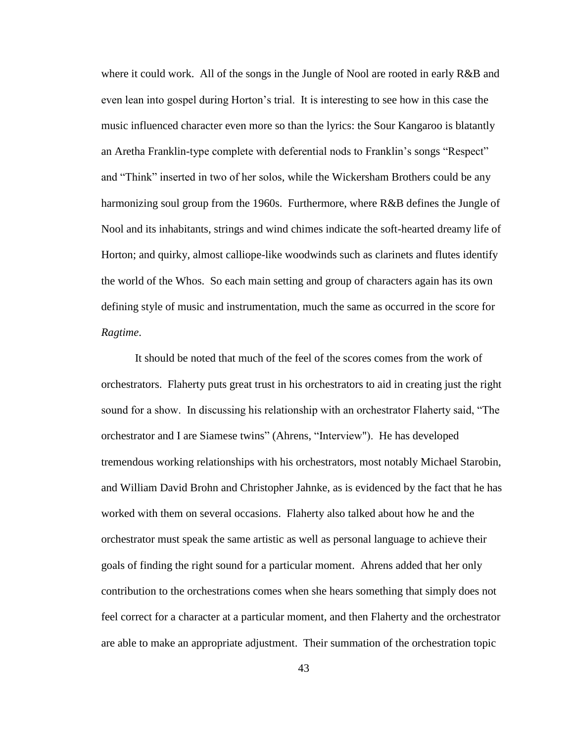where it could work. All of the songs in the Jungle of Nool are rooted in early R&B and even lean into gospel during Horton's trial. It is interesting to see how in this case the music influenced character even more so than the lyrics: the Sour Kangaroo is blatantly an Aretha Franklin-type complete with deferential nods to Franklin's songs "Respect" and "Think" inserted in two of her solos, while the Wickersham Brothers could be any harmonizing soul group from the 1960s. Furthermore, where R&B defines the Jungle of Nool and its inhabitants, strings and wind chimes indicate the soft-hearted dreamy life of Horton; and quirky, almost calliope-like woodwinds such as clarinets and flutes identify the world of the Whos. So each main setting and group of characters again has its own defining style of music and instrumentation, much the same as occurred in the score for *Ragtime*.

It should be noted that much of the feel of the scores comes from the work of orchestrators. Flaherty puts great trust in his orchestrators to aid in creating just the right sound for a show. In discussing his relationship with an orchestrator Flaherty said, "The orchestrator and I are Siamese twins" (Ahrens, "Interview"). He has developed tremendous working relationships with his orchestrators, most notably Michael Starobin, and William David Brohn and Christopher Jahnke, as is evidenced by the fact that he has worked with them on several occasions. Flaherty also talked about how he and the orchestrator must speak the same artistic as well as personal language to achieve their goals of finding the right sound for a particular moment. Ahrens added that her only contribution to the orchestrations comes when she hears something that simply does not feel correct for a character at a particular moment, and then Flaherty and the orchestrator are able to make an appropriate adjustment. Their summation of the orchestration topic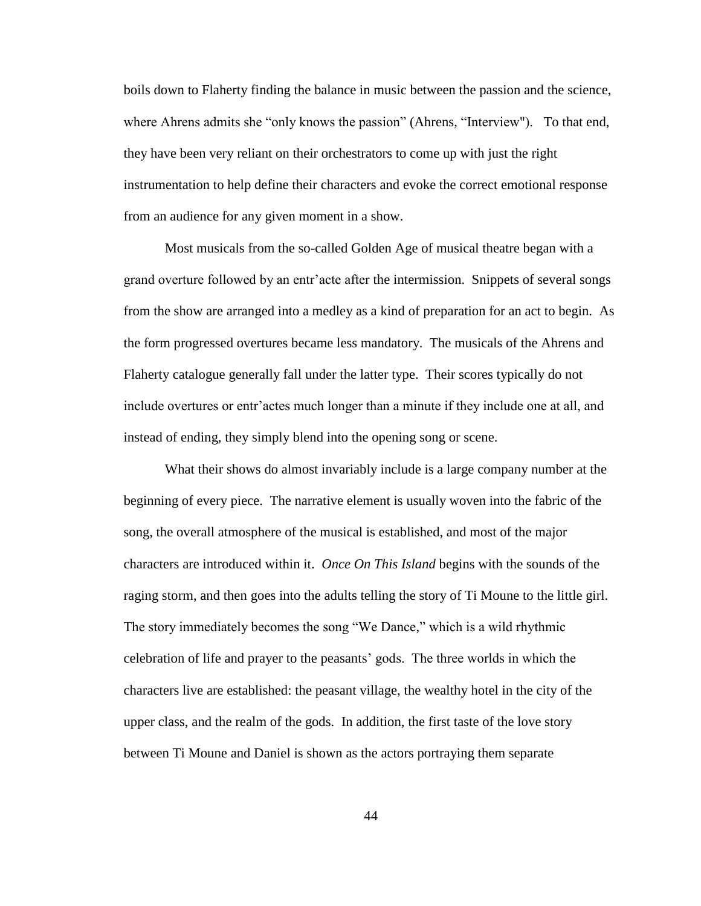boils down to Flaherty finding the balance in music between the passion and the science, where Ahrens admits she "only knows the passion" (Ahrens, "Interview"). To that end, they have been very reliant on their orchestrators to come up with just the right instrumentation to help define their characters and evoke the correct emotional response from an audience for any given moment in a show.

Most musicals from the so-called Golden Age of musical theatre began with a grand overture followed by an entr'acte after the intermission. Snippets of several songs from the show are arranged into a medley as a kind of preparation for an act to begin. As the form progressed overtures became less mandatory. The musicals of the Ahrens and Flaherty catalogue generally fall under the latter type. Their scores typically do not include overtures or entr'actes much longer than a minute if they include one at all, and instead of ending, they simply blend into the opening song or scene.

What their shows do almost invariably include is a large company number at the beginning of every piece. The narrative element is usually woven into the fabric of the song, the overall atmosphere of the musical is established, and most of the major characters are introduced within it. *Once On This Island* begins with the sounds of the raging storm, and then goes into the adults telling the story of Ti Moune to the little girl. The story immediately becomes the song "We Dance," which is a wild rhythmic celebration of life and prayer to the peasants' gods. The three worlds in which the characters live are established: the peasant village, the wealthy hotel in the city of the upper class, and the realm of the gods. In addition, the first taste of the love story between Ti Moune and Daniel is shown as the actors portraying them separate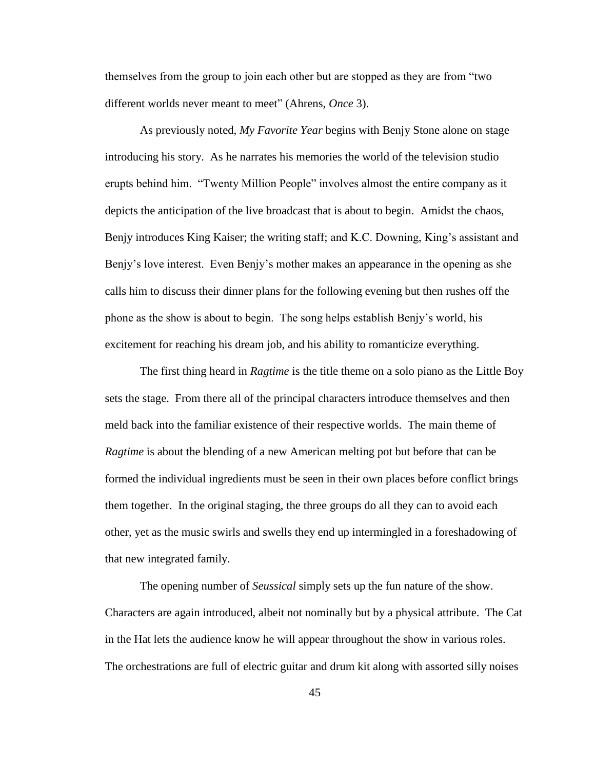themselves from the group to join each other but are stopped as they are from "two different worlds never meant to meet" (Ahrens, *Once* 3).

As previously noted, *My Favorite Year* begins with Benjy Stone alone on stage introducing his story. As he narrates his memories the world of the television studio erupts behind him. "Twenty Million People" involves almost the entire company as it depicts the anticipation of the live broadcast that is about to begin. Amidst the chaos, Benjy introduces King Kaiser; the writing staff; and K.C. Downing, King's assistant and Benjy's love interest. Even Benjy's mother makes an appearance in the opening as she calls him to discuss their dinner plans for the following evening but then rushes off the phone as the show is about to begin. The song helps establish Benjy's world, his excitement for reaching his dream job, and his ability to romanticize everything.

The first thing heard in *Ragtime* is the title theme on a solo piano as the Little Boy sets the stage. From there all of the principal characters introduce themselves and then meld back into the familiar existence of their respective worlds. The main theme of *Ragtime* is about the blending of a new American melting pot but before that can be formed the individual ingredients must be seen in their own places before conflict brings them together. In the original staging, the three groups do all they can to avoid each other, yet as the music swirls and swells they end up intermingled in a foreshadowing of that new integrated family.

The opening number of *Seussical* simply sets up the fun nature of the show. Characters are again introduced, albeit not nominally but by a physical attribute. The Cat in the Hat lets the audience know he will appear throughout the show in various roles. The orchestrations are full of electric guitar and drum kit along with assorted silly noises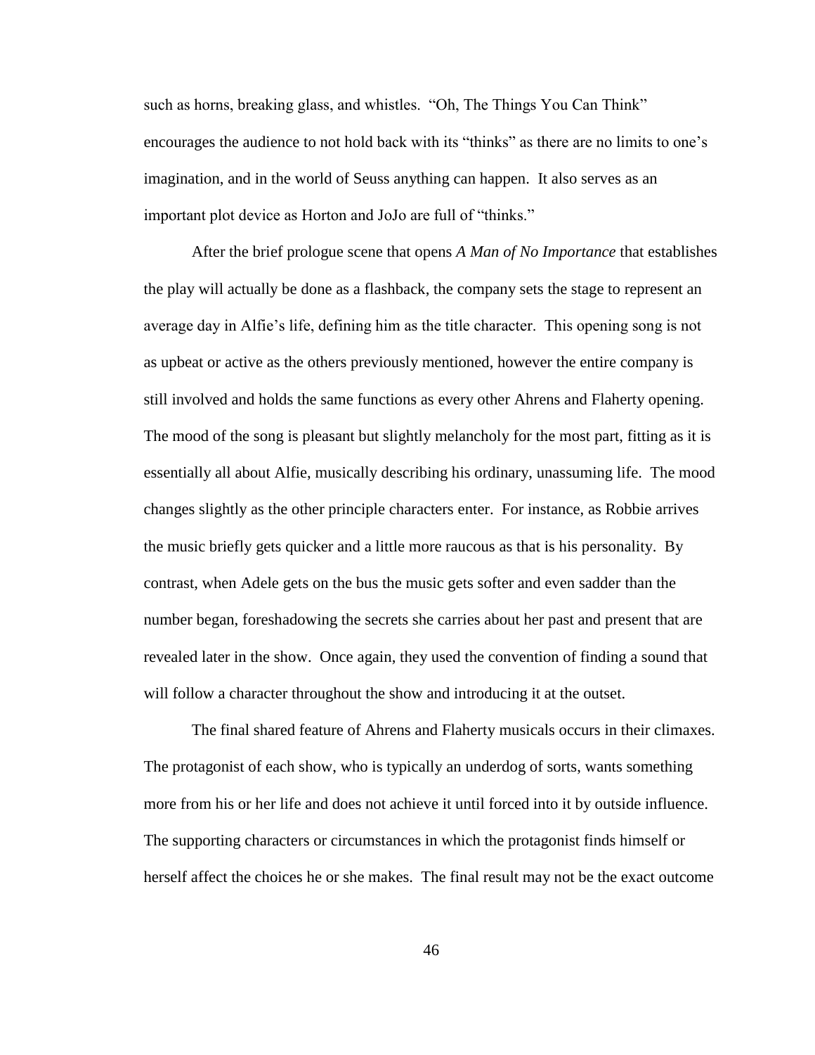such as horns, breaking glass, and whistles. "Oh, The Things You Can Think" encourages the audience to not hold back with its "thinks" as there are no limits to one's imagination, and in the world of Seuss anything can happen. It also serves as an important plot device as Horton and JoJo are full of "thinks."

After the brief prologue scene that opens *A Man of No Importance* that establishes the play will actually be done as a flashback, the company sets the stage to represent an average day in Alfie's life, defining him as the title character. This opening song is not as upbeat or active as the others previously mentioned, however the entire company is still involved and holds the same functions as every other Ahrens and Flaherty opening. The mood of the song is pleasant but slightly melancholy for the most part, fitting as it is essentially all about Alfie, musically describing his ordinary, unassuming life. The mood changes slightly as the other principle characters enter. For instance, as Robbie arrives the music briefly gets quicker and a little more raucous as that is his personality. By contrast, when Adele gets on the bus the music gets softer and even sadder than the number began, foreshadowing the secrets she carries about her past and present that are revealed later in the show. Once again, they used the convention of finding a sound that will follow a character throughout the show and introducing it at the outset.

The final shared feature of Ahrens and Flaherty musicals occurs in their climaxes. The protagonist of each show, who is typically an underdog of sorts, wants something more from his or her life and does not achieve it until forced into it by outside influence. The supporting characters or circumstances in which the protagonist finds himself or herself affect the choices he or she makes. The final result may not be the exact outcome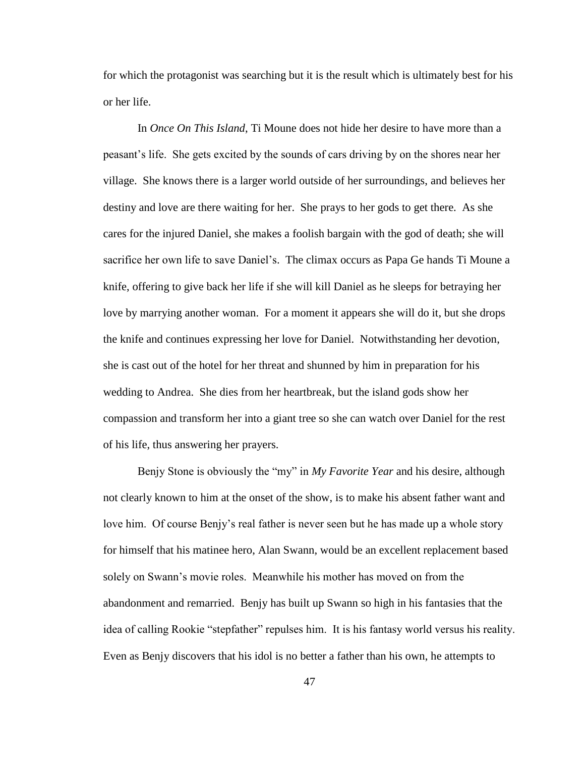for which the protagonist was searching but it is the result which is ultimately best for his or her life.

In *Once On This Island*, Ti Moune does not hide her desire to have more than a peasant's life. She gets excited by the sounds of cars driving by on the shores near her village. She knows there is a larger world outside of her surroundings, and believes her destiny and love are there waiting for her. She prays to her gods to get there. As she cares for the injured Daniel, she makes a foolish bargain with the god of death; she will sacrifice her own life to save Daniel's. The climax occurs as Papa Ge hands Ti Moune a knife, offering to give back her life if she will kill Daniel as he sleeps for betraying her love by marrying another woman. For a moment it appears she will do it, but she drops the knife and continues expressing her love for Daniel. Notwithstanding her devotion, she is cast out of the hotel for her threat and shunned by him in preparation for his wedding to Andrea. She dies from her heartbreak, but the island gods show her compassion and transform her into a giant tree so she can watch over Daniel for the rest of his life, thus answering her prayers.

Benjy Stone is obviously the "my" in *My Favorite Year* and his desire, although not clearly known to him at the onset of the show, is to make his absent father want and love him. Of course Benjy's real father is never seen but he has made up a whole story for himself that his matinee hero, Alan Swann, would be an excellent replacement based solely on Swann's movie roles. Meanwhile his mother has moved on from the abandonment and remarried. Benjy has built up Swann so high in his fantasies that the idea of calling Rookie "stepfather" repulses him. It is his fantasy world versus his reality. Even as Benjy discovers that his idol is no better a father than his own, he attempts to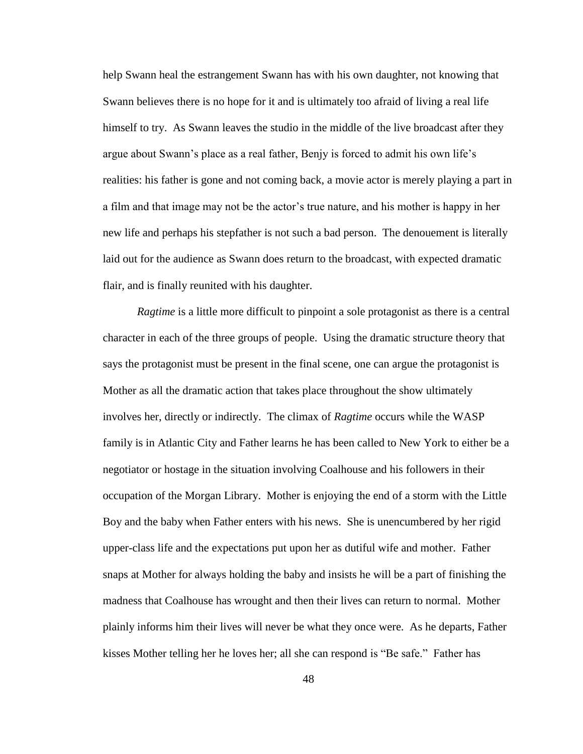help Swann heal the estrangement Swann has with his own daughter, not knowing that Swann believes there is no hope for it and is ultimately too afraid of living a real life himself to try. As Swann leaves the studio in the middle of the live broadcast after they argue about Swann's place as a real father, Benjy is forced to admit his own life's realities: his father is gone and not coming back, a movie actor is merely playing a part in a film and that image may not be the actor's true nature, and his mother is happy in her new life and perhaps his stepfather is not such a bad person. The denouement is literally laid out for the audience as Swann does return to the broadcast, with expected dramatic flair, and is finally reunited with his daughter.

*Ragtime* is a little more difficult to pinpoint a sole protagonist as there is a central character in each of the three groups of people. Using the dramatic structure theory that says the protagonist must be present in the final scene, one can argue the protagonist is Mother as all the dramatic action that takes place throughout the show ultimately involves her, directly or indirectly. The climax of *Ragtime* occurs while the WASP family is in Atlantic City and Father learns he has been called to New York to either be a negotiator or hostage in the situation involving Coalhouse and his followers in their occupation of the Morgan Library. Mother is enjoying the end of a storm with the Little Boy and the baby when Father enters with his news. She is unencumbered by her rigid upper-class life and the expectations put upon her as dutiful wife and mother. Father snaps at Mother for always holding the baby and insists he will be a part of finishing the madness that Coalhouse has wrought and then their lives can return to normal. Mother plainly informs him their lives will never be what they once were. As he departs, Father kisses Mother telling her he loves her; all she can respond is "Be safe." Father has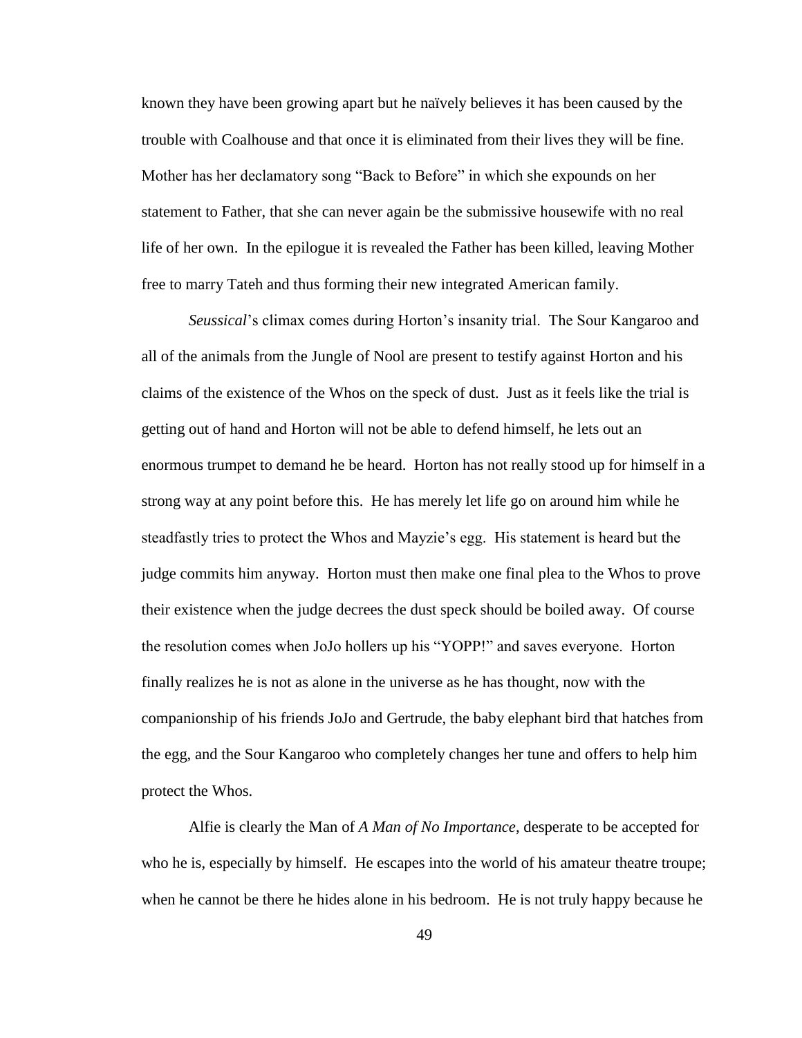known they have been growing apart but he naïvely believes it has been caused by the trouble with Coalhouse and that once it is eliminated from their lives they will be fine. Mother has her declamatory song "Back to Before" in which she expounds on her statement to Father, that she can never again be the submissive housewife with no real life of her own. In the epilogue it is revealed the Father has been killed, leaving Mother free to marry Tateh and thus forming their new integrated American family.

*Seussical*'s climax comes during Horton's insanity trial. The Sour Kangaroo and all of the animals from the Jungle of Nool are present to testify against Horton and his claims of the existence of the Whos on the speck of dust. Just as it feels like the trial is getting out of hand and Horton will not be able to defend himself, he lets out an enormous trumpet to demand he be heard. Horton has not really stood up for himself in a strong way at any point before this. He has merely let life go on around him while he steadfastly tries to protect the Whos and Mayzie's egg. His statement is heard but the judge commits him anyway. Horton must then make one final plea to the Whos to prove their existence when the judge decrees the dust speck should be boiled away. Of course the resolution comes when JoJo hollers up his "YOPP!" and saves everyone. Horton finally realizes he is not as alone in the universe as he has thought, now with the companionship of his friends JoJo and Gertrude, the baby elephant bird that hatches from the egg, and the Sour Kangaroo who completely changes her tune and offers to help him protect the Whos.

Alfie is clearly the Man of *A Man of No Importance*, desperate to be accepted for who he is, especially by himself. He escapes into the world of his amateur theatre troupe; when he cannot be there he hides alone in his bedroom. He is not truly happy because he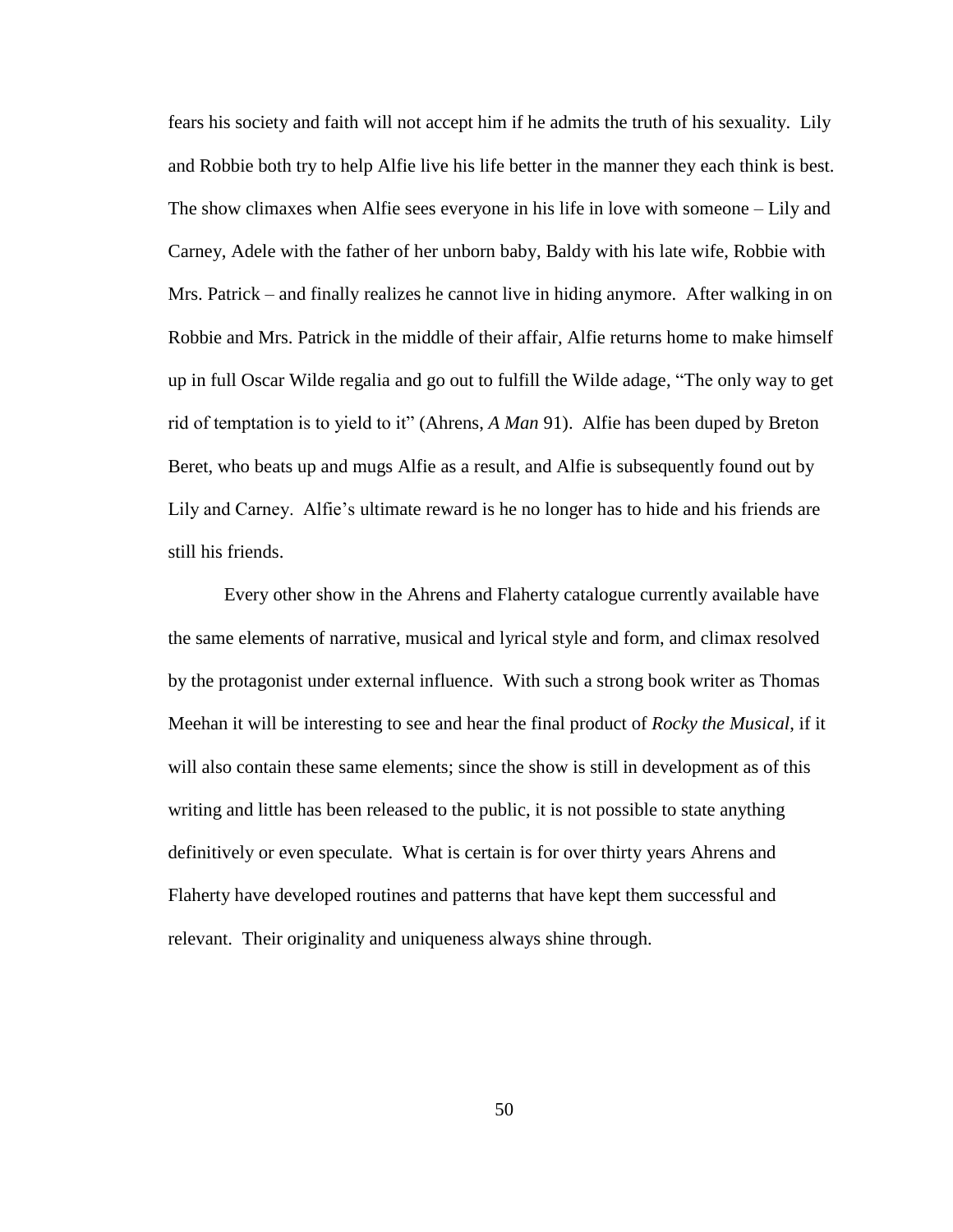fears his society and faith will not accept him if he admits the truth of his sexuality. Lily and Robbie both try to help Alfie live his life better in the manner they each think is best. The show climaxes when Alfie sees everyone in his life in love with someone – Lily and Carney, Adele with the father of her unborn baby, Baldy with his late wife, Robbie with Mrs. Patrick – and finally realizes he cannot live in hiding anymore. After walking in on Robbie and Mrs. Patrick in the middle of their affair, Alfie returns home to make himself up in full Oscar Wilde regalia and go out to fulfill the Wilde adage, "The only way to get rid of temptation is to yield to it" (Ahrens, *A Man* 91). Alfie has been duped by Breton Beret, who beats up and mugs Alfie as a result, and Alfie is subsequently found out by Lily and Carney. Alfie's ultimate reward is he no longer has to hide and his friends are still his friends.

Every other show in the Ahrens and Flaherty catalogue currently available have the same elements of narrative, musical and lyrical style and form, and climax resolved by the protagonist under external influence. With such a strong book writer as Thomas Meehan it will be interesting to see and hear the final product of *Rocky the Musical*, if it will also contain these same elements; since the show is still in development as of this writing and little has been released to the public, it is not possible to state anything definitively or even speculate. What is certain is for over thirty years Ahrens and Flaherty have developed routines and patterns that have kept them successful and relevant. Their originality and uniqueness always shine through.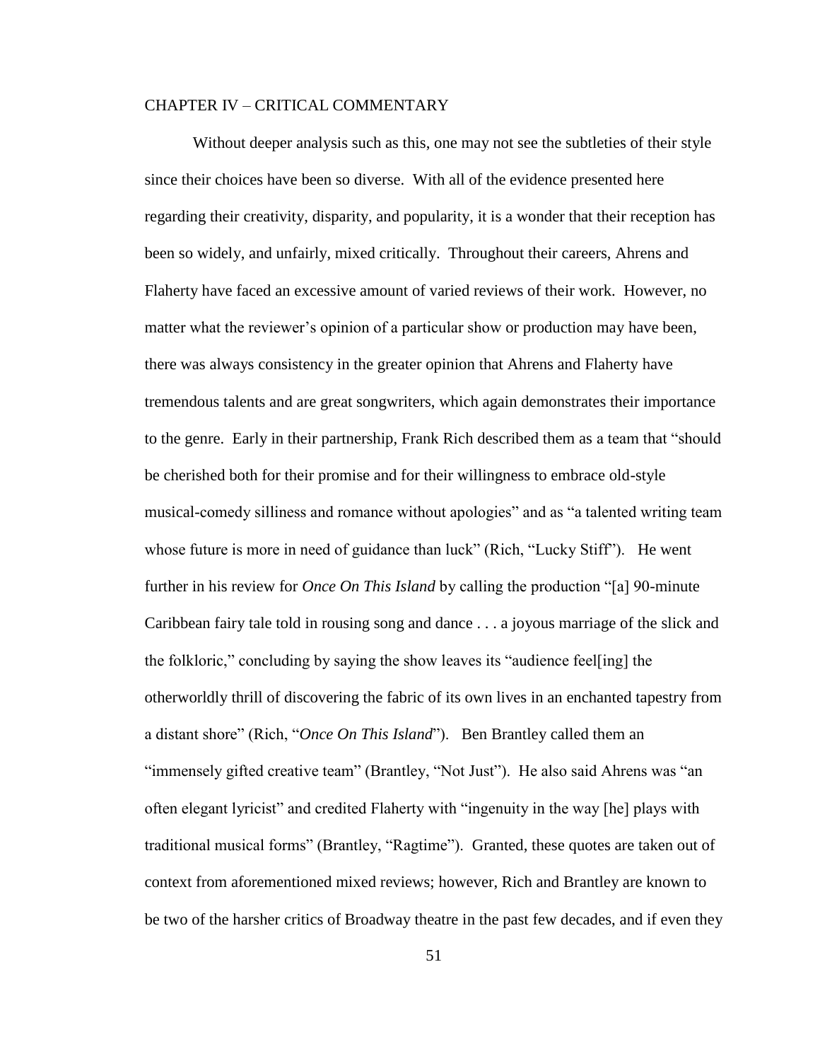## CHAPTER IV – CRITICAL COMMENTARY

Without deeper analysis such as this, one may not see the subtleties of their style since their choices have been so diverse. With all of the evidence presented here regarding their creativity, disparity, and popularity, it is a wonder that their reception has been so widely, and unfairly, mixed critically. Throughout their careers, Ahrens and Flaherty have faced an excessive amount of varied reviews of their work. However, no matter what the reviewer's opinion of a particular show or production may have been, there was always consistency in the greater opinion that Ahrens and Flaherty have tremendous talents and are great songwriters, which again demonstrates their importance to the genre. Early in their partnership, Frank Rich described them as a team that "should be cherished both for their promise and for their willingness to embrace old-style musical-comedy silliness and romance without apologies" and as "a talented writing team whose future is more in need of guidance than luck" (Rich, "Lucky Stiff"). He went further in his review for *Once On This Island* by calling the production "[a] 90-minute Caribbean fairy tale told in rousing song and dance . . . a joyous marriage of the slick and the folkloric," concluding by saying the show leaves its "audience feel[ing] the otherworldly thrill of discovering the fabric of its own lives in an enchanted tapestry from a distant shore" (Rich, "*Once On This Island*"). Ben Brantley called them an "immensely gifted creative team" (Brantley, "Not Just"). He also said Ahrens was "an often elegant lyricist" and credited Flaherty with "ingenuity in the way [he] plays with traditional musical forms" (Brantley, "Ragtime"). Granted, these quotes are taken out of context from aforementioned mixed reviews; however, Rich and Brantley are known to be two of the harsher critics of Broadway theatre in the past few decades, and if even they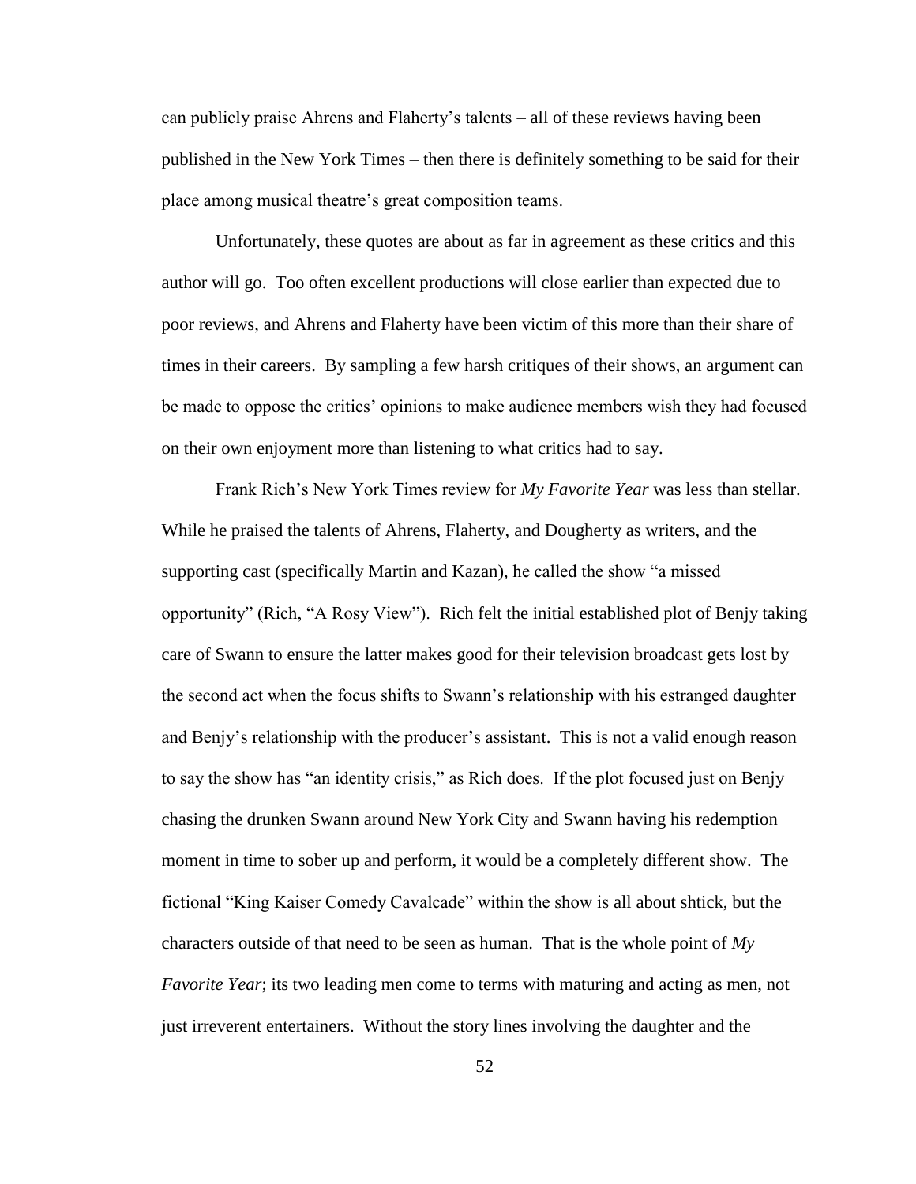can publicly praise Ahrens and Flaherty's talents – all of these reviews having been published in the New York Times – then there is definitely something to be said for their place among musical theatre's great composition teams.

Unfortunately, these quotes are about as far in agreement as these critics and this author will go. Too often excellent productions will close earlier than expected due to poor reviews, and Ahrens and Flaherty have been victim of this more than their share of times in their careers. By sampling a few harsh critiques of their shows, an argument can be made to oppose the critics' opinions to make audience members wish they had focused on their own enjoyment more than listening to what critics had to say.

Frank Rich's New York Times review for *My Favorite Year* was less than stellar. While he praised the talents of Ahrens, Flaherty, and Dougherty as writers, and the supporting cast (specifically Martin and Kazan), he called the show "a missed opportunity" (Rich, "A Rosy View"). Rich felt the initial established plot of Benjy taking care of Swann to ensure the latter makes good for their television broadcast gets lost by the second act when the focus shifts to Swann's relationship with his estranged daughter and Benjy's relationship with the producer's assistant. This is not a valid enough reason to say the show has "an identity crisis," as Rich does. If the plot focused just on Benjy chasing the drunken Swann around New York City and Swann having his redemption moment in time to sober up and perform, it would be a completely different show. The fictional "King Kaiser Comedy Cavalcade" within the show is all about shtick, but the characters outside of that need to be seen as human. That is the whole point of *My Favorite Year*; its two leading men come to terms with maturing and acting as men, not just irreverent entertainers. Without the story lines involving the daughter and the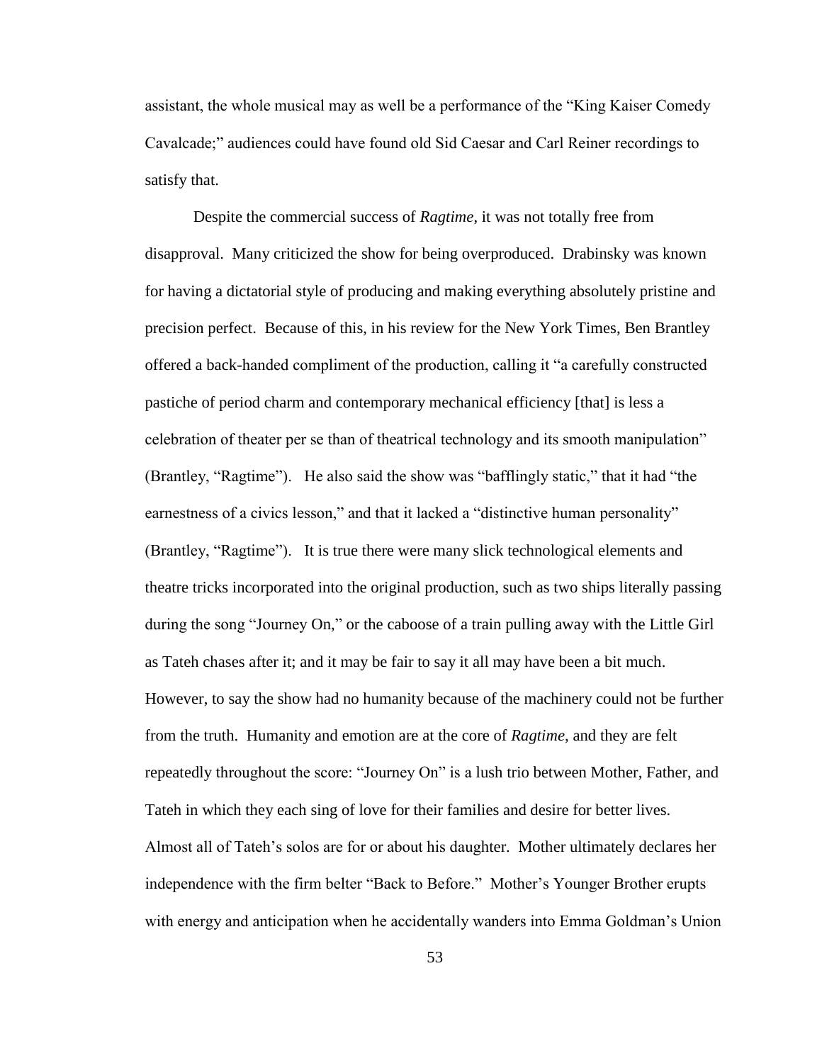assistant, the whole musical may as well be a performance of the "King Kaiser Comedy Cavalcade;" audiences could have found old Sid Caesar and Carl Reiner recordings to satisfy that.

Despite the commercial success of *Ragtime*, it was not totally free from disapproval. Many criticized the show for being overproduced. Drabinsky was known for having a dictatorial style of producing and making everything absolutely pristine and precision perfect. Because of this, in his review for the New York Times, Ben Brantley offered a back-handed compliment of the production, calling it "a carefully constructed pastiche of period charm and contemporary mechanical efficiency [that] is less a celebration of theater per se than of theatrical technology and its smooth manipulation" (Brantley, "Ragtime"). He also said the show was "bafflingly static," that it had "the earnestness of a civics lesson," and that it lacked a "distinctive human personality" (Brantley, "Ragtime"). It is true there were many slick technological elements and theatre tricks incorporated into the original production, such as two ships literally passing during the song "Journey On," or the caboose of a train pulling away with the Little Girl as Tateh chases after it; and it may be fair to say it all may have been a bit much. However, to say the show had no humanity because of the machinery could not be further from the truth. Humanity and emotion are at the core of *Ragtime*, and they are felt repeatedly throughout the score: "Journey On" is a lush trio between Mother, Father, and Tateh in which they each sing of love for their families and desire for better lives. Almost all of Tateh's solos are for or about his daughter. Mother ultimately declares her independence with the firm belter "Back to Before." Mother's Younger Brother erupts with energy and anticipation when he accidentally wanders into Emma Goldman's Union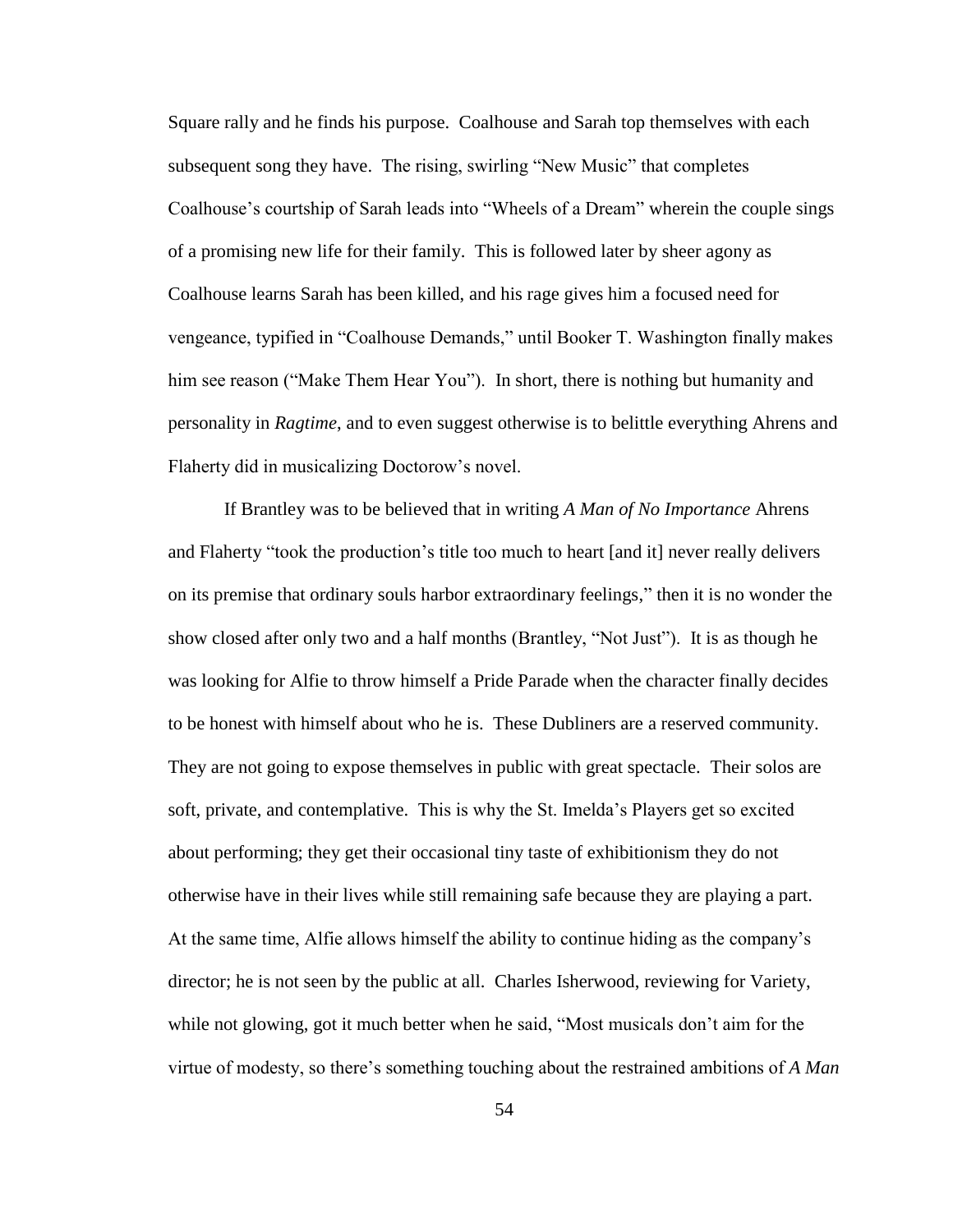Square rally and he finds his purpose. Coalhouse and Sarah top themselves with each subsequent song they have. The rising, swirling "New Music" that completes Coalhouse's courtship of Sarah leads into "Wheels of a Dream" wherein the couple sings of a promising new life for their family. This is followed later by sheer agony as Coalhouse learns Sarah has been killed, and his rage gives him a focused need for vengeance, typified in "Coalhouse Demands," until Booker T. Washington finally makes him see reason ("Make Them Hear You"). In short, there is nothing but humanity and personality in *Ragtime*, and to even suggest otherwise is to belittle everything Ahrens and Flaherty did in musicalizing Doctorow's novel.

If Brantley was to be believed that in writing *A Man of No Importance* Ahrens and Flaherty "took the production's title too much to heart [and it] never really delivers on its premise that ordinary souls harbor extraordinary feelings," then it is no wonder the show closed after only two and a half months (Brantley, "Not Just"). It is as though he was looking for Alfie to throw himself a Pride Parade when the character finally decides to be honest with himself about who he is. These Dubliners are a reserved community. They are not going to expose themselves in public with great spectacle. Their solos are soft, private, and contemplative. This is why the St. Imelda's Players get so excited about performing; they get their occasional tiny taste of exhibitionism they do not otherwise have in their lives while still remaining safe because they are playing a part. At the same time, Alfie allows himself the ability to continue hiding as the company's director; he is not seen by the public at all. Charles Isherwood, reviewing for Variety, while not glowing, got it much better when he said, "Most musicals don't aim for the virtue of modesty, so there's something touching about the restrained ambitions of *A Man*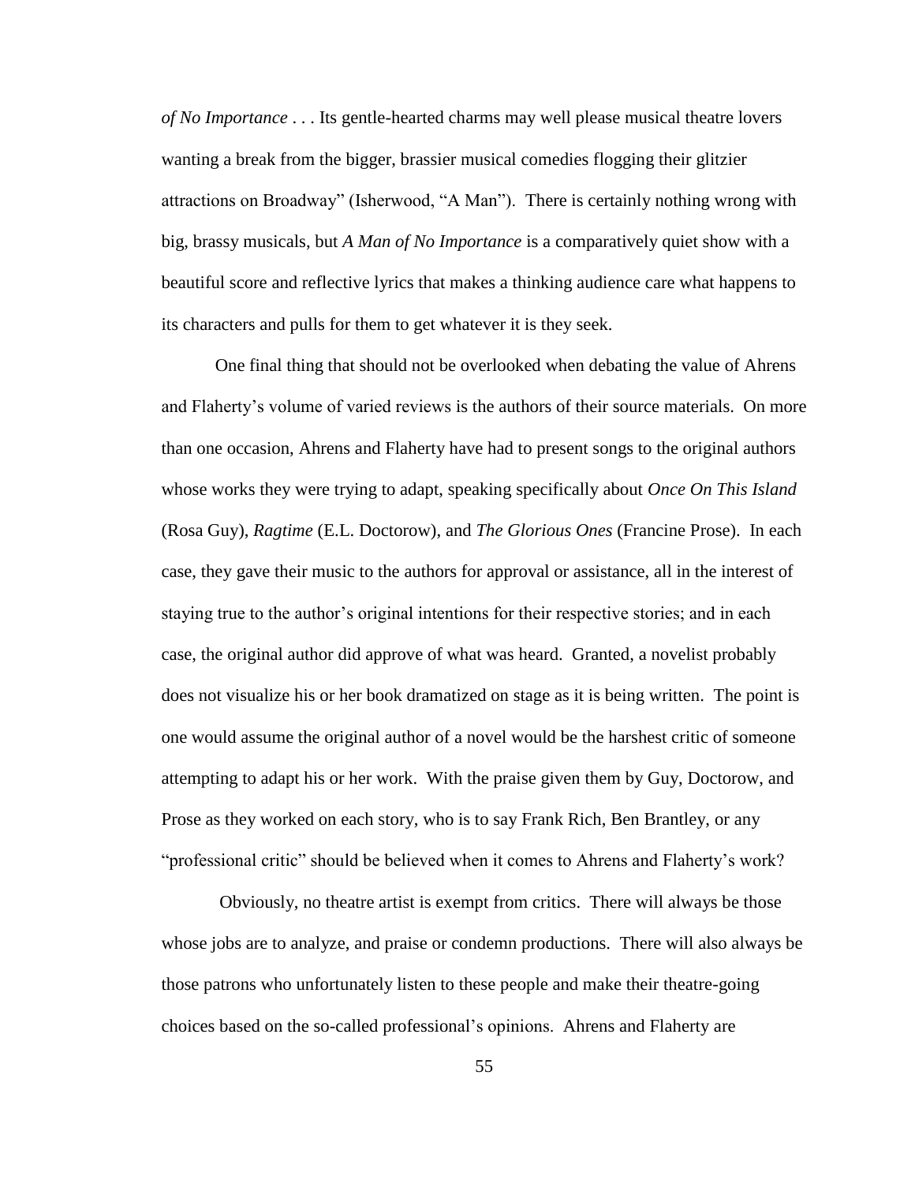*of No Importance* . . . Its gentle-hearted charms may well please musical theatre lovers wanting a break from the bigger, brassier musical comedies flogging their glitzier attractions on Broadway" (Isherwood, "A Man"). There is certainly nothing wrong with big, brassy musicals, but *A Man of No Importance* is a comparatively quiet show with a beautiful score and reflective lyrics that makes a thinking audience care what happens to its characters and pulls for them to get whatever it is they seek.

One final thing that should not be overlooked when debating the value of Ahrens and Flaherty's volume of varied reviews is the authors of their source materials. On more than one occasion, Ahrens and Flaherty have had to present songs to the original authors whose works they were trying to adapt, speaking specifically about *Once On This Island* (Rosa Guy), *Ragtime* (E.L. Doctorow), and *The Glorious Ones* (Francine Prose). In each case, they gave their music to the authors for approval or assistance, all in the interest of staying true to the author's original intentions for their respective stories; and in each case, the original author did approve of what was heard. Granted, a novelist probably does not visualize his or her book dramatized on stage as it is being written. The point is one would assume the original author of a novel would be the harshest critic of someone attempting to adapt his or her work. With the praise given them by Guy, Doctorow, and Prose as they worked on each story, who is to say Frank Rich, Ben Brantley, or any "professional critic" should be believed when it comes to Ahrens and Flaherty's work?

Obviously, no theatre artist is exempt from critics. There will always be those whose jobs are to analyze, and praise or condemn productions. There will also always be those patrons who unfortunately listen to these people and make their theatre-going choices based on the so-called professional's opinions. Ahrens and Flaherty are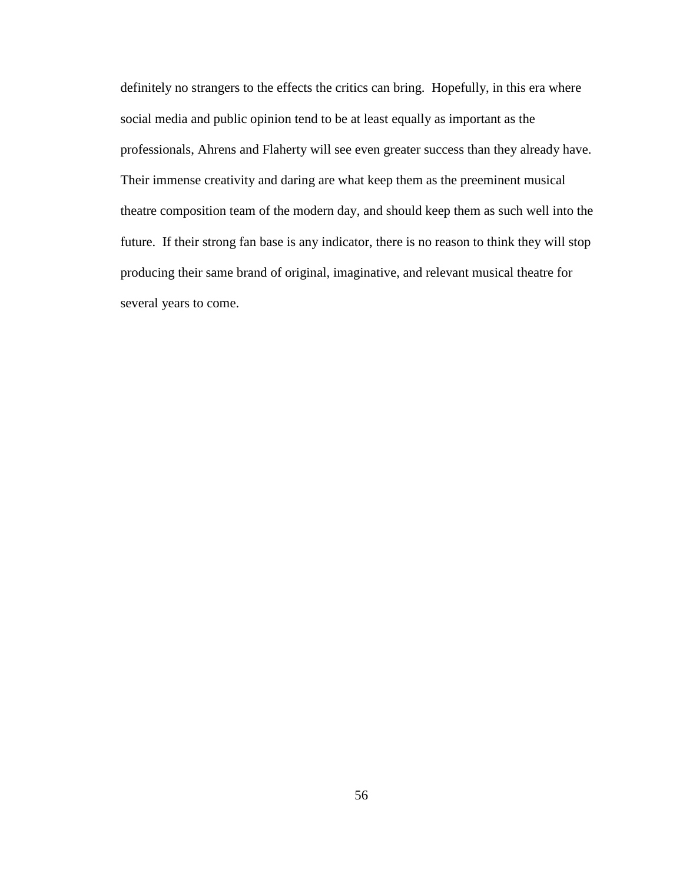definitely no strangers to the effects the critics can bring. Hopefully, in this era where social media and public opinion tend to be at least equally as important as the professionals, Ahrens and Flaherty will see even greater success than they already have. Their immense creativity and daring are what keep them as the preeminent musical theatre composition team of the modern day, and should keep them as such well into the future. If their strong fan base is any indicator, there is no reason to think they will stop producing their same brand of original, imaginative, and relevant musical theatre for several years to come.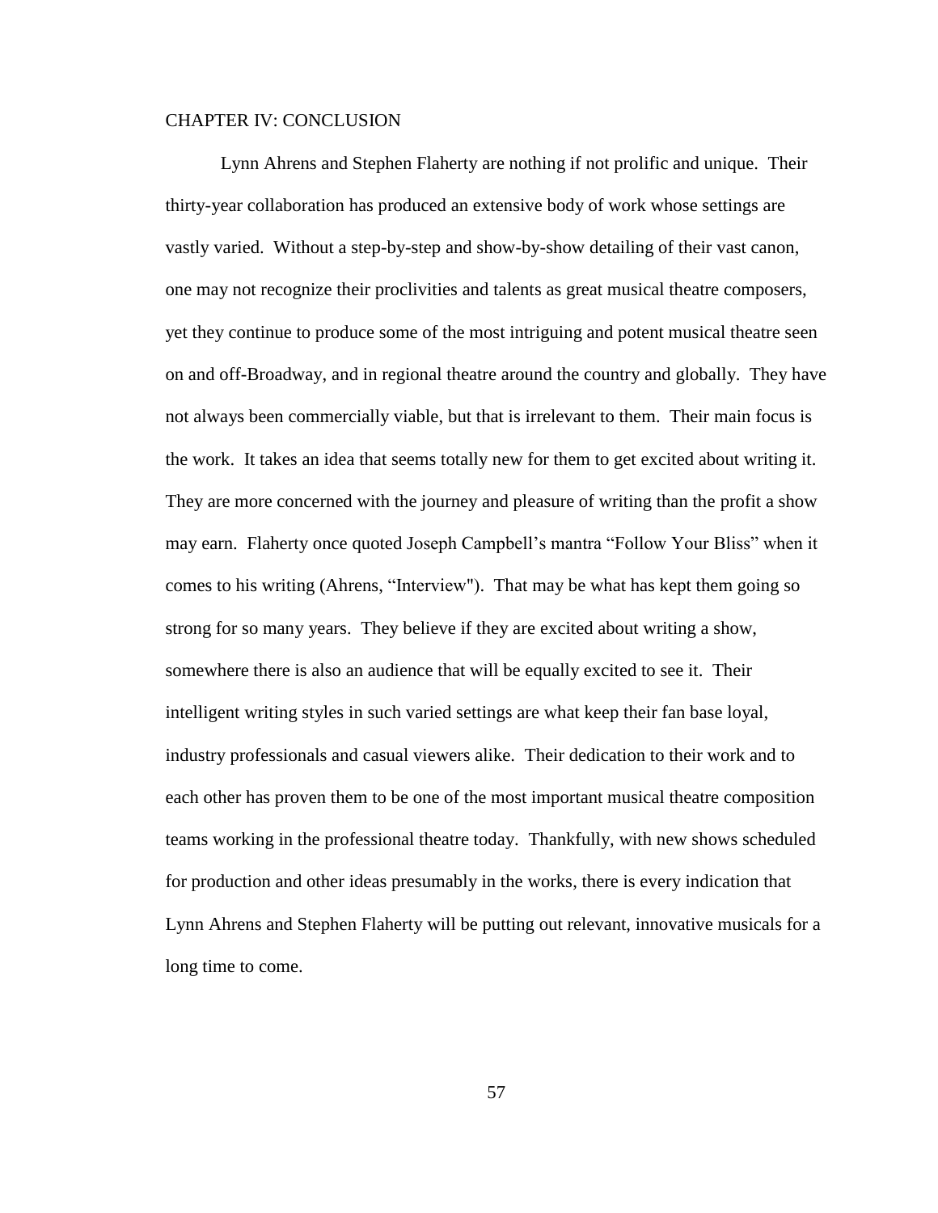# CHAPTER IV: CONCLUSION

Lynn Ahrens and Stephen Flaherty are nothing if not prolific and unique. Their thirty-year collaboration has produced an extensive body of work whose settings are vastly varied. Without a step-by-step and show-by-show detailing of their vast canon, one may not recognize their proclivities and talents as great musical theatre composers, yet they continue to produce some of the most intriguing and potent musical theatre seen on and off-Broadway, and in regional theatre around the country and globally. They have not always been commercially viable, but that is irrelevant to them. Their main focus is the work. It takes an idea that seems totally new for them to get excited about writing it. They are more concerned with the journey and pleasure of writing than the profit a show may earn. Flaherty once quoted Joseph Campbell's mantra "Follow Your Bliss" when it comes to his writing (Ahrens, "Interview"). That may be what has kept them going so strong for so many years. They believe if they are excited about writing a show, somewhere there is also an audience that will be equally excited to see it. Their intelligent writing styles in such varied settings are what keep their fan base loyal, industry professionals and casual viewers alike. Their dedication to their work and to each other has proven them to be one of the most important musical theatre composition teams working in the professional theatre today. Thankfully, with new shows scheduled for production and other ideas presumably in the works, there is every indication that Lynn Ahrens and Stephen Flaherty will be putting out relevant, innovative musicals for a long time to come.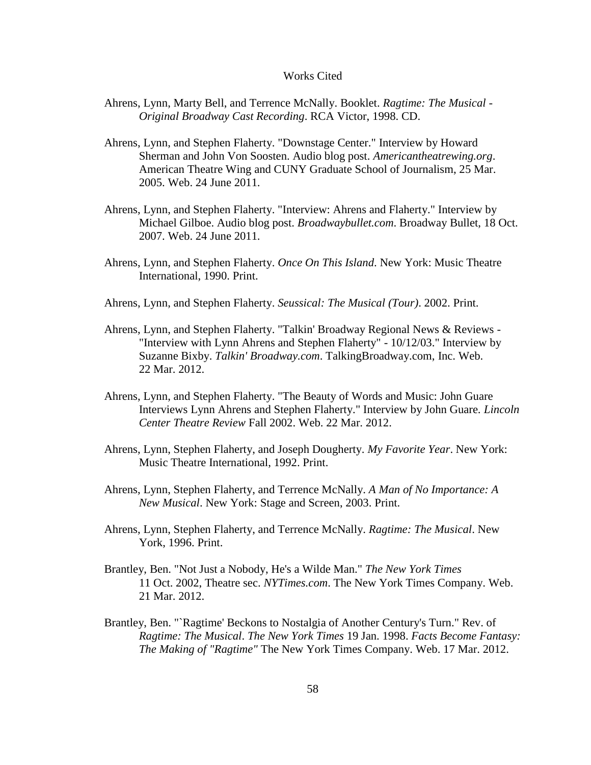# Works Cited

Ahrens, Lynn, Marty Bell, and Terrence McNally. Booklet. *Ragtime: The Musical - Original Broadway Cast Recording*. RCA Victor, 1998. CD.

Ahrens, Lynn, and Stephen Flaherty. "Downstage Center." Interview by Howard Sherman and John Von Soosten. Audio blog post. *Americantheatrewing.org*. American Theatre Wing and CUNY Graduate School of Journalism, 25 Mar. 2005. Web. 24 June 2011.

Ahrens, Lynn, and Stephen Flaherty. "Interview: Ahrens and Flaherty." Interview by Michael Gilboe. Audio blog post. *Broadwaybullet.com*. Broadway Bullet, 18 Oct. 2007. Web. 24 June 2011.

Ahrens, Lynn, and Stephen Flaherty. *Once On This Island*. New York: Music Theatre International, 1990. Print.

Ahrens, Lynn, and Stephen Flaherty. *Seussical: The Musical (Tour)*. 2002. Print.

Ahrens, Lynn, and Stephen Flaherty. "Talkin' Broadway Regional News & Reviews - "Interview with Lynn Ahrens and Stephen Flaherty" - 10/12/03." Interview by Suzanne Bixby. *Talkin' Broadway.com*. TalkingBroadway.com, Inc. Web. 22 Mar. 2012.

Ahrens, Lynn, and Stephen Flaherty. "The Beauty of Words and Music: John Guare Interviews Lynn Ahrens and Stephen Flaherty." Interview by John Guare. *Lincoln Center Theatre Review* Fall 2002. Web. 22 Mar. 2012.

Ahrens, Lynn, Stephen Flaherty, and Joseph Dougherty. *My Favorite Year*. New York: Music Theatre International, 1992. Print.

Ahrens, Lynn, Stephen Flaherty, and Terrence McNally. *A Man of No Importance: A New Musical*. New York: Stage and Screen, 2003. Print.

Ahrens, Lynn, Stephen Flaherty, and Terrence McNally. *Ragtime: The Musical*. New York, 1996. Print.

Brantley, Ben. "Not Just a Nobody, He's a Wilde Man." *The New York Times* 11 Oct. 2002, Theatre sec. *NYTimes.com*. The New York Times Company. Web. 21 Mar. 2012.

Brantley, Ben. "`Ragtime' Beckons to Nostalgia of Another Century's Turn." Rev. of *Ragtime: The Musical*. *The New York Times* 19 Jan. 1998. *Facts Become Fantasy: The Making of "Ragtime"* The New York Times Company. Web. 17 Mar. 2012.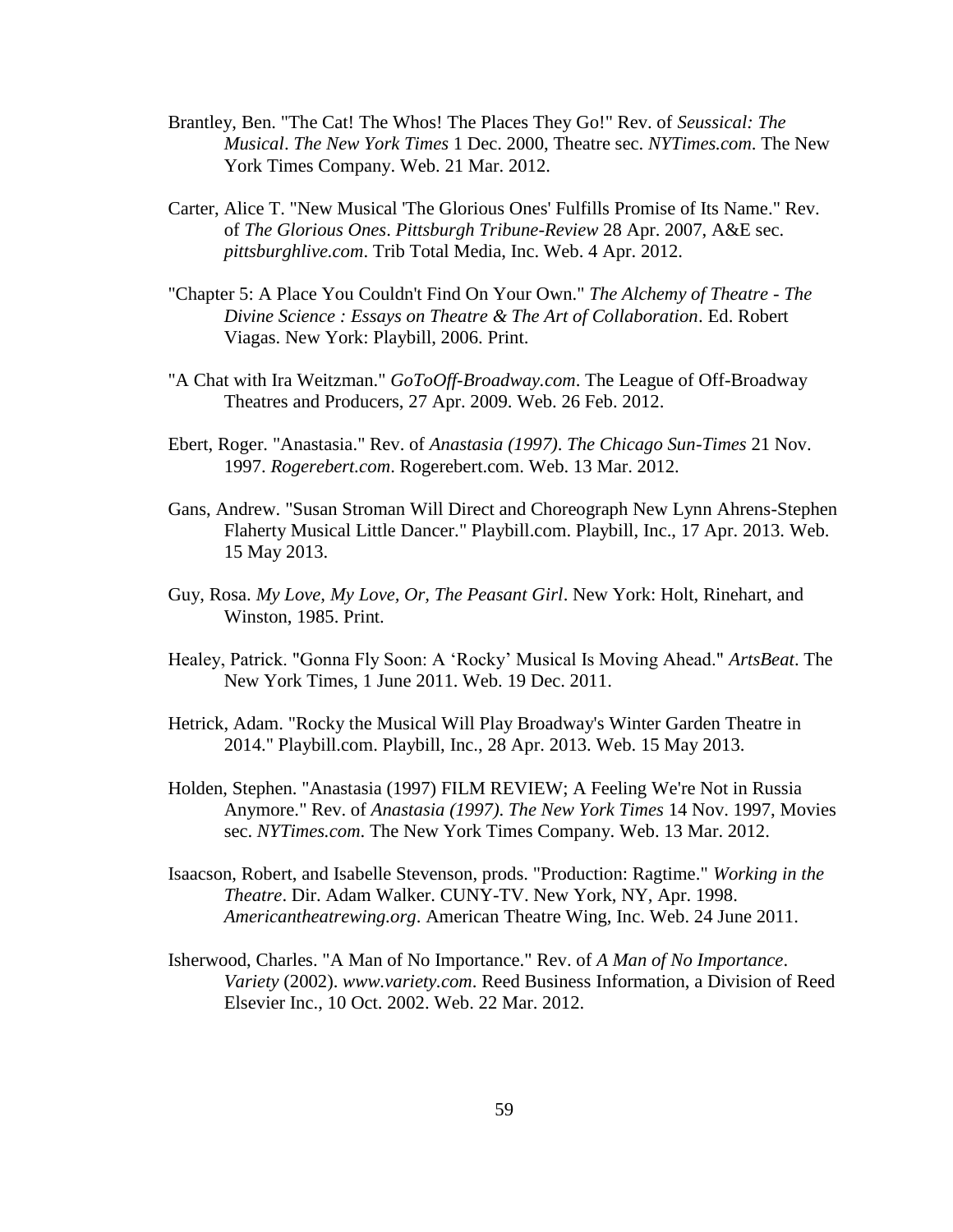Brantley, Ben. "The Cat! The Whos! The Places They Go!" Rev. of *Seussical: The Musical*. *The New York Times* 1 Dec. 2000, Theatre sec. *NYTimes.com*. The New York Times Company. Web. 21 Mar. 2012.

Carter, Alice T. "New Musical 'The Glorious Ones' Fulfills Promise of Its Name." Rev. of *The Glorious Ones*. *Pittsburgh Tribune-Review* 28 Apr. 2007, A&E sec. *pittsburghlive.com*. Trib Total Media, Inc. Web. 4 Apr. 2012.

"Chapter 5: A Place You Couldn't Find On Your Own." *The Alchemy of Theatre - The Divine Science : Essays on Theatre & The Art of Collaboration*. Ed. Robert Viagas. New York: Playbill, 2006. Print.

"A Chat with Ira Weitzman." *GoToOff-Broadway.com*. The League of Off-Broadway Theatres and Producers, 27 Apr. 2009. Web. 26 Feb. 2012.

Ebert, Roger. "Anastasia." Rev. of *Anastasia (1997)*. *The Chicago Sun-Times* 21 Nov. 1997. *Rogerebert.com*. Rogerebert.com. Web. 13 Mar. 2012.

Gans, Andrew. "Susan Stroman Will Direct and Choreograph New Lynn Ahrens-Stephen Flaherty Musical Little Dancer." Playbill.com. Playbill, Inc., 17 Apr. 2013. Web. 15 May 2013.

Guy, Rosa. *My Love, My Love, Or, The Peasant Girl*. New York: Holt, Rinehart, and Winston, 1985. Print.

Healey, Patrick. "Gonna Fly Soon: A 'Rocky' Musical Is Moving Ahead." *ArtsBeat*. The New York Times, 1 June 2011. Web. 19 Dec. 2011.

Hetrick, Adam. "Rocky the Musical Will Play Broadway's Winter Garden Theatre in 2014." Playbill.com. Playbill, Inc., 28 Apr. 2013. Web. 15 May 2013.

Holden, Stephen. "Anastasia (1997) FILM REVIEW; A Feeling We're Not in Russia Anymore." Rev. of *Anastasia (1997)*. *The New York Times* 14 Nov. 1997, Movies sec. *NYTimes.com*. The New York Times Company. Web. 13 Mar. 2012.

Isaacson, Robert, and Isabelle Stevenson, prods. "Production: Ragtime." *Working in the Theatre*. Dir. Adam Walker. CUNY-TV. New York, NY, Apr. 1998. *Americantheatrewing.org*. American Theatre Wing, Inc. Web. 24 June 2011.

Isherwood, Charles. "A Man of No Importance." Rev. of *A Man of No Importance*. *Variety* (2002). *www.variety.com*. Reed Business Information, a Division of Reed Elsevier Inc., 10 Oct. 2002. Web. 22 Mar. 2012.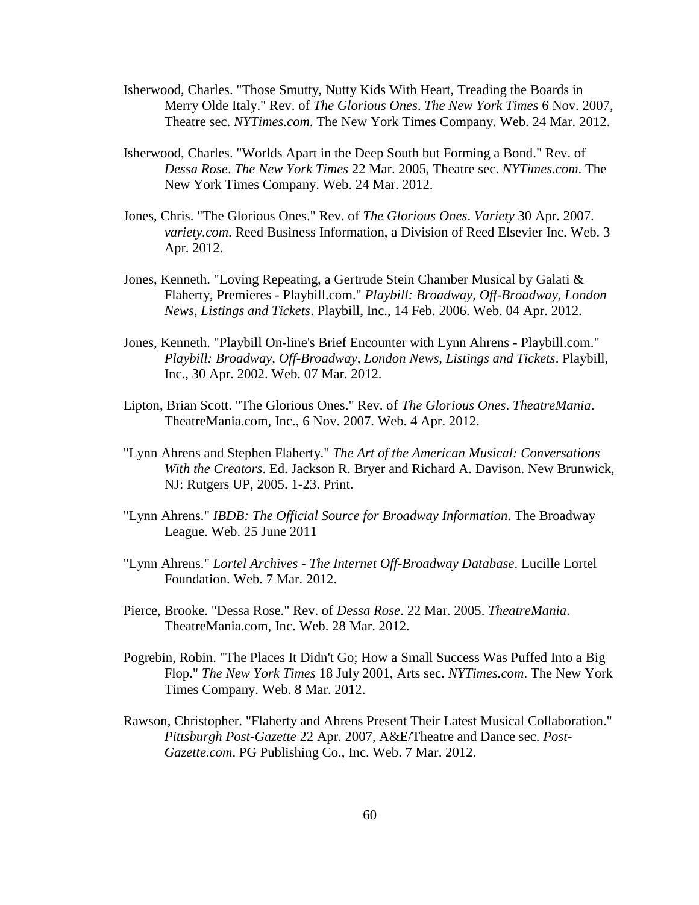Isherwood, Charles. "Those Smutty, Nutty Kids With Heart, Treading the Boards in Merry Olde Italy." Rev. of *The Glorious Ones*. *The New York Times* 6 Nov. 2007, Theatre sec. *NYTimes.com*. The New York Times Company. Web. 24 Mar. 2012.

Isherwood, Charles. "Worlds Apart in the Deep South but Forming a Bond." Rev. of *Dessa Rose*. *The New York Times* 22 Mar. 2005, Theatre sec. *NYTimes.com*. The New York Times Company. Web. 24 Mar. 2012.

Jones, Chris. "The Glorious Ones." Rev. of *The Glorious Ones*. *Variety* 30 Apr. 2007. *variety.com*. Reed Business Information, a Division of Reed Elsevier Inc. Web. 3 Apr. 2012.

Jones, Kenneth. "Loving Repeating, a Gertrude Stein Chamber Musical by Galati & Flaherty, Premieres - Playbill.com." *Playbill: Broadway, Off-Broadway, London News, Listings and Tickets*. Playbill, Inc., 14 Feb. 2006. Web. 04 Apr. 2012.

Jones, Kenneth. "Playbill On-line's Brief Encounter with Lynn Ahrens - Playbill.com." *Playbill: Broadway, Off-Broadway, London News, Listings and Tickets*. Playbill, Inc., 30 Apr. 2002. Web. 07 Mar. 2012.

Lipton, Brian Scott. "The Glorious Ones." Rev. of *The Glorious Ones*. *TheatreMania*. TheatreMania.com, Inc., 6 Nov. 2007. Web. 4 Apr. 2012.

"Lynn Ahrens and Stephen Flaherty." *The Art of the American Musical: Conversations With the Creators*. Ed. Jackson R. Bryer and Richard A. Davison. New Brunswick, NJ: Rutgers UP, 2005. 1-23. Print.

"Lynn Ahrens." *IBDB: The Official Source for Broadway Information*. The Broadway League. Web. 25 June 2011

"Lynn Ahrens." *Lortel Archives - The Internet Off-Broadway Database*. Lucille Lortel Foundation. Web. 7 Mar. 2012.

Pierce, Brooke. "Dessa Rose." Rev. of *Dessa Rose*. 22 Mar. 2005. *TheatreMania*. TheatreMania.com, Inc. Web. 28 Mar. 2012.

Pogrebin, Robin. "The Places It Didn't Go; How a Small Success Was Puffed Into a Big Flop." *The New York Times* 18 July 2001, Arts sec. *NYTimes.com*. The New York Times Company. Web. 8 Mar. 2012.

Rawson, Christopher. "Flaherty and Ahrens Present Their Latest Musical Collaboration." *Pittsburgh Post-Gazette* 22 Apr. 2007, A&E/Theatre and Dance sec. *Post-Gazette.com*. PG Publishing Co., Inc. Web. 7 Mar. 2012.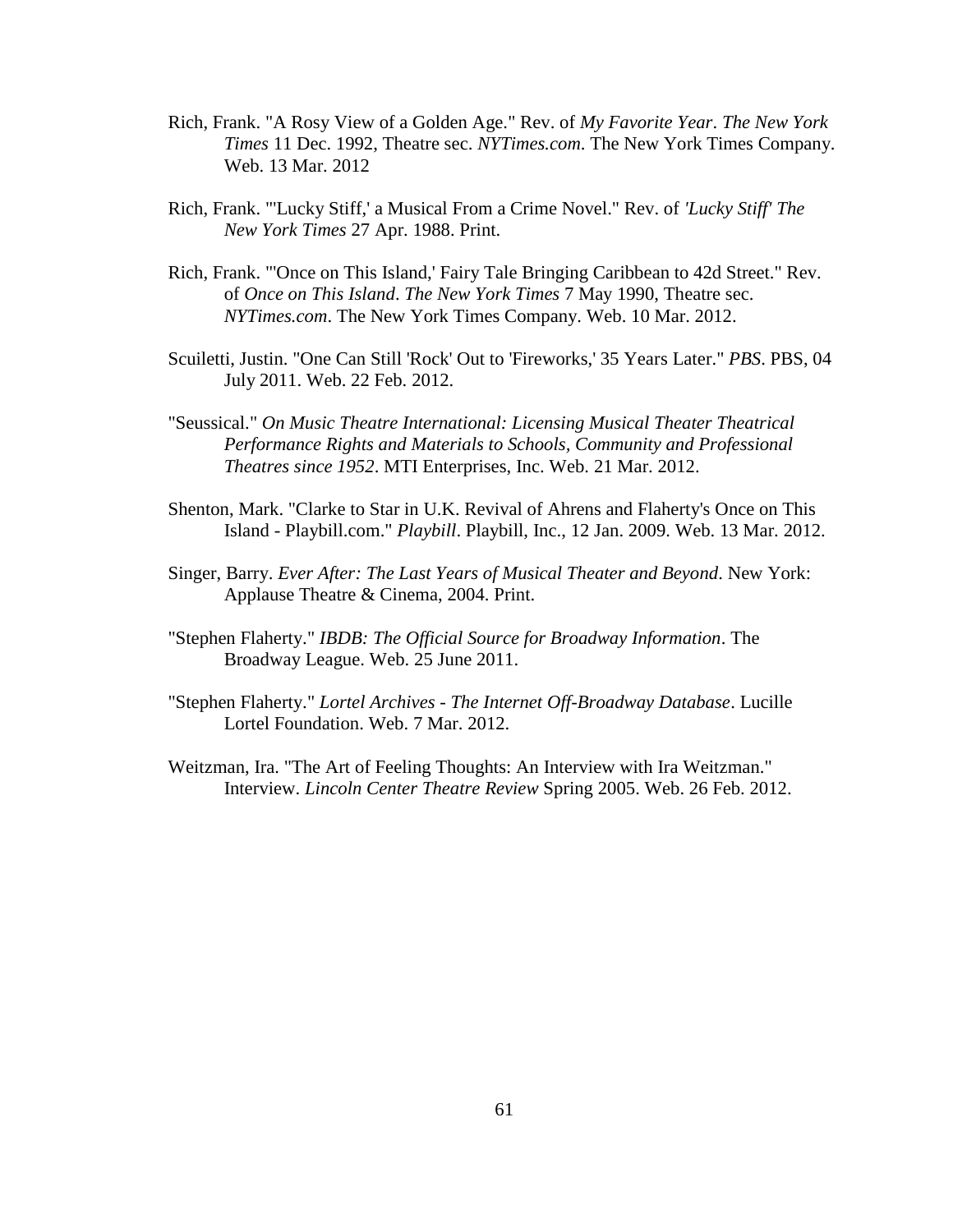Rich, Frank. "A Rosy View of a Golden Age." Rev. of *My Favorite Year*. *The New York Times* 11 Dec. 1992, Theatre sec. *NYTimes.com*. The New York Times Company. Web. 13 Mar. 2012

Rich, Frank. "'Lucky Stiff,' a Musical From a Crime Novel." Rev. of *'Lucky Stiff' The New York Times* 27 Apr. 1988. Print.

Rich, Frank. "'Once on This Island,' Fairy Tale Bringing Caribbean to 42d Street." Rev. of *Once on This Island*. *The New York Times* 7 May 1990, Theatre sec. *NYTimes.com*. The New York Times Company. Web. 10 Mar. 2012.

Sciuletti, Justin. "One Can Still 'Rock' Out to 'Fireworks,' 35 Years Later." *PBS*. PBS, 04 July 2011. Web. 22 Feb. 2012.

"Seussical." *On Music Theatre International: Licensing Musical Theater Theatrical Performance Rights and Materials to Schools, Community and Professional Theatres since 1952*. MTI Enterprises, Inc. Web. 21 Mar. 2012.

Shenton, Mark. "Clarke to Star in U.K. Revival of Ahrens and Flaherty's Once on This Island - Playbill.com." *Playbill*. Playbill, Inc., 12 Jan. 2009. Web. 13 Mar. 2012.

Singer, Barry. *Ever After: The Last Years of Musical Theater and Beyond*. New York: Applause Theatre & Cinema, 2004. Print.

"Stephen Flaherty." *IBDB: The Official Source for Broadway Information*. The Broadway League. Web. 25 June 2011.

"Stephen Flaherty." *Lortel Archives - The Internet Off-Broadway Database*. Lucille Lortel Foundation. Web. 7 Mar. 2012.

Weitzman, Ira. "The Art of Feeling Thoughts: An Interview with Ira Weitzman." Interview. *Lincoln Center Theatre Review* Spring 2005. Web. 26 Feb. 2012.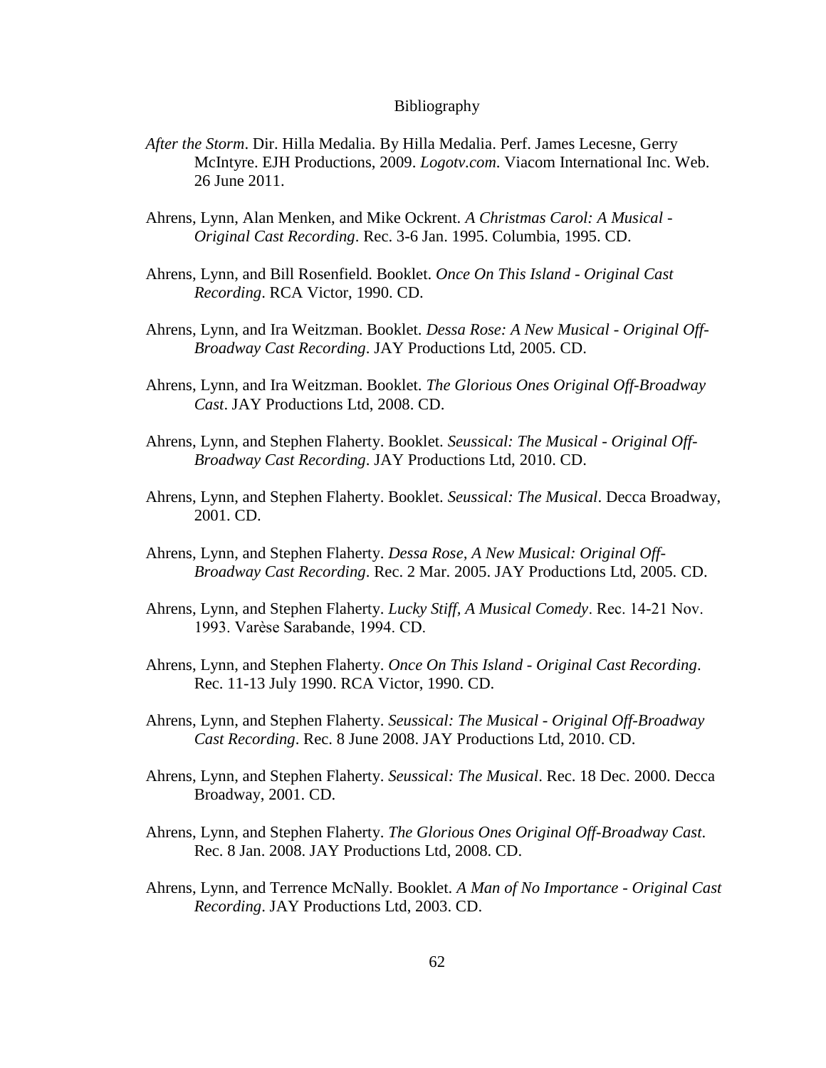# Bibliography

*After the Storm*. Dir. Hilla Medalia. By Hilla Medalia. Perf. James Lecesne, Gerry McIntyre. EJH Productions, 2009. *Logotv.com*. Viacom International Inc. Web. 26 June 2011.

Ahrens, Lynn, Alan Menken, and Mike Ockrent. *A Christmas Carol: A Musical - Original Cast Recording*. Rec. 3-6 Jan. 1995. Columbia, 1995. CD.

Ahrens, Lynn, and Bill Rosenfield. Booklet. *Once On This Island - Original Cast Recording*. RCA Victor, 1990. CD.

Ahrens, Lynn, and Ira Weitzman. Booklet. *Dessa Rose: A New Musical - Original Off-Broadway Cast Recording*. JAY Productions Ltd, 2005. CD.

Ahrens, Lynn, and Ira Weitzman. Booklet. *The Glorious Ones Original Off-Broadway Cast*. JAY Productions Ltd, 2008. CD.

Ahrens, Lynn, and Stephen Flaherty. Booklet. *Seussical: The Musical - Original Off-Broadway Cast Recording*. JAY Productions Ltd, 2010. CD.

Ahrens, Lynn, and Stephen Flaherty. Booklet. *Seussical: The Musical*. Decca Broadway, 2001. CD.

Ahrens, Lynn, and Stephen Flaherty. *Dessa Rose, A New Musical: Original Off-Broadway Cast Recording*. Rec. 2 Mar. 2005. JAY Productions Ltd, 2005. CD.

Ahrens, Lynn, and Stephen Flaherty. *Lucky Stiff, A Musical Comedy*. Rec. 14-21 Nov. 1993. Varèse Sarabande, 1994. CD.

Ahrens, Lynn, and Stephen Flaherty. *Once On This Island - Original Cast Recording*. Rec. 11-13 July 1990. RCA Victor, 1990. CD.

Ahrens, Lynn, and Stephen Flaherty. *Seussical: The Musical - Original Off-Broadway Cast Recording*. Rec. 8 June 2008. JAY Productions Ltd, 2010. CD.

Ahrens, Lynn, and Stephen Flaherty. *Seussical: The Musical*. Rec. 18 Dec. 2000. Decca Broadway, 2001. CD.

Ahrens, Lynn, and Stephen Flaherty. *The Glorious Ones Original Off-Broadway Cast*. Rec. 8 Jan. 2008. JAY Productions Ltd, 2008. CD.

Ahrens, Lynn, and Terrence McNally. Booklet. *A Man of No Importance - Original Cast Recording*. JAY Productions Ltd, 2003. CD.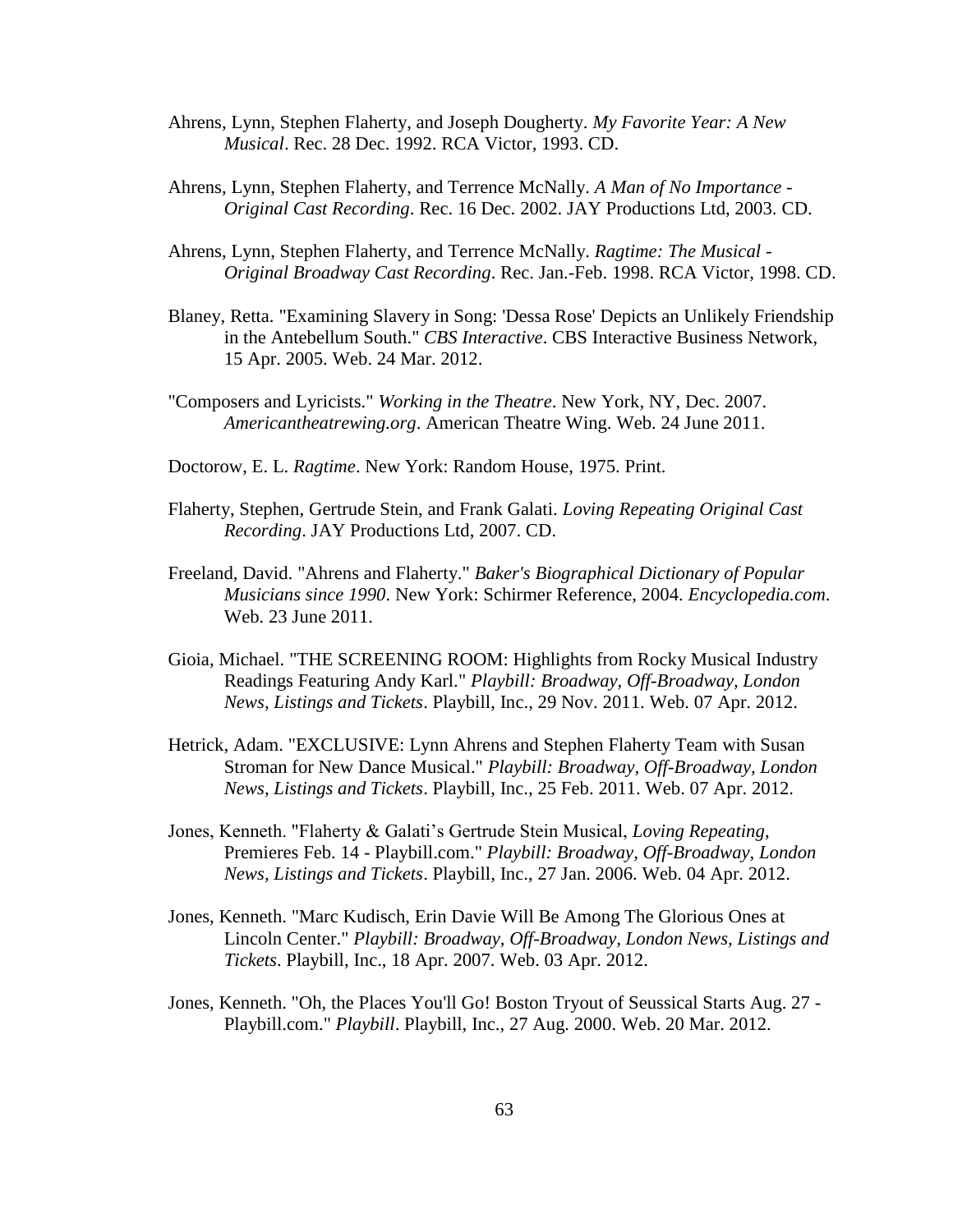Ahrens, Lynn, Stephen Flaherty, and Joseph Dougherty. *My Favorite Year: A New Musical*. Rec. 28 Dec. 1992. RCA Victor, 1993. CD.

Ahrens, Lynn, Stephen Flaherty, and Terrence McNally. *A Man of No Importance - Original Cast Recording*. Rec. 16 Dec. 2002. JAY Productions Ltd, 2003. CD.

Ahrens, Lynn, Stephen Flaherty, and Terrence McNally. *Ragtime: The Musical - Original Broadway Cast Recording*. Rec. Jan.-Feb. 1998. RCA Victor, 1998. CD.

Blaney, Retta. "Examining Slavery in Song: 'Dessa Rose' Depicts an Unlikely Friendship in the Antebellum South." *CBS Interactive*. CBS Interactive Business Network, 15 Apr. 2005. Web. 24 Mar. 2012.

"Composers and Lyricists." *Working in the Theatre*. New York, NY, Dec. 2007. *Americantheatrewing.org*. American Theatre Wing. Web. 24 June 2011.

Doctorow, E. L. *Ragtime*. New York: Random House, 1975. Print.

Flaherty, Stephen, Gertrude Stein, and Frank Galati. *Loving Repeating Original Cast Recording*. JAY Productions Ltd, 2007. CD.

Freeland, David. "Ahrens and Flaherty." *Baker's Biographical Dictionary of Popular Musicians since 1990*. New York: Schirmer Reference, 2004. *Encyclopedia.com*. Web. 23 June 2011.

Gioia, Michael. "THE SCREENING ROOM: Highlights from Rocky Musical Industry Readings Featuring Andy Karl." *Playbill: Broadway, Off-Broadway, London News, Listings and Tickets*. Playbill, Inc., 29 Nov. 2011. Web. 07 Apr. 2012.

Hetrick, Adam. "EXCLUSIVE: Lynn Ahrens and Stephen Flaherty Team with Susan Stroman for New Dance Musical." *Playbill: Broadway, Off-Broadway, London News, Listings and Tickets*. Playbill, Inc., 25 Feb. 2011. Web. 07 Apr. 2012.

Jones, Kenneth. "Flaherty & Galati's Gertrude Stein Musical, *Loving Repeating*, Premieres Feb. 14 - Playbill.com." *Playbill: Broadway, Off-Broadway, London News, Listings and Tickets*. Playbill, Inc., 27 Jan. 2006. Web. 04 Apr. 2012.

Jones, Kenneth. "Marc Kudisch, Erin Davie Will Be Among The Glorious Ones at Lincoln Center." *Playbill: Broadway, Off-Broadway, London News, Listings and Tickets*. Playbill, Inc., 18 Apr. 2007. Web. 03 Apr. 2012.

Jones, Kenneth. "Oh, the Places You'll Go! Boston Tryout of Seussical Starts Aug. 27 - Playbill.com." *Playbill*. Playbill, Inc., 27 Aug. 2000. Web. 20 Mar. 2012.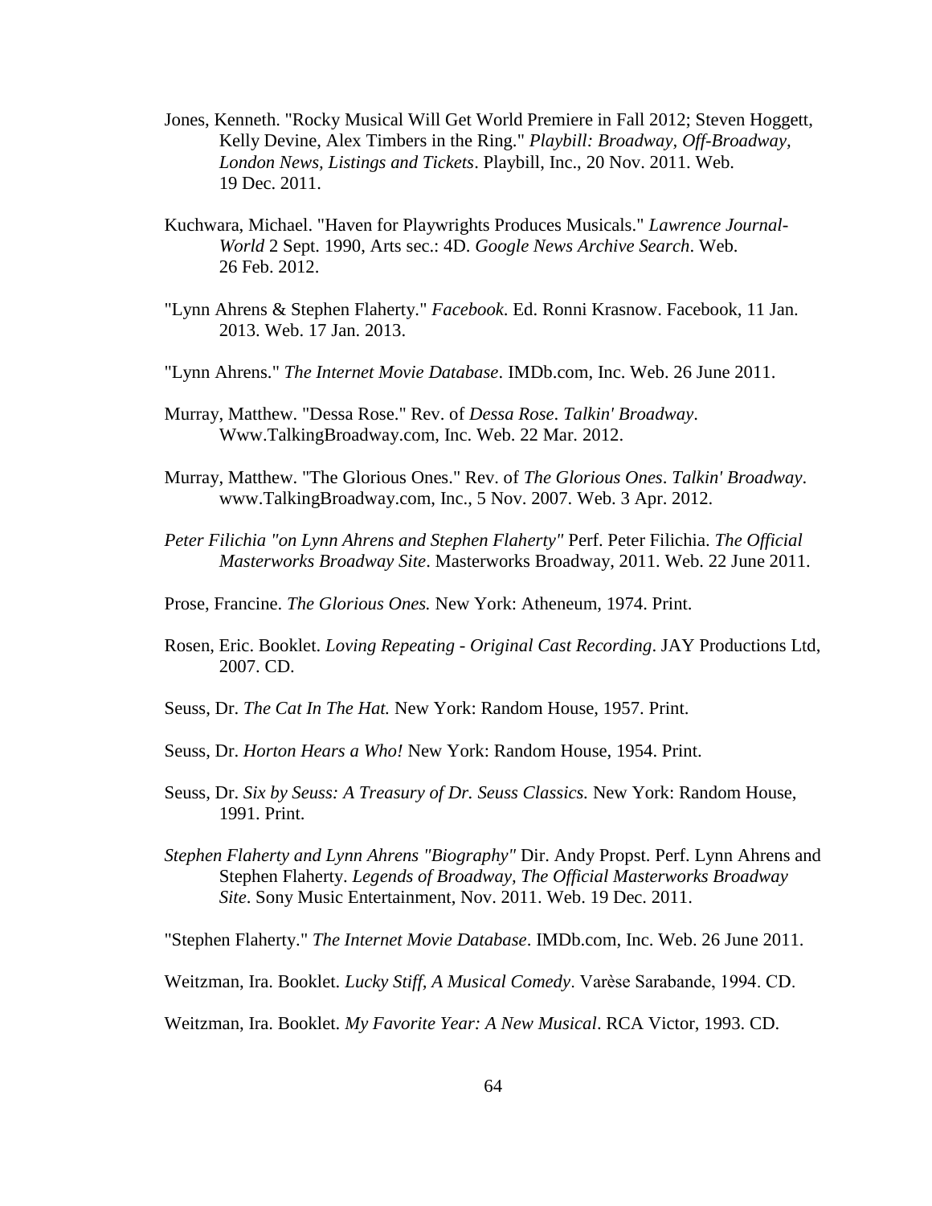Jones, Kenneth. "Rocky Musical Will Get World Premiere in Fall 2012; Steven Hoggett, Kelly Devine, Alex Timbers in the Ring." *Playbill: Broadway, Off-Broadway, London News, Listings and Tickets*. Playbill, Inc., 20 Nov. 2011. Web. 19 Dec. 2011.

Kuchwara, Michael. "Haven for Playwrights Produces Musicals." *Lawrence Journal-World* 2 Sept. 1990, Arts sec.: 4D. *Google News Archive Search*. Web. 26 Feb. 2012.

"Lynn Ahrens & Stephen Flaherty." *Facebook*. Ed. Ronni Krasnow. Facebook, 11 Jan. 2013. Web. 17 Jan. 2013.

"Lynn Ahrens." *The Internet Movie Database*. IMDb.com, Inc. Web. 26 June 2011.

Murray, Matthew. "Dessa Rose." Rev. of *Dessa Rose*. *Talkin' Broadway*. Www.TalkingBroadway.com, Inc. Web. 22 Mar. 2012.

Murray, Matthew. "The Glorious Ones." Rev. of *The Glorious Ones*. *Talkin' Broadway*. www.TalkingBroadway.com, Inc., 5 Nov. 2007. Web. 3 Apr. 2012.

*Peter Filichia "on Lynn Ahrens and Stephen Flaherty"* Perf. Peter Filichia. *The Official Masterworks Broadway Site*. Masterworks Broadway, 2011. Web. 22 June 2011.

Prose, Francine. *The Glorious Ones.* New York: Atheneum, 1974. Print.

Rosen, Eric. Booklet. *Loving Repeating - Original Cast Recording*. JAY Productions Ltd, 2007. CD.

Seuss, Dr. *The Cat In The Hat.* New York: Random House, 1957. Print.

Seuss, Dr. *Horton Hears a Who!* New York: Random House, 1954. Print.

Seuss, Dr. *Six by Seuss: A Treasury of Dr. Seuss Classics.* New York: Random House, 1991. Print.

*Stephen Flaherty and Lynn Ahrens "Biography"* Dir. Andy Propst. Perf. Lynn Ahrens and Stephen Flaherty. *Legends of Broadway, The Official Masterworks Broadway Site*. Sony Music Entertainment, Nov. 2011. Web. 19 Dec. 2011.

"Stephen Flaherty." *The Internet Movie Database*. IMDb.com, Inc. Web. 26 June 2011.

Weitzman, Ira. Booklet. *Lucky Stiff, A Musical Comedy*. Varèse Sarabande, 1994. CD.

Weitzman, Ira. Booklet. *My Favorite Year: A New Musical*. RCA Victor, 1993. CD.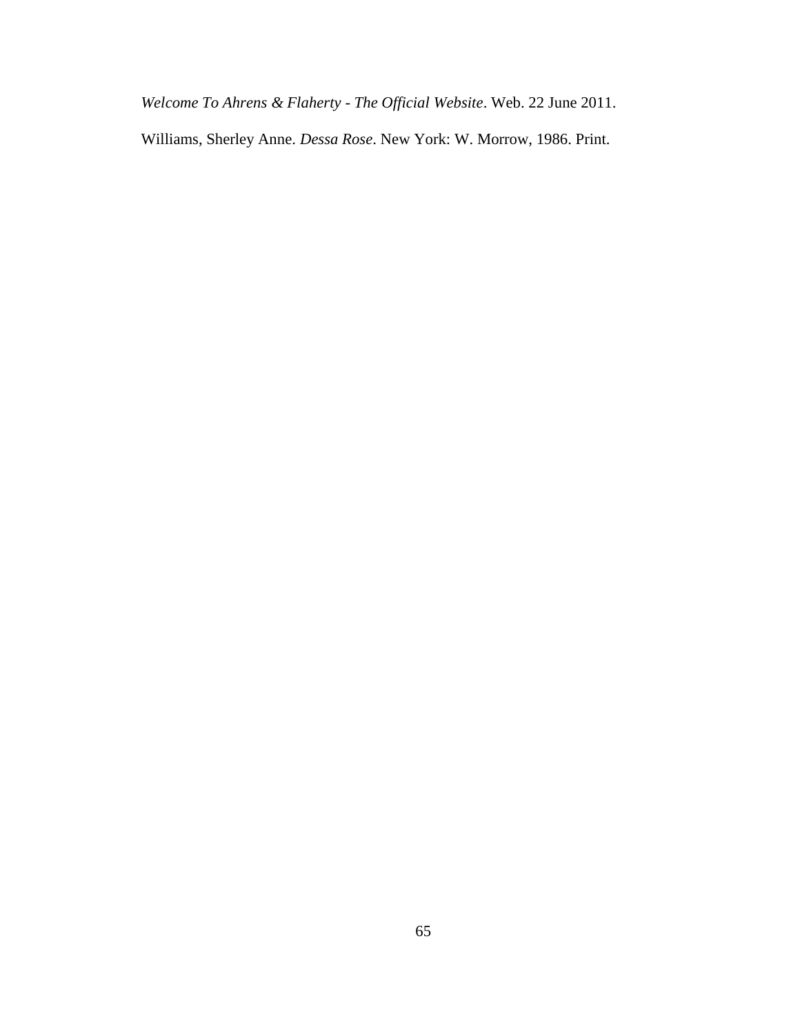*Welcome To Ahrens & Flaherty - The Official Website*. Web. 22 June 2011.

Williams, Sherley Anne. *Dessa Rose*. New York: W. Morrow, 1986. Print.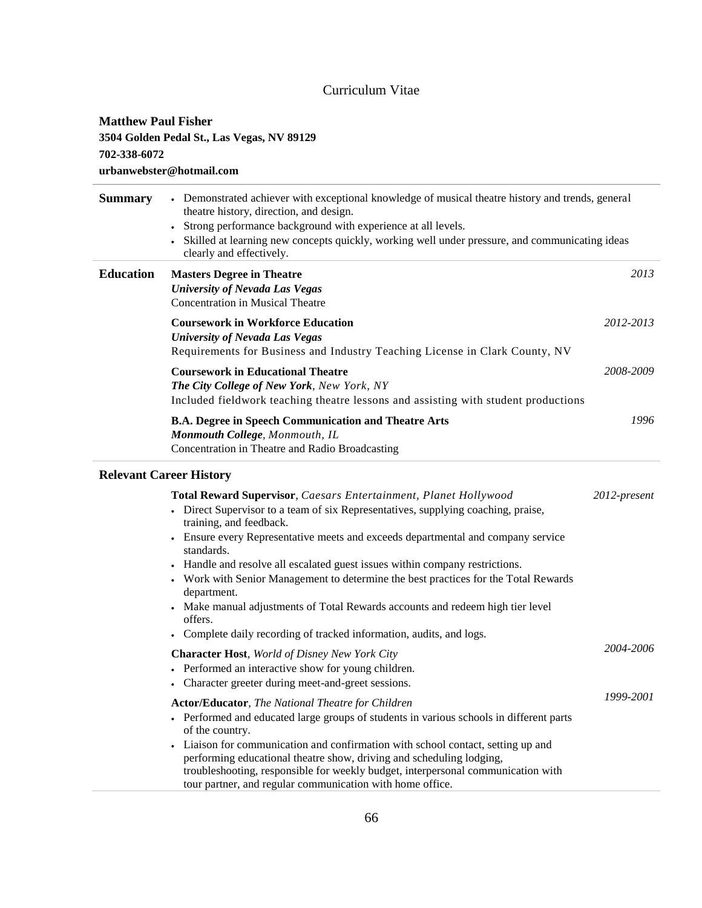# Curriculum Vitae

**Matthew Paul Fisher**
**3504 Golden Pedal St., Las Vegas, NV 89129**
**702-338-6072**
**urbanwebster@hotmail.com**

## Summary

- Demonstrated achiever with exceptional knowledge of musical theatre history and trends, general theatre history, direction, and design.
- Strong performance background with experience at all levels.
- Skilled at learning new concepts quickly, working well under pressure, and communicating ideas clearly and effectively.

## Education

**Masters Degree in Theatre** — *2013*
***University of Nevada Las Vegas***
Concentration in Musical Theatre

**Coursework in Workforce Education** — *2012-2013*
***University of Nevada Las Vegas***
Requirements for Business and Industry Teaching License in Clark County, NV

**Coursework in Educational Theatre** — *2008-2009*
***The City College of New York**, New York, NY*
Included fieldwork teaching theatre lessons and assisting with student productions

**B.A. Degree in Speech Communication and Theatre Arts** — *1996*
***Monmouth College**, Monmouth, IL*
Concentration in Theatre and Radio Broadcasting

## Relevant Career History

**Total Reward Supervisor**, *Caesars Entertainment, Planet Hollywood* — *2012-present*

- Direct Supervisor to a team of six Representatives, supplying coaching, praise, training, and feedback.
- Ensure every Representative meets and exceeds departmental and company service standards.
- Handle and resolve all escalated guest issues within company restrictions.
- Work with Senior Management to determine the best practices for the Total Rewards department.
- Make manual adjustments of Total Rewards accounts and redeem high tier level offers.
- Complete daily recording of tracked information, audits, and logs.

**Character Host**, *World of Disney New York City* — *2004-2006*

- Performed an interactive show for young children.
- Character greeter during meet-and-greet sessions.

**Actor/Educator**, *The National Theatre for Children* — *1999-2001*

- Performed and educated large groups of students in various schools in different parts of the country.
- Liaison for communication and confirmation with school contact, setting up and performing educational theatre show, driving and scheduling lodging, troubleshooting, responsible for weekly budget, interpersonal communication with tour partner, and regular communication with home office.